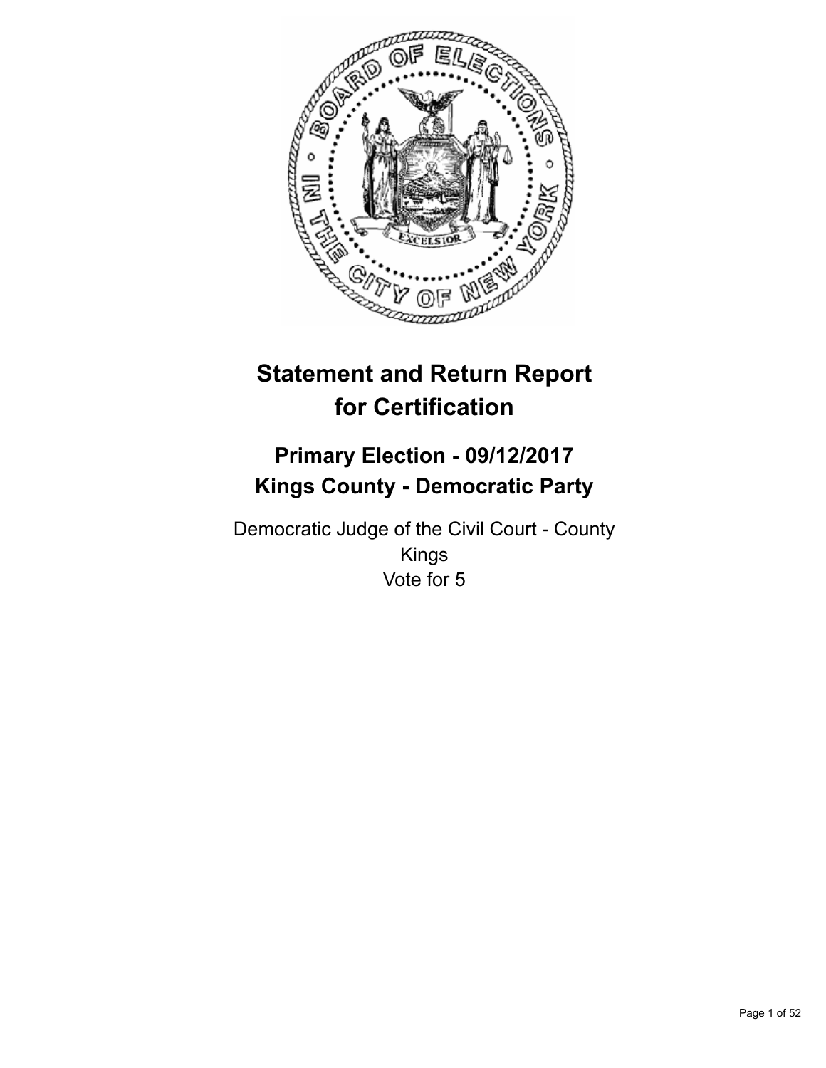# Statement and Return Report for Certification

## Primary Election - 09/12/2017
## Kings County - Democratic Party

Democratic Judge of the Civil Court - County
Kings
Vote for 5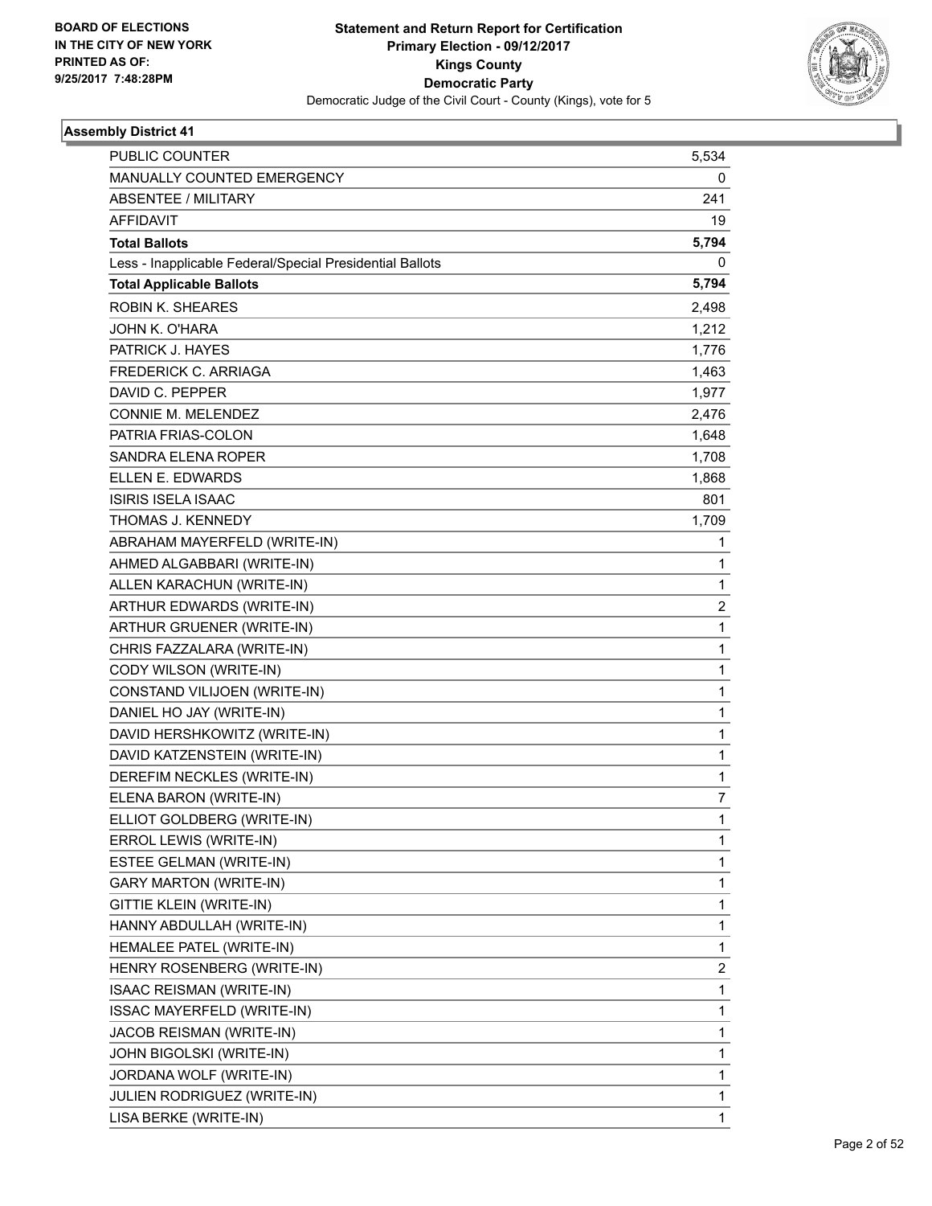**BOARD OF ELECTIONS IN THE CITY OF NEW YORK PRINTED AS OF: 9/25/2017 7:48:28PM**

# Statement and Return Report for Certification
## Primary Election - 09/12/2017
## Kings County
## Democratic Party
### Democratic Judge of the Civil Court - County (Kings), vote for 5

**Assembly District 41**

| | |
|---|---|
| PUBLIC COUNTER | 5,534 |
| MANUALLY COUNTED EMERGENCY | 0 |
| ABSENTEE / MILITARY | 241 |
| AFFIDAVIT | 19 |
| **Total Ballots** | **5,794** |
| Less - Inapplicable Federal/Special Presidential Ballots | 0 |
| **Total Applicable Ballots** | **5,794** |
| ROBIN K. SHEARES | 2,498 |
| JOHN K. O'HARA | 1,212 |
| PATRICK J. HAYES | 1,776 |
| FREDERICK C. ARRIAGA | 1,463 |
| DAVID C. PEPPER | 1,977 |
| CONNIE M. MELENDEZ | 2,476 |
| PATRIA FRIAS-COLON | 1,648 |
| SANDRA ELENA ROPER | 1,708 |
| ELLEN E. EDWARDS | 1,868 |
| ISIRIS ISELA ISAAC | 801 |
| THOMAS J. KENNEDY | 1,709 |
| ABRAHAM MAYERFELD (WRITE-IN) | 1 |
| AHMED ALGABBARI (WRITE-IN) | 1 |
| ALLEN KARACHUN (WRITE-IN) | 1 |
| ARTHUR EDWARDS (WRITE-IN) | 2 |
| ARTHUR GRUENER (WRITE-IN) | 1 |
| CHRIS FAZZALARA (WRITE-IN) | 1 |
| CODY WILSON (WRITE-IN) | 1 |
| CONSTAND VILIJOEN (WRITE-IN) | 1 |
| DANIEL HO JAY (WRITE-IN) | 1 |
| DAVID HERSHKOWITZ (WRITE-IN) | 1 |
| DAVID KATZENSTEIN (WRITE-IN) | 1 |
| DEREFIM NECKLES (WRITE-IN) | 1 |
| ELENA BARON (WRITE-IN) | 7 |
| ELLIOT GOLDBERG (WRITE-IN) | 1 |
| ERROL LEWIS (WRITE-IN) | 1 |
| ESTEE GELMAN (WRITE-IN) | 1 |
| GARY MARTON (WRITE-IN) | 1 |
| GITTIE KLEIN (WRITE-IN) | 1 |
| HANNY ABDULLAH (WRITE-IN) | 1 |
| HEMALEE PATEL (WRITE-IN) | 1 |
| HENRY ROSENBERG (WRITE-IN) | 2 |
| ISAAC REISMAN (WRITE-IN) | 1 |
| ISSAC MAYERFELD (WRITE-IN) | 1 |
| JACOB REISMAN (WRITE-IN) | 1 |
| JOHN BIGOLSKI (WRITE-IN) | 1 |
| JORDANA WOLF (WRITE-IN) | 1 |
| JULIEN RODRIGUEZ (WRITE-IN) | 1 |
| LISA BERKE (WRITE-IN) | 1 |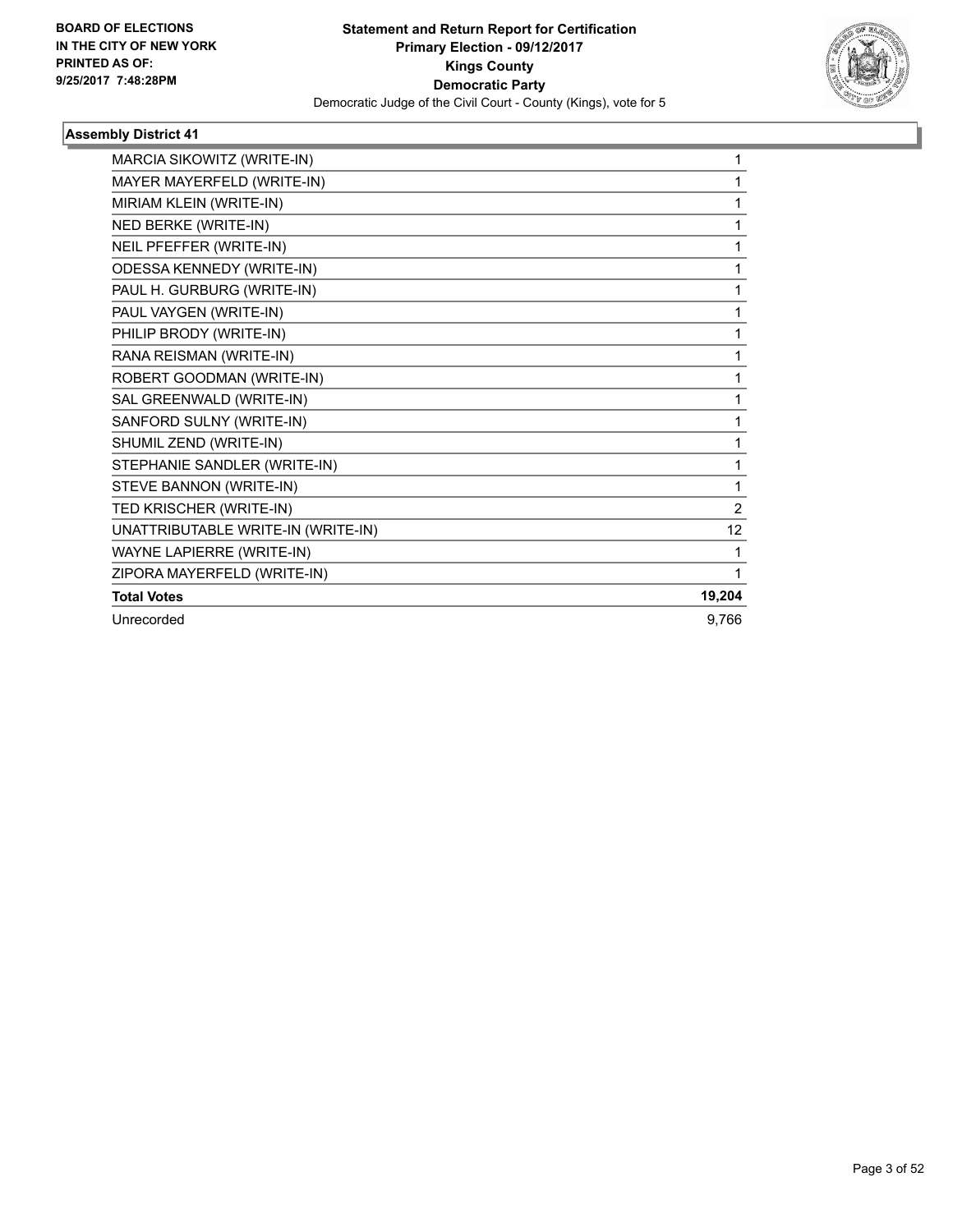**BOARD OF ELECTIONS IN THE CITY OF NEW YORK PRINTED AS OF: 9/25/2017 7:48:28PM**

**Statement and Return Report for Certification**
**Primary Election - 09/12/2017**
**Kings County**
**Democratic Party**
Democratic Judge of the Civil Court - County (Kings), vote for 5

### Assembly District 41

| | |
|---|---|
| MARCIA SIKOWITZ (WRITE-IN) | 1 |
| MAYER MAYERFELD (WRITE-IN) | 1 |
| MIRIAM KLEIN (WRITE-IN) | 1 |
| NED BERKE (WRITE-IN) | 1 |
| NEIL PFEFFER (WRITE-IN) | 1 |
| ODESSA KENNEDY (WRITE-IN) | 1 |
| PAUL H. GURBURG (WRITE-IN) | 1 |
| PAUL VAYGEN (WRITE-IN) | 1 |
| PHILIP BRODY (WRITE-IN) | 1 |
| RANA REISMAN (WRITE-IN) | 1 |
| ROBERT GOODMAN (WRITE-IN) | 1 |
| SAL GREENWALD (WRITE-IN) | 1 |
| SANFORD SULNY (WRITE-IN) | 1 |
| SHUMIL ZEND (WRITE-IN) | 1 |
| STEPHANIE SANDLER (WRITE-IN) | 1 |
| STEVE BANNON (WRITE-IN) | 1 |
| TED KRISCHER (WRITE-IN) | 2 |
| UNATTRIBUTABLE WRITE-IN (WRITE-IN) | 12 |
| WAYNE LAPIERRE (WRITE-IN) | 1 |
| ZIPORA MAYERFELD (WRITE-IN) | 1 |
| **Total Votes** | **19,204** |
| Unrecorded | 9,766 |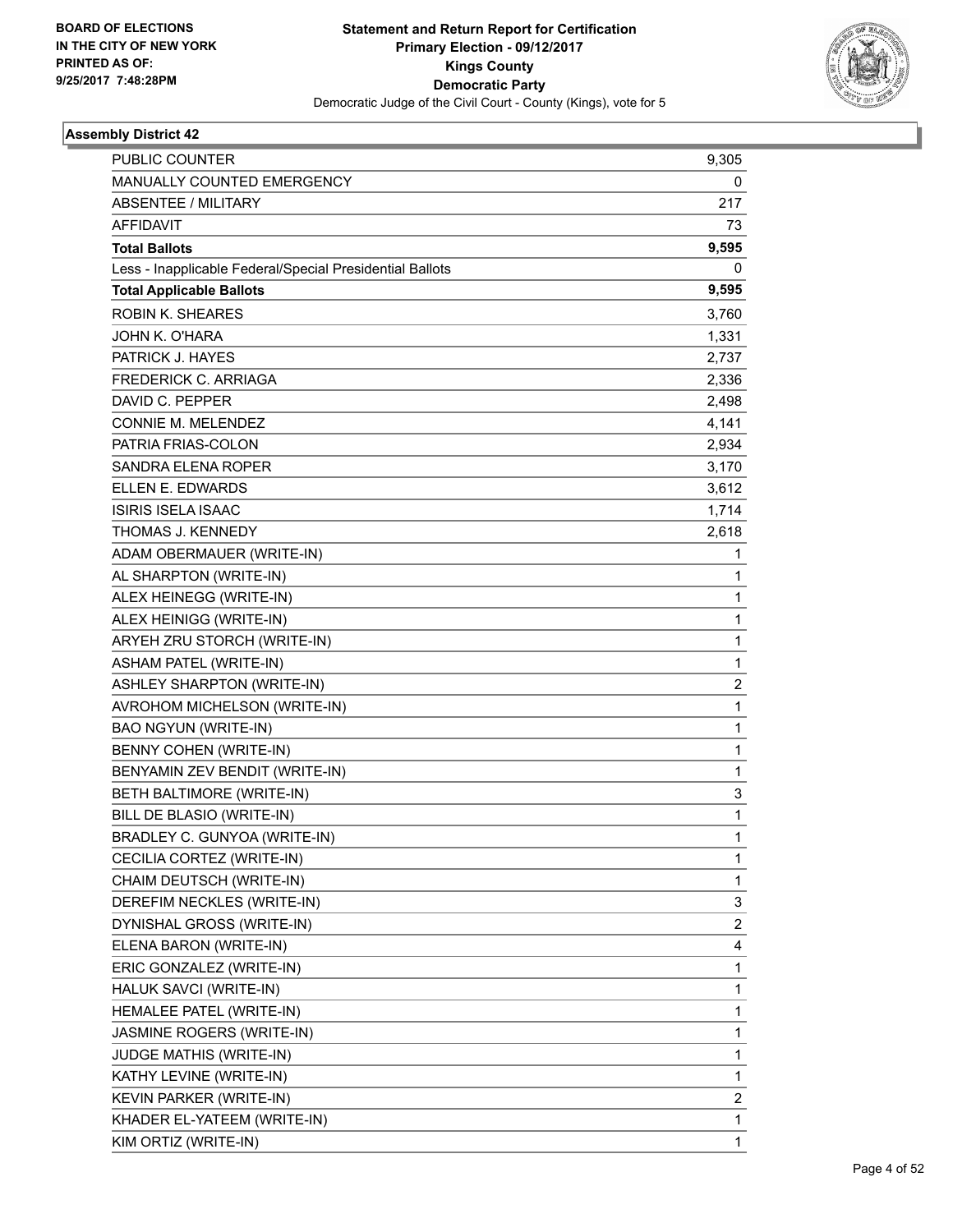BOARD OF ELECTIONS
IN THE CITY OF NEW YORK
PRINTED AS OF:
9/25/2017 7:48:28PM

**Statement and Return Report for Certification**
**Primary Election - 09/12/2017**
**Kings County**
**Democratic Party**
Democratic Judge of the Civil Court - County (Kings), vote for 5

### Assembly District 42

| | |
|---|---|
| PUBLIC COUNTER | 9,305 |
| MANUALLY COUNTED EMERGENCY | 0 |
| ABSENTEE / MILITARY | 217 |
| AFFIDAVIT | 73 |
| **Total Ballots** | **9,595** |
| Less - Inapplicable Federal/Special Presidential Ballots | 0 |
| **Total Applicable Ballots** | **9,595** |
| ROBIN K. SHEARES | 3,760 |
| JOHN K. O'HARA | 1,331 |
| PATRICK J. HAYES | 2,737 |
| FREDERICK C. ARRIAGA | 2,336 |
| DAVID C. PEPPER | 2,498 |
| CONNIE M. MELENDEZ | 4,141 |
| PATRIA FRIAS-COLON | 2,934 |
| SANDRA ELENA ROPER | 3,170 |
| ELLEN E. EDWARDS | 3,612 |
| ISIRIS ISELA ISAAC | 1,714 |
| THOMAS J. KENNEDY | 2,618 |
| ADAM OBERMAUER (WRITE-IN) | 1 |
| AL SHARPTON (WRITE-IN) | 1 |
| ALEX HEINEGG (WRITE-IN) | 1 |
| ALEX HEINIGG (WRITE-IN) | 1 |
| ARYEH ZRU STORCH (WRITE-IN) | 1 |
| ASHAM PATEL (WRITE-IN) | 1 |
| ASHLEY SHARPTON (WRITE-IN) | 2 |
| AVROHOM MICHELSON (WRITE-IN) | 1 |
| BAO NGYUN (WRITE-IN) | 1 |
| BENNY COHEN (WRITE-IN) | 1 |
| BENYAMIN ZEV BENDIT (WRITE-IN) | 1 |
| BETH BALTIMORE (WRITE-IN) | 3 |
| BILL DE BLASIO (WRITE-IN) | 1 |
| BRADLEY C. GUNYOA (WRITE-IN) | 1 |
| CECILIA CORTEZ (WRITE-IN) | 1 |
| CHAIM DEUTSCH (WRITE-IN) | 1 |
| DEREFIM NECKLES (WRITE-IN) | 3 |
| DYNISHAL GROSS (WRITE-IN) | 2 |
| ELENA BARON (WRITE-IN) | 4 |
| ERIC GONZALEZ (WRITE-IN) | 1 |
| HALUK SAVCI (WRITE-IN) | 1 |
| HEMALEE PATEL (WRITE-IN) | 1 |
| JASMINE ROGERS (WRITE-IN) | 1 |
| JUDGE MATHIS (WRITE-IN) | 1 |
| KATHY LEVINE (WRITE-IN) | 1 |
| KEVIN PARKER (WRITE-IN) | 2 |
| KHADER EL-YATEEM (WRITE-IN) | 1 |
| KIM ORTIZ (WRITE-IN) | 1 |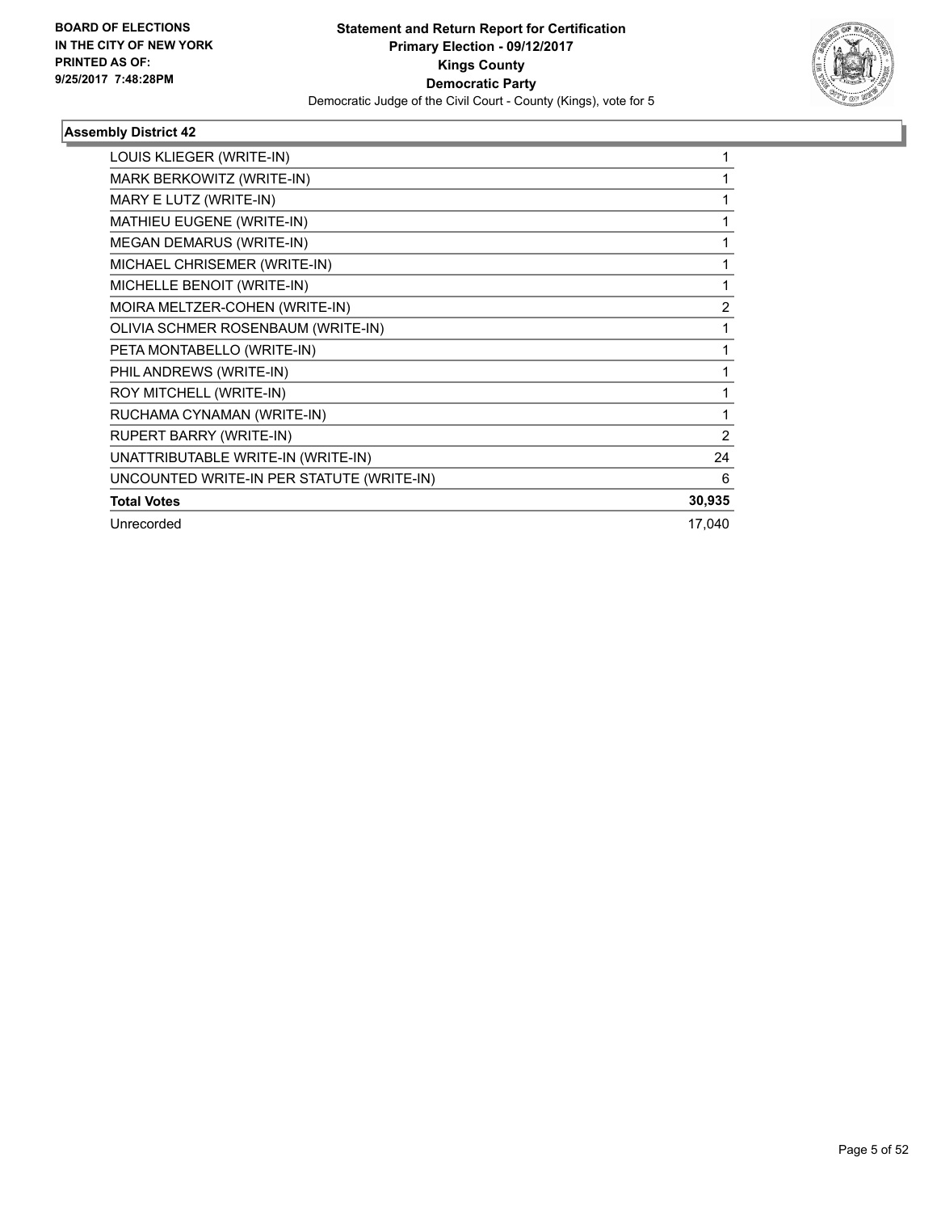**Statement and Return Report for Certification**
**Primary Election - 09/12/2017**
**Kings County**
**Democratic Party**
Democratic Judge of the Civil Court - County (Kings), vote for 5

BOARD OF ELECTIONS
IN THE CITY OF NEW YORK
PRINTED AS OF:
9/25/2017 7:48:28PM

### Assembly District 42

| | |
|---|---|
| LOUIS KLIEGER (WRITE-IN) | 1 |
| MARK BERKOWITZ (WRITE-IN) | 1 |
| MARY E LUTZ (WRITE-IN) | 1 |
| MATHIEU EUGENE (WRITE-IN) | 1 |
| MEGAN DEMARUS (WRITE-IN) | 1 |
| MICHAEL CHRISEMER (WRITE-IN) | 1 |
| MICHELLE BENOIT (WRITE-IN) | 1 |
| MOIRA MELTZER-COHEN (WRITE-IN) | 2 |
| OLIVIA SCHMER ROSENBAUM (WRITE-IN) | 1 |
| PETA MONTABELLO (WRITE-IN) | 1 |
| PHIL ANDREWS (WRITE-IN) | 1 |
| ROY MITCHELL (WRITE-IN) | 1 |
| RUCHAMA CYNAMAN (WRITE-IN) | 1 |
| RUPERT BARRY (WRITE-IN) | 2 |
| UNATTRIBUTABLE WRITE-IN (WRITE-IN) | 24 |
| UNCOUNTED WRITE-IN PER STATUTE (WRITE-IN) | 6 |
| **Total Votes** | **30,935** |
| Unrecorded | 17,040 |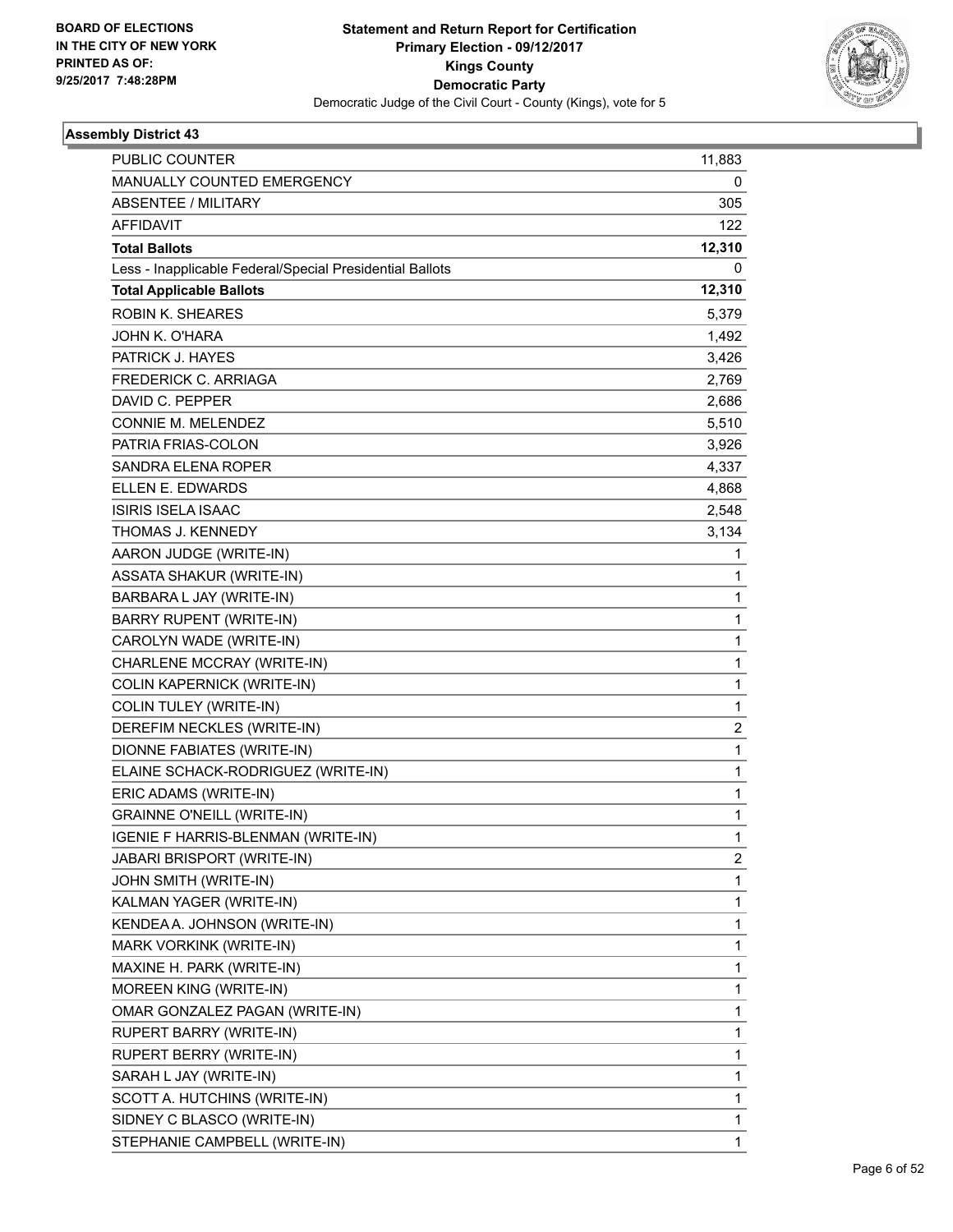BOARD OF ELECTIONS
IN THE CITY OF NEW YORK
PRINTED AS OF:
9/25/2017 7:48:28PM

**Statement and Return Report for Certification**
**Primary Election - 09/12/2017**
**Kings County**
**Democratic Party**
Democratic Judge of the Civil Court - County (Kings), vote for 5

### Assembly District 43

| | |
|---|---|
| PUBLIC COUNTER | 11,883 |
| MANUALLY COUNTED EMERGENCY | 0 |
| ABSENTEE / MILITARY | 305 |
| AFFIDAVIT | 122 |
| **Total Ballots** | **12,310** |
| Less - Inapplicable Federal/Special Presidential Ballots | 0 |
| **Total Applicable Ballots** | **12,310** |
| ROBIN K. SHEARES | 5,379 |
| JOHN K. O'HARA | 1,492 |
| PATRICK J. HAYES | 3,426 |
| FREDERICK C. ARRIAGA | 2,769 |
| DAVID C. PEPPER | 2,686 |
| CONNIE M. MELENDEZ | 5,510 |
| PATRIA FRIAS-COLON | 3,926 |
| SANDRA ELENA ROPER | 4,337 |
| ELLEN E. EDWARDS | 4,868 |
| ISIRIS ISELA ISAAC | 2,548 |
| THOMAS J. KENNEDY | 3,134 |
| AARON JUDGE (WRITE-IN) | 1 |
| ASSATA SHAKUR (WRITE-IN) | 1 |
| BARBARA L JAY (WRITE-IN) | 1 |
| BARRY RUPENT (WRITE-IN) | 1 |
| CAROLYN WADE (WRITE-IN) | 1 |
| CHARLENE MCCRAY (WRITE-IN) | 1 |
| COLIN KAPERNICK (WRITE-IN) | 1 |
| COLIN TULEY (WRITE-IN) | 1 |
| DEREFIM NECKLES (WRITE-IN) | 2 |
| DIONNE FABIATES (WRITE-IN) | 1 |
| ELAINE SCHACK-RODRIGUEZ (WRITE-IN) | 1 |
| ERIC ADAMS (WRITE-IN) | 1 |
| GRAINNE O'NEILL (WRITE-IN) | 1 |
| IGENIE F HARRIS-BLENMAN (WRITE-IN) | 1 |
| JABARI BRISPORT (WRITE-IN) | 2 |
| JOHN SMITH (WRITE-IN) | 1 |
| KALMAN YAGER (WRITE-IN) | 1 |
| KENDEA A. JOHNSON (WRITE-IN) | 1 |
| MARK VORKINK (WRITE-IN) | 1 |
| MAXINE H. PARK (WRITE-IN) | 1 |
| MOREEN KING (WRITE-IN) | 1 |
| OMAR GONZALEZ PAGAN (WRITE-IN) | 1 |
| RUPERT BARRY (WRITE-IN) | 1 |
| RUPERT BERRY (WRITE-IN) | 1 |
| SARAH L JAY (WRITE-IN) | 1 |
| SCOTT A. HUTCHINS (WRITE-IN) | 1 |
| SIDNEY C BLASCO (WRITE-IN) | 1 |
| STEPHANIE CAMPBELL (WRITE-IN) | 1 |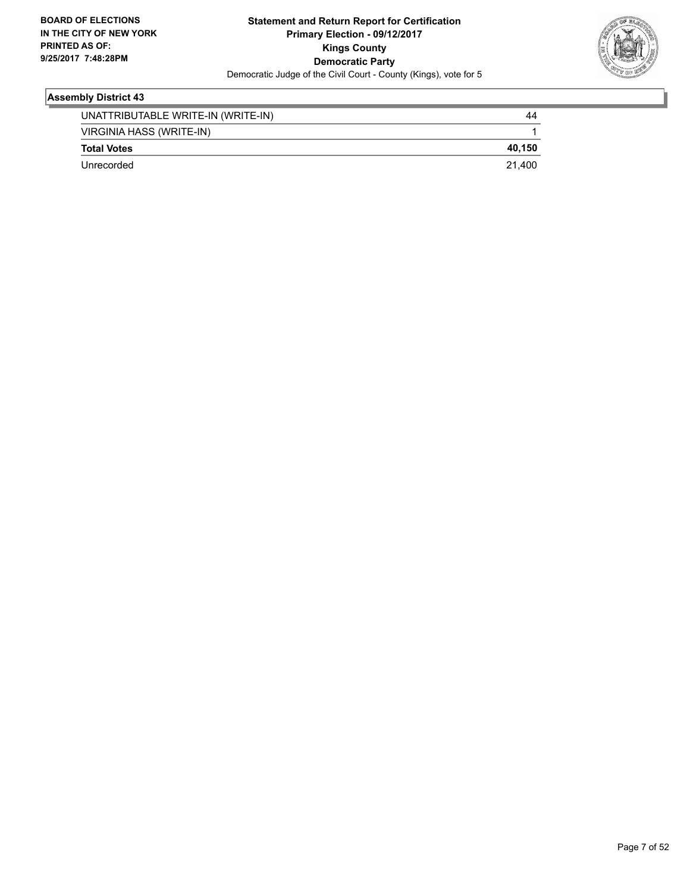## Assembly District 43

| | |
|---|---|
| UNATTRIBUTABLE WRITE-IN (WRITE-IN) | 44 |
| VIRGINIA HASS (WRITE-IN) | 1 |
| **Total Votes** | **40,150** |
| Unrecorded | 21,400 |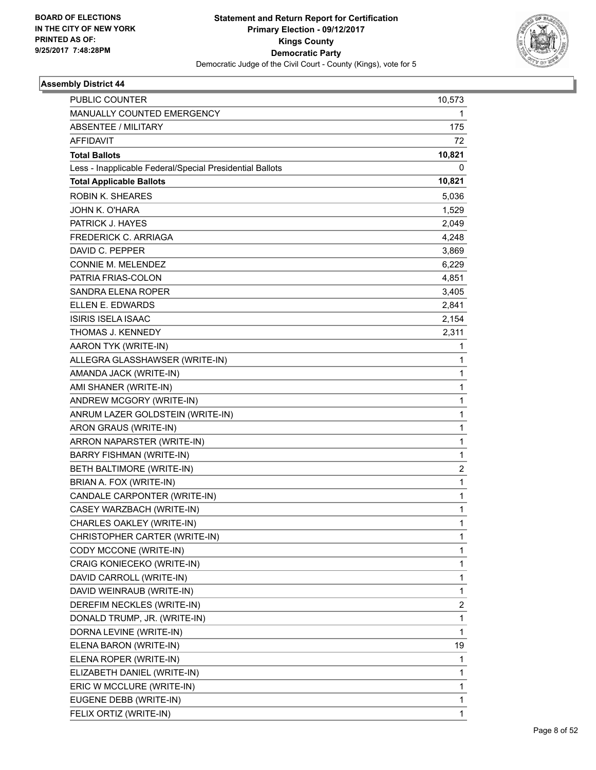**BOARD OF ELECTIONS IN THE CITY OF NEW YORK PRINTED AS OF: 9/25/2017 7:48:28PM**

# Statement and Return Report for Certification
## Primary Election - 09/12/2017
## Kings County
## Democratic Party
### Democratic Judge of the Civil Court - County (Kings), vote for 5

**Assembly District 44**

| | |
|---|---|
| PUBLIC COUNTER | 10,573 |
| MANUALLY COUNTED EMERGENCY | 1 |
| ABSENTEE / MILITARY | 175 |
| AFFIDAVIT | 72 |
| **Total Ballots** | **10,821** |
| Less - Inapplicable Federal/Special Presidential Ballots | 0 |
| **Total Applicable Ballots** | **10,821** |
| ROBIN K. SHEARES | 5,036 |
| JOHN K. O'HARA | 1,529 |
| PATRICK J. HAYES | 2,049 |
| FREDERICK C. ARRIAGA | 4,248 |
| DAVID C. PEPPER | 3,869 |
| CONNIE M. MELENDEZ | 6,229 |
| PATRIA FRIAS-COLON | 4,851 |
| SANDRA ELENA ROPER | 3,405 |
| ELLEN E. EDWARDS | 2,841 |
| ISIRIS ISELA ISAAC | 2,154 |
| THOMAS J. KENNEDY | 2,311 |
| AARON TYK (WRITE-IN) | 1 |
| ALLEGRA GLASSHAWSER (WRITE-IN) | 1 |
| AMANDA JACK (WRITE-IN) | 1 |
| AMI SHANER (WRITE-IN) | 1 |
| ANDREW MCGORY (WRITE-IN) | 1 |
| ANRUM LAZER GOLDSTEIN (WRITE-IN) | 1 |
| ARON GRAUS (WRITE-IN) | 1 |
| ARRON NAPARSTER (WRITE-IN) | 1 |
| BARRY FISHMAN (WRITE-IN) | 1 |
| BETH BALTIMORE (WRITE-IN) | 2 |
| BRIAN A. FOX (WRITE-IN) | 1 |
| CANDALE CARPONTER (WRITE-IN) | 1 |
| CASEY WARZBACH (WRITE-IN) | 1 |
| CHARLES OAKLEY (WRITE-IN) | 1 |
| CHRISTOPHER CARTER (WRITE-IN) | 1 |
| CODY MCCONE (WRITE-IN) | 1 |
| CRAIG KONIECEKO (WRITE-IN) | 1 |
| DAVID CARROLL (WRITE-IN) | 1 |
| DAVID WEINRAUB (WRITE-IN) | 1 |
| DEREFIM NECKLES (WRITE-IN) | 2 |
| DONALD TRUMP, JR. (WRITE-IN) | 1 |
| DORNA LEVINE (WRITE-IN) | 1 |
| ELENA BARON (WRITE-IN) | 19 |
| ELENA ROPER (WRITE-IN) | 1 |
| ELIZABETH DANIEL (WRITE-IN) | 1 |
| ERIC W MCCLURE (WRITE-IN) | 1 |
| EUGENE DEBB (WRITE-IN) | 1 |
| FELIX ORTIZ (WRITE-IN) | 1 |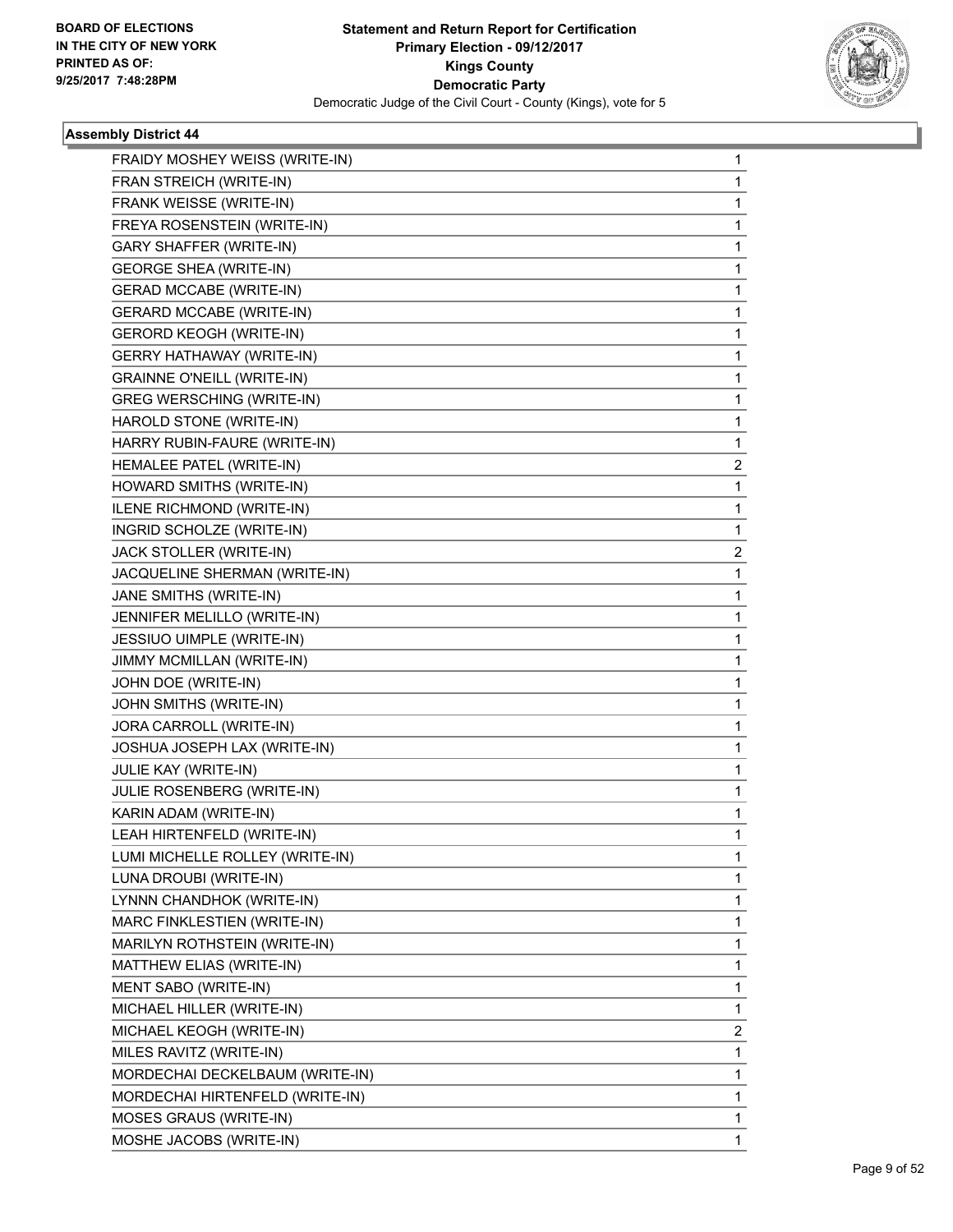**BOARD OF ELECTIONS IN THE CITY OF NEW YORK PRINTED AS OF: 9/25/2017 7:48:28PM**

**Statement and Return Report for Certification Primary Election - 09/12/2017 Kings County Democratic Party**

Democratic Judge of the Civil Court - County (Kings), vote for 5

**Assembly District 44**

| | |
|---|---|
| FRAIDY MOSHEY WEISS (WRITE-IN) | 1 |
| FRAN STREICH (WRITE-IN) | 1 |
| FRANK WEISSE (WRITE-IN) | 1 |
| FREYA ROSENSTEIN (WRITE-IN) | 1 |
| GARY SHAFFER (WRITE-IN) | 1 |
| GEORGE SHEA (WRITE-IN) | 1 |
| GERAD MCCABE (WRITE-IN) | 1 |
| GERARD MCCABE (WRITE-IN) | 1 |
| GERORD KEOGH (WRITE-IN) | 1 |
| GERRY HATHAWAY (WRITE-IN) | 1 |
| GRAINNE O'NEILL (WRITE-IN) | 1 |
| GREG WERSCHING (WRITE-IN) | 1 |
| HAROLD STONE (WRITE-IN) | 1 |
| HARRY RUBIN-FAURE (WRITE-IN) | 1 |
| HEMALEE PATEL (WRITE-IN) | 2 |
| HOWARD SMITHS (WRITE-IN) | 1 |
| ILENE RICHMOND (WRITE-IN) | 1 |
| INGRID SCHOLZE (WRITE-IN) | 1 |
| JACK STOLLER (WRITE-IN) | 2 |
| JACQUELINE SHERMAN (WRITE-IN) | 1 |
| JANE SMITHS (WRITE-IN) | 1 |
| JENNIFER MELILLO (WRITE-IN) | 1 |
| JESSIUO UIMPLE (WRITE-IN) | 1 |
| JIMMY MCMILLAN (WRITE-IN) | 1 |
| JOHN DOE (WRITE-IN) | 1 |
| JOHN SMITHS (WRITE-IN) | 1 |
| JORA CARROLL (WRITE-IN) | 1 |
| JOSHUA JOSEPH LAX (WRITE-IN) | 1 |
| JULIE KAY (WRITE-IN) | 1 |
| JULIE ROSENBERG (WRITE-IN) | 1 |
| KARIN ADAM (WRITE-IN) | 1 |
| LEAH HIRTENFELD (WRITE-IN) | 1 |
| LUMI MICHELLE ROLLEY (WRITE-IN) | 1 |
| LUNA DROUBI (WRITE-IN) | 1 |
| LYNNN CHANDHOK (WRITE-IN) | 1 |
| MARC FINKLESTIEN (WRITE-IN) | 1 |
| MARILYN ROTHSTEIN (WRITE-IN) | 1 |
| MATTHEW ELIAS (WRITE-IN) | 1 |
| MENT SABO (WRITE-IN) | 1 |
| MICHAEL HILLER (WRITE-IN) | 1 |
| MICHAEL KEOGH (WRITE-IN) | 2 |
| MILES RAVITZ (WRITE-IN) | 1 |
| MORDECHAI DECKELBAUM (WRITE-IN) | 1 |
| MORDECHAI HIRTENFELD (WRITE-IN) | 1 |
| MOSES GRAUS (WRITE-IN) | 1 |
| MOSHE JACOBS (WRITE-IN) | 1 |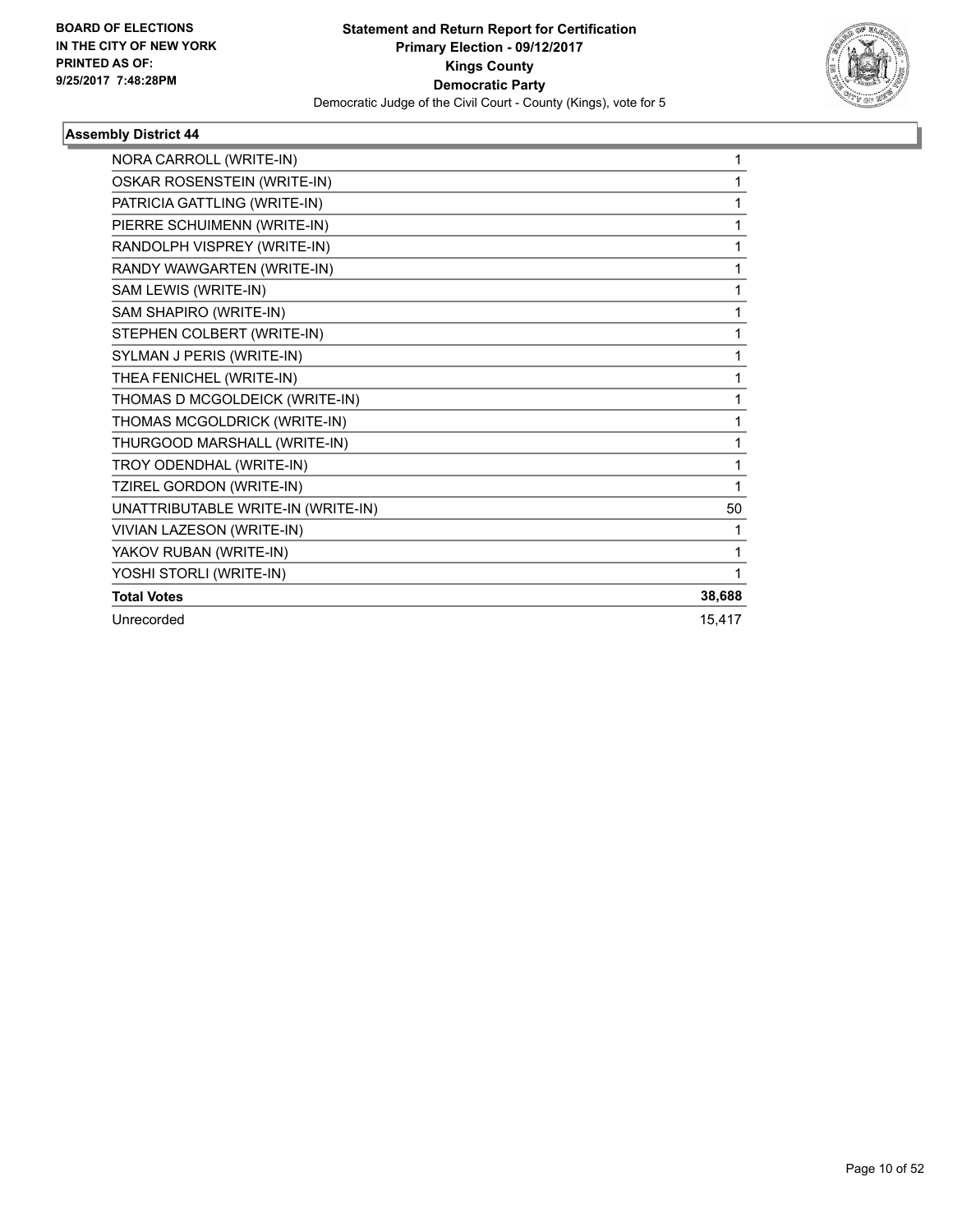**BOARD OF ELECTIONS IN THE CITY OF NEW YORK PRINTED AS OF: 9/25/2017 7:48:28PM**

**Statement and Return Report for Certification Primary Election - 09/12/2017 Kings County Democratic Party**

Democratic Judge of the Civil Court - County (Kings), vote for 5

### Assembly District 44

| | |
|---|---|
| NORA CARROLL (WRITE-IN) | 1 |
| OSKAR ROSENSTEIN (WRITE-IN) | 1 |
| PATRICIA GATTLING (WRITE-IN) | 1 |
| PIERRE SCHUIMENN (WRITE-IN) | 1 |
| RANDOLPH VISPREY (WRITE-IN) | 1 |
| RANDY WAWGARTEN (WRITE-IN) | 1 |
| SAM LEWIS (WRITE-IN) | 1 |
| SAM SHAPIRO (WRITE-IN) | 1 |
| STEPHEN COLBERT (WRITE-IN) | 1 |
| SYLMAN J PERIS (WRITE-IN) | 1 |
| THEA FENICHEL (WRITE-IN) | 1 |
| THOMAS D MCGOLDEICK (WRITE-IN) | 1 |
| THOMAS MCGOLDRICK (WRITE-IN) | 1 |
| THURGOOD MARSHALL (WRITE-IN) | 1 |
| TROY ODENDHAL (WRITE-IN) | 1 |
| TZIREL GORDON (WRITE-IN) | 1 |
| UNATTRIBUTABLE WRITE-IN (WRITE-IN) | 50 |
| VIVIAN LAZESON (WRITE-IN) | 1 |
| YAKOV RUBAN (WRITE-IN) | 1 |
| YOSHI STORLI (WRITE-IN) | 1 |
| **Total Votes** | **38,688** |
| Unrecorded | 15,417 |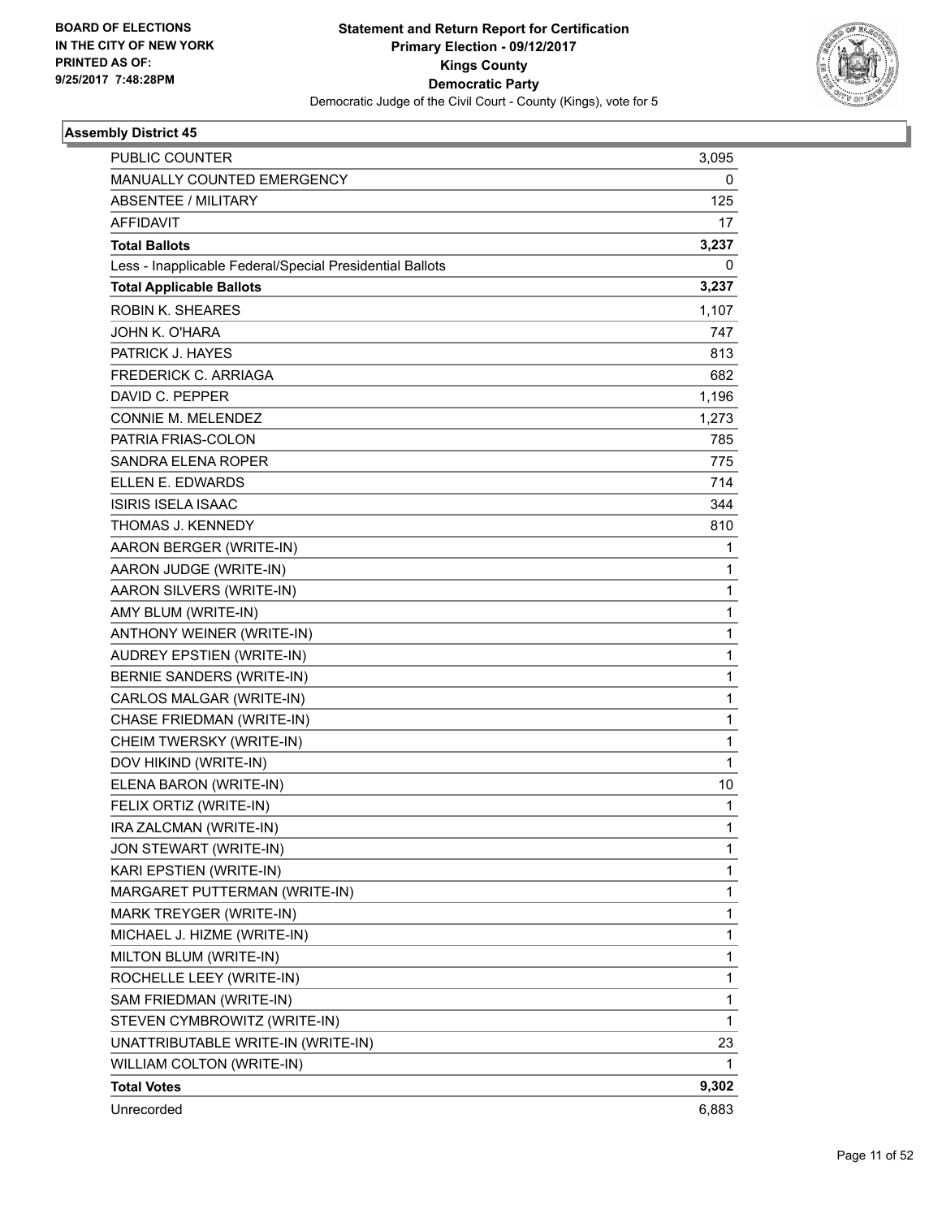BOARD OF ELECTIONS
IN THE CITY OF NEW YORK
PRINTED AS OF:
9/25/2017 7:48:28PM

**Statement and Return Report for Certification**
**Primary Election - 09/12/2017**
**Kings County**
**Democratic Party**
Democratic Judge of the Civil Court - County (Kings), vote for 5

### Assembly District 45

| | |
|---|---|
| PUBLIC COUNTER | 3,095 |
| MANUALLY COUNTED EMERGENCY | 0 |
| ABSENTEE / MILITARY | 125 |
| AFFIDAVIT | 17 |
| **Total Ballots** | **3,237** |
| Less - Inapplicable Federal/Special Presidential Ballots | 0 |
| **Total Applicable Ballots** | **3,237** |
| ROBIN K. SHEARES | 1,107 |
| JOHN K. O'HARA | 747 |
| PATRICK J. HAYES | 813 |
| FREDERICK C. ARRIAGA | 682 |
| DAVID C. PEPPER | 1,196 |
| CONNIE M. MELENDEZ | 1,273 |
| PATRIA FRIAS-COLON | 785 |
| SANDRA ELENA ROPER | 775 |
| ELLEN E. EDWARDS | 714 |
| ISIRIS ISELA ISAAC | 344 |
| THOMAS J. KENNEDY | 810 |
| AARON BERGER (WRITE-IN) | 1 |
| AARON JUDGE (WRITE-IN) | 1 |
| AARON SILVERS (WRITE-IN) | 1 |
| AMY BLUM (WRITE-IN) | 1 |
| ANTHONY WEINER (WRITE-IN) | 1 |
| AUDREY EPSTIEN (WRITE-IN) | 1 |
| BERNIE SANDERS (WRITE-IN) | 1 |
| CARLOS MALGAR (WRITE-IN) | 1 |
| CHASE FRIEDMAN (WRITE-IN) | 1 |
| CHEIM TWERSKY (WRITE-IN) | 1 |
| DOV HIKIND (WRITE-IN) | 1 |
| ELENA BARON (WRITE-IN) | 10 |
| FELIX ORTIZ (WRITE-IN) | 1 |
| IRA ZALCMAN (WRITE-IN) | 1 |
| JON STEWART (WRITE-IN) | 1 |
| KARI EPSTIEN (WRITE-IN) | 1 |
| MARGARET PUTTERMAN (WRITE-IN) | 1 |
| MARK TREYGER (WRITE-IN) | 1 |
| MICHAEL J. HIZME (WRITE-IN) | 1 |
| MILTON BLUM (WRITE-IN) | 1 |
| ROCHELLE LEEY (WRITE-IN) | 1 |
| SAM FRIEDMAN (WRITE-IN) | 1 |
| STEVEN CYMBROWITZ (WRITE-IN) | 1 |
| UNATTRIBUTABLE WRITE-IN (WRITE-IN) | 23 |
| WILLIAM COLTON (WRITE-IN) | 1 |
| **Total Votes** | **9,302** |
| Unrecorded | 6,883 |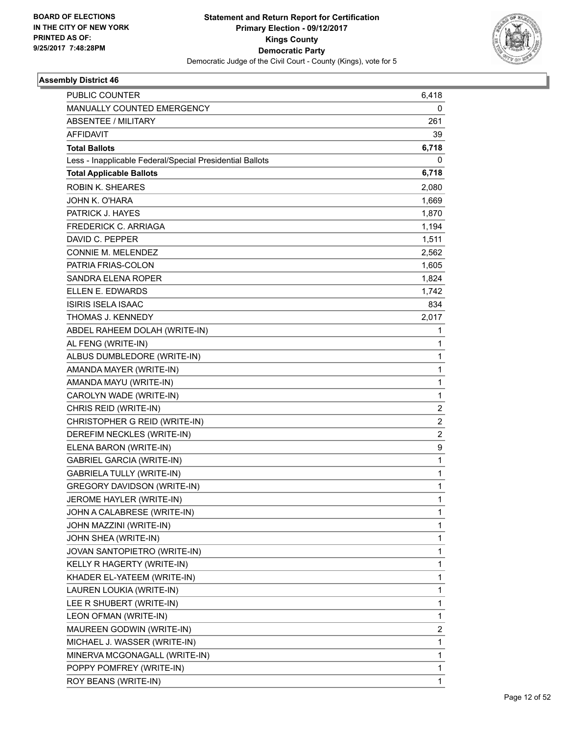BOARD OF ELECTIONS
IN THE CITY OF NEW YORK
PRINTED AS OF:
9/25/2017 7:48:28PM

**Statement and Return Report for Certification**
**Primary Election - 09/12/2017**
**Kings County**
**Democratic Party**
Democratic Judge of the Civil Court - County (Kings), vote for 5

### Assembly District 46

| | |
|---|---|
| PUBLIC COUNTER | 6,418 |
| MANUALLY COUNTED EMERGENCY | 0 |
| ABSENTEE / MILITARY | 261 |
| AFFIDAVIT | 39 |
| **Total Ballots** | **6,718** |
| Less - Inapplicable Federal/Special Presidential Ballots | 0 |
| **Total Applicable Ballots** | **6,718** |
| ROBIN K. SHEARES | 2,080 |
| JOHN K. O'HARA | 1,669 |
| PATRICK J. HAYES | 1,870 |
| FREDERICK C. ARRIAGA | 1,194 |
| DAVID C. PEPPER | 1,511 |
| CONNIE M. MELENDEZ | 2,562 |
| PATRIA FRIAS-COLON | 1,605 |
| SANDRA ELENA ROPER | 1,824 |
| ELLEN E. EDWARDS | 1,742 |
| ISIRIS ISELA ISAAC | 834 |
| THOMAS J. KENNEDY | 2,017 |
| ABDEL RAHEEM DOLAH (WRITE-IN) | 1 |
| AL FENG (WRITE-IN) | 1 |
| ALBUS DUMBLEDORE (WRITE-IN) | 1 |
| AMANDA MAYER (WRITE-IN) | 1 |
| AMANDA MAYU (WRITE-IN) | 1 |
| CAROLYN WADE (WRITE-IN) | 1 |
| CHRIS REID (WRITE-IN) | 2 |
| CHRISTOPHER G REID (WRITE-IN) | 2 |
| DEREFIM NECKLES (WRITE-IN) | 2 |
| ELENA BARON (WRITE-IN) | 9 |
| GABRIEL GARCIA (WRITE-IN) | 1 |
| GABRIELA TULLY (WRITE-IN) | 1 |
| GREGORY DAVIDSON (WRITE-IN) | 1 |
| JEROME HAYLER (WRITE-IN) | 1 |
| JOHN A CALABRESE (WRITE-IN) | 1 |
| JOHN MAZZINI (WRITE-IN) | 1 |
| JOHN SHEA (WRITE-IN) | 1 |
| JOVAN SANTOPIETRO (WRITE-IN) | 1 |
| KELLY R HAGERTY (WRITE-IN) | 1 |
| KHADER EL-YATEEM (WRITE-IN) | 1 |
| LAUREN LOUKIA (WRITE-IN) | 1 |
| LEE R SHUBERT (WRITE-IN) | 1 |
| LEON OFMAN (WRITE-IN) | 1 |
| MAUREEN GODWIN (WRITE-IN) | 2 |
| MICHAEL J. WASSER (WRITE-IN) | 1 |
| MINERVA MCGONAGALL (WRITE-IN) | 1 |
| POPPY POMFREY (WRITE-IN) | 1 |
| ROY BEANS (WRITE-IN) | 1 |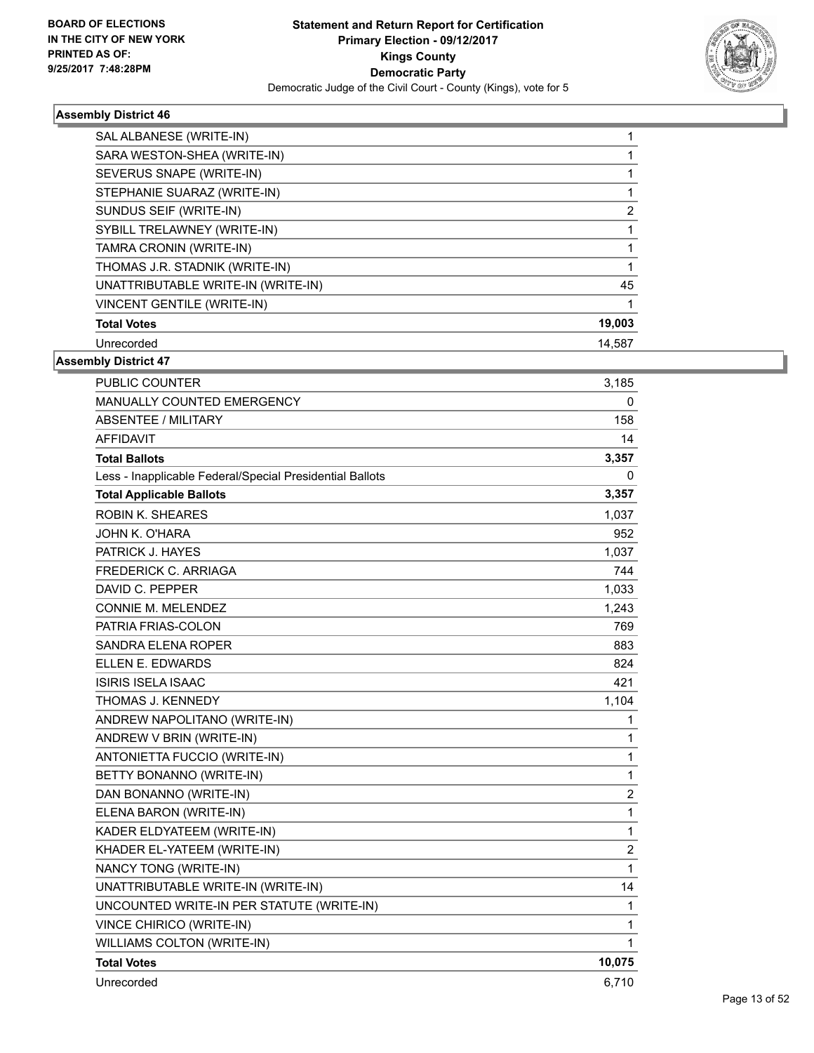**BOARD OF ELECTIONS IN THE CITY OF NEW YORK PRINTED AS OF: 9/25/2017 7:48:28PM**

**Statement and Return Report for Certification**
**Primary Election - 09/12/2017**
**Kings County**
**Democratic Party**
Democratic Judge of the Civil Court - County (Kings), vote for 5

### Assembly District 46

| | |
|---|---|
| SAL ALBANESE (WRITE-IN) | 1 |
| SARA WESTON-SHEA (WRITE-IN) | 1 |
| SEVERUS SNAPE (WRITE-IN) | 1 |
| STEPHANIE SUARAZ (WRITE-IN) | 1 |
| SUNDUS SEIF (WRITE-IN) | 2 |
| SYBILL TRELAWNEY (WRITE-IN) | 1 |
| TAMRA CRONIN (WRITE-IN) | 1 |
| THOMAS J.R. STADNIK (WRITE-IN) | 1 |
| UNATTRIBUTABLE WRITE-IN (WRITE-IN) | 45 |
| VINCENT GENTILE (WRITE-IN) | 1 |
| **Total Votes** | **19,003** |
| Unrecorded | 14,587 |

### Assembly District 47

| | |
|---|---|
| PUBLIC COUNTER | 3,185 |
| MANUALLY COUNTED EMERGENCY | 0 |
| ABSENTEE / MILITARY | 158 |
| AFFIDAVIT | 14 |
| **Total Ballots** | **3,357** |
| Less - Inapplicable Federal/Special Presidential Ballots | 0 |
| **Total Applicable Ballots** | **3,357** |
| ROBIN K. SHEARES | 1,037 |
| JOHN K. O'HARA | 952 |
| PATRICK J. HAYES | 1,037 |
| FREDERICK C. ARRIAGA | 744 |
| DAVID C. PEPPER | 1,033 |
| CONNIE M. MELENDEZ | 1,243 |
| PATRIA FRIAS-COLON | 769 |
| SANDRA ELENA ROPER | 883 |
| ELLEN E. EDWARDS | 824 |
| ISIRIS ISELA ISAAC | 421 |
| THOMAS J. KENNEDY | 1,104 |
| ANDREW NAPOLITANO (WRITE-IN) | 1 |
| ANDREW V BRIN (WRITE-IN) | 1 |
| ANTONIETTA FUCCIO (WRITE-IN) | 1 |
| BETTY BONANNO (WRITE-IN) | 1 |
| DAN BONANNO (WRITE-IN) | 2 |
| ELENA BARON (WRITE-IN) | 1 |
| KADER ELDYATEEM (WRITE-IN) | 1 |
| KHADER EL-YATEEM (WRITE-IN) | 2 |
| NANCY TONG (WRITE-IN) | 1 |
| UNATTRIBUTABLE WRITE-IN (WRITE-IN) | 14 |
| UNCOUNTED WRITE-IN PER STATUTE (WRITE-IN) | 1 |
| VINCE CHIRICO (WRITE-IN) | 1 |
| WILLIAMS COLTON (WRITE-IN) | 1 |
| **Total Votes** | **10,075** |
| Unrecorded | 6,710 |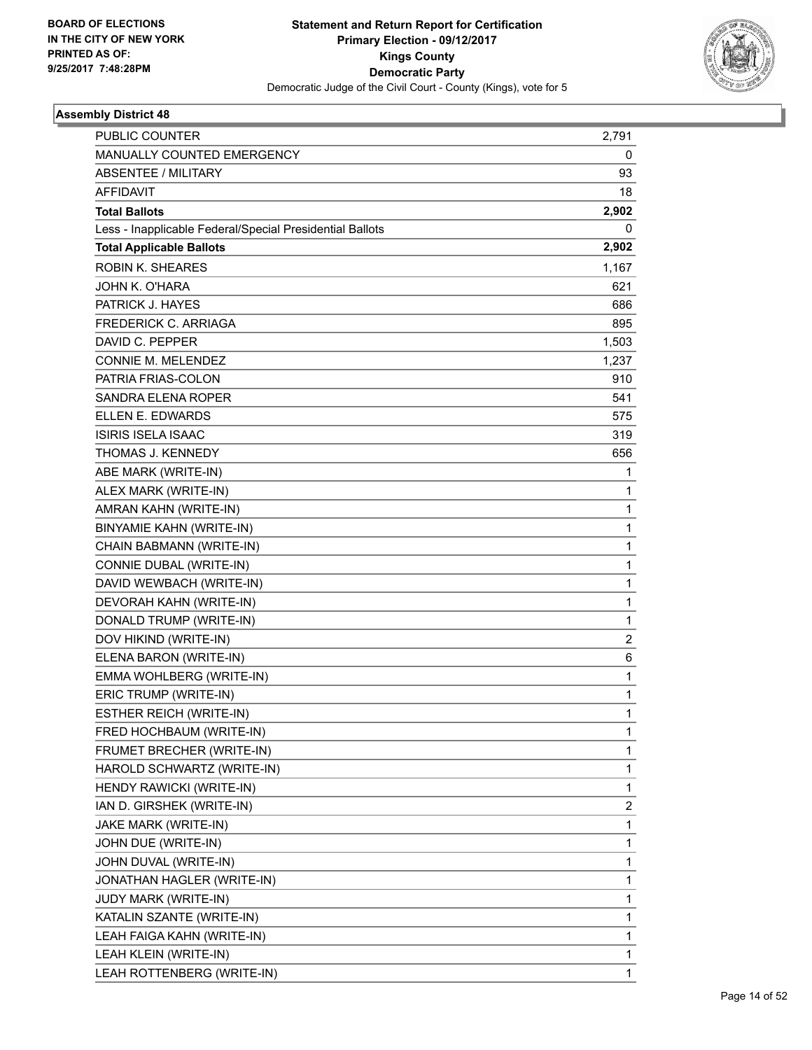BOARD OF ELECTIONS
IN THE CITY OF NEW YORK
PRINTED AS OF:
9/25/2017 7:48:28PM

# Statement and Return Report for Certification
## Primary Election - 09/12/2017
## Kings County
## Democratic Party
Democratic Judge of the Civil Court - County (Kings), vote for 5

### Assembly District 48

| | |
|---|---|
| PUBLIC COUNTER | 2,791 |
| MANUALLY COUNTED EMERGENCY | 0 |
| ABSENTEE / MILITARY | 93 |
| AFFIDAVIT | 18 |
| **Total Ballots** | **2,902** |
| Less - Inapplicable Federal/Special Presidential Ballots | 0 |
| **Total Applicable Ballots** | **2,902** |
| ROBIN K. SHEARES | 1,167 |
| JOHN K. O'HARA | 621 |
| PATRICK J. HAYES | 686 |
| FREDERICK C. ARRIAGA | 895 |
| DAVID C. PEPPER | 1,503 |
| CONNIE M. MELENDEZ | 1,237 |
| PATRIA FRIAS-COLON | 910 |
| SANDRA ELENA ROPER | 541 |
| ELLEN E. EDWARDS | 575 |
| ISIRIS ISELA ISAAC | 319 |
| THOMAS J. KENNEDY | 656 |
| ABE MARK (WRITE-IN) | 1 |
| ALEX MARK (WRITE-IN) | 1 |
| AMRAN KAHN (WRITE-IN) | 1 |
| BINYAMIE KAHN (WRITE-IN) | 1 |
| CHAIN BABMANN (WRITE-IN) | 1 |
| CONNIE DUBAL (WRITE-IN) | 1 |
| DAVID WEWBACH (WRITE-IN) | 1 |
| DEVORAH KAHN (WRITE-IN) | 1 |
| DONALD TRUMP (WRITE-IN) | 1 |
| DOV HIKIND (WRITE-IN) | 2 |
| ELENA BARON (WRITE-IN) | 6 |
| EMMA WOHLBERG (WRITE-IN) | 1 |
| ERIC TRUMP (WRITE-IN) | 1 |
| ESTHER REICH (WRITE-IN) | 1 |
| FRED HOCHBAUM (WRITE-IN) | 1 |
| FRUMET BRECHER (WRITE-IN) | 1 |
| HAROLD SCHWARTZ (WRITE-IN) | 1 |
| HENDY RAWICKI (WRITE-IN) | 1 |
| IAN D. GIRSHEK (WRITE-IN) | 2 |
| JAKE MARK (WRITE-IN) | 1 |
| JOHN DUE (WRITE-IN) | 1 |
| JOHN DUVAL (WRITE-IN) | 1 |
| JONATHAN HAGLER (WRITE-IN) | 1 |
| JUDY MARK (WRITE-IN) | 1 |
| KATALIN SZANTE (WRITE-IN) | 1 |
| LEAH FAIGA KAHN (WRITE-IN) | 1 |
| LEAH KLEIN (WRITE-IN) | 1 |
| LEAH ROTTENBERG (WRITE-IN) | 1 |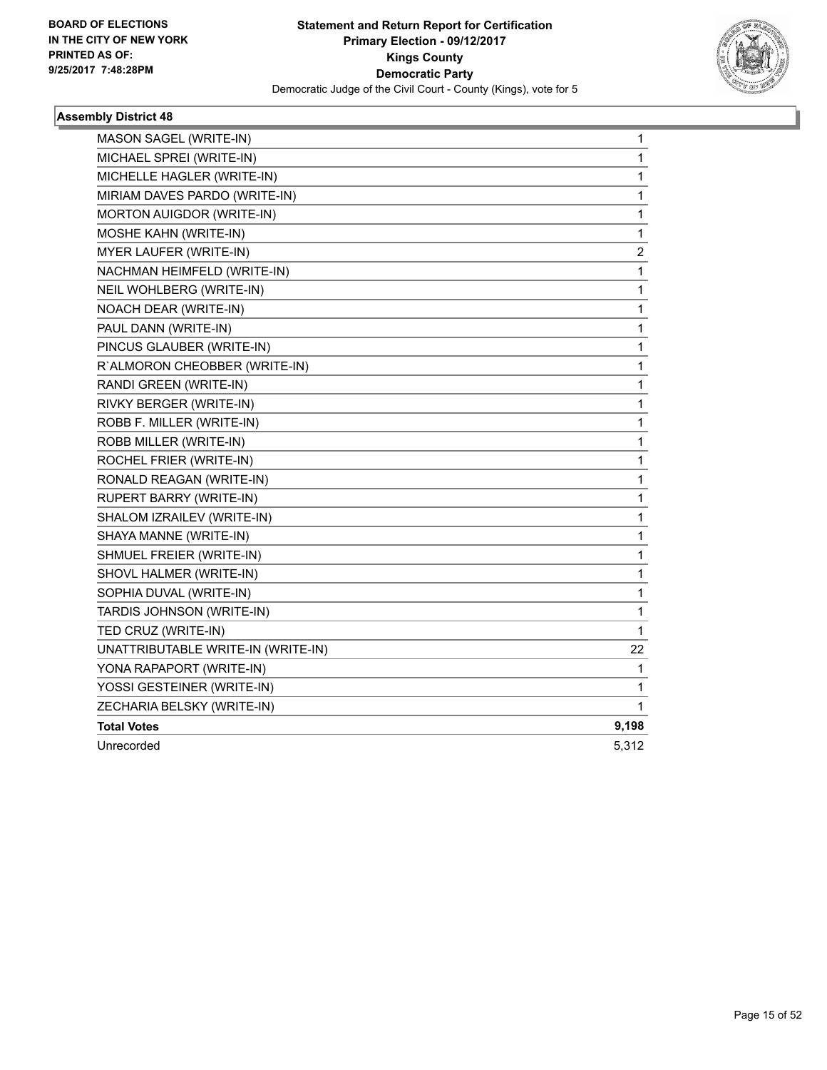BOARD OF ELECTIONS
IN THE CITY OF NEW YORK
PRINTED AS OF:
9/25/2017 7:48:28PM

**Statement and Return Report for Certification**
**Primary Election - 09/12/2017**
**Kings County**
**Democratic Party**
Democratic Judge of the Civil Court - County (Kings), vote for 5

### Assembly District 48

| | |
|---|---|
| MASON SAGEL (WRITE-IN) | 1 |
| MICHAEL SPREI (WRITE-IN) | 1 |
| MICHELLE HAGLER (WRITE-IN) | 1 |
| MIRIAM DAVES PARDO (WRITE-IN) | 1 |
| MORTON AUIGDOR (WRITE-IN) | 1 |
| MOSHE KAHN (WRITE-IN) | 1 |
| MYER LAUFER (WRITE-IN) | 2 |
| NACHMAN HEIMFELD (WRITE-IN) | 1 |
| NEIL WOHLBERG (WRITE-IN) | 1 |
| NOACH DEAR (WRITE-IN) | 1 |
| PAUL DANN (WRITE-IN) | 1 |
| PINCUS GLAUBER (WRITE-IN) | 1 |
| R`ALMORON CHEOBBER (WRITE-IN) | 1 |
| RANDI GREEN (WRITE-IN) | 1 |
| RIVKY BERGER (WRITE-IN) | 1 |
| ROBB F. MILLER (WRITE-IN) | 1 |
| ROBB MILLER (WRITE-IN) | 1 |
| ROCHEL FRIER (WRITE-IN) | 1 |
| RONALD REAGAN (WRITE-IN) | 1 |
| RUPERT BARRY (WRITE-IN) | 1 |
| SHALOM IZRAILEV (WRITE-IN) | 1 |
| SHAYA MANNE (WRITE-IN) | 1 |
| SHMUEL FREIER (WRITE-IN) | 1 |
| SHOVL HALMER (WRITE-IN) | 1 |
| SOPHIA DUVAL (WRITE-IN) | 1 |
| TARDIS JOHNSON (WRITE-IN) | 1 |
| TED CRUZ (WRITE-IN) | 1 |
| UNATTRIBUTABLE WRITE-IN (WRITE-IN) | 22 |
| YONA RAPAPORT (WRITE-IN) | 1 |
| YOSSI GESTEINER (WRITE-IN) | 1 |
| ZECHARIA BELSKY (WRITE-IN) | 1 |
| **Total Votes** | **9,198** |
| Unrecorded | 5,312 |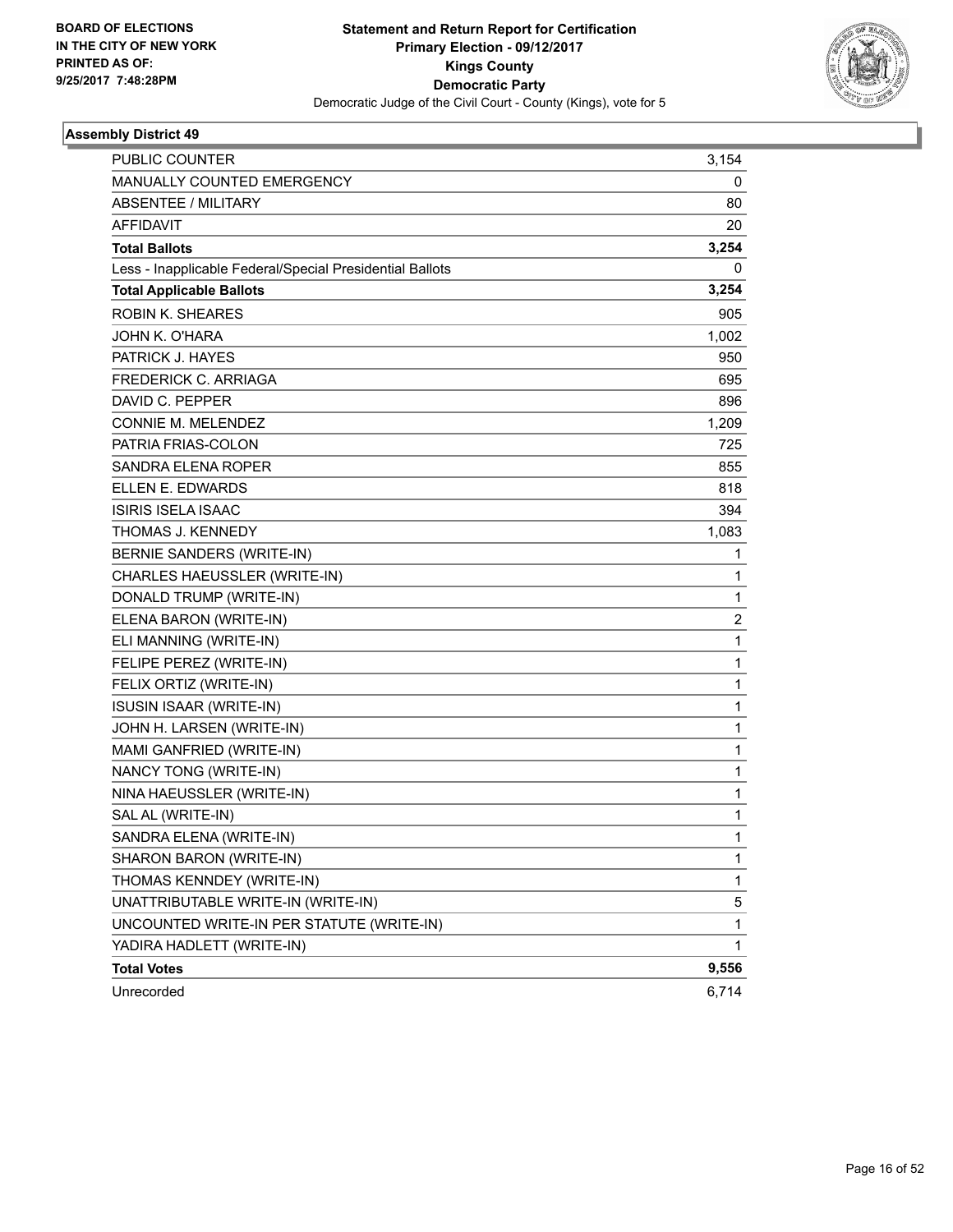BOARD OF ELECTIONS
IN THE CITY OF NEW YORK
PRINTED AS OF:
9/25/2017 7:48:28PM

**Statement and Return Report for Certification**
**Primary Election - 09/12/2017**
**Kings County**
**Democratic Party**
Democratic Judge of the Civil Court - County (Kings), vote for 5

### Assembly District 49

| | |
|---|---|
| PUBLIC COUNTER | 3,154 |
| MANUALLY COUNTED EMERGENCY | 0 |
| ABSENTEE / MILITARY | 80 |
| AFFIDAVIT | 20 |
| **Total Ballots** | **3,254** |
| Less - Inapplicable Federal/Special Presidential Ballots | 0 |
| **Total Applicable Ballots** | **3,254** |
| ROBIN K. SHEARES | 905 |
| JOHN K. O'HARA | 1,002 |
| PATRICK J. HAYES | 950 |
| FREDERICK C. ARRIAGA | 695 |
| DAVID C. PEPPER | 896 |
| CONNIE M. MELENDEZ | 1,209 |
| PATRIA FRIAS-COLON | 725 |
| SANDRA ELENA ROPER | 855 |
| ELLEN E. EDWARDS | 818 |
| ISIRIS ISELA ISAAC | 394 |
| THOMAS J. KENNEDY | 1,083 |
| BERNIE SANDERS (WRITE-IN) | 1 |
| CHARLES HAEUSSLER (WRITE-IN) | 1 |
| DONALD TRUMP (WRITE-IN) | 1 |
| ELENA BARON (WRITE-IN) | 2 |
| ELI MANNING (WRITE-IN) | 1 |
| FELIPE PEREZ (WRITE-IN) | 1 |
| FELIX ORTIZ (WRITE-IN) | 1 |
| ISUSIN ISAAR (WRITE-IN) | 1 |
| JOHN H. LARSEN (WRITE-IN) | 1 |
| MAMI GANFRIED (WRITE-IN) | 1 |
| NANCY TONG (WRITE-IN) | 1 |
| NINA HAEUSSLER (WRITE-IN) | 1 |
| SAL AL (WRITE-IN) | 1 |
| SANDRA ELENA (WRITE-IN) | 1 |
| SHARON BARON (WRITE-IN) | 1 |
| THOMAS KENNDEY (WRITE-IN) | 1 |
| UNATTRIBUTABLE WRITE-IN (WRITE-IN) | 5 |
| UNCOUNTED WRITE-IN PER STATUTE (WRITE-IN) | 1 |
| YADIRA HADLETT (WRITE-IN) | 1 |
| **Total Votes** | **9,556** |
| Unrecorded | 6,714 |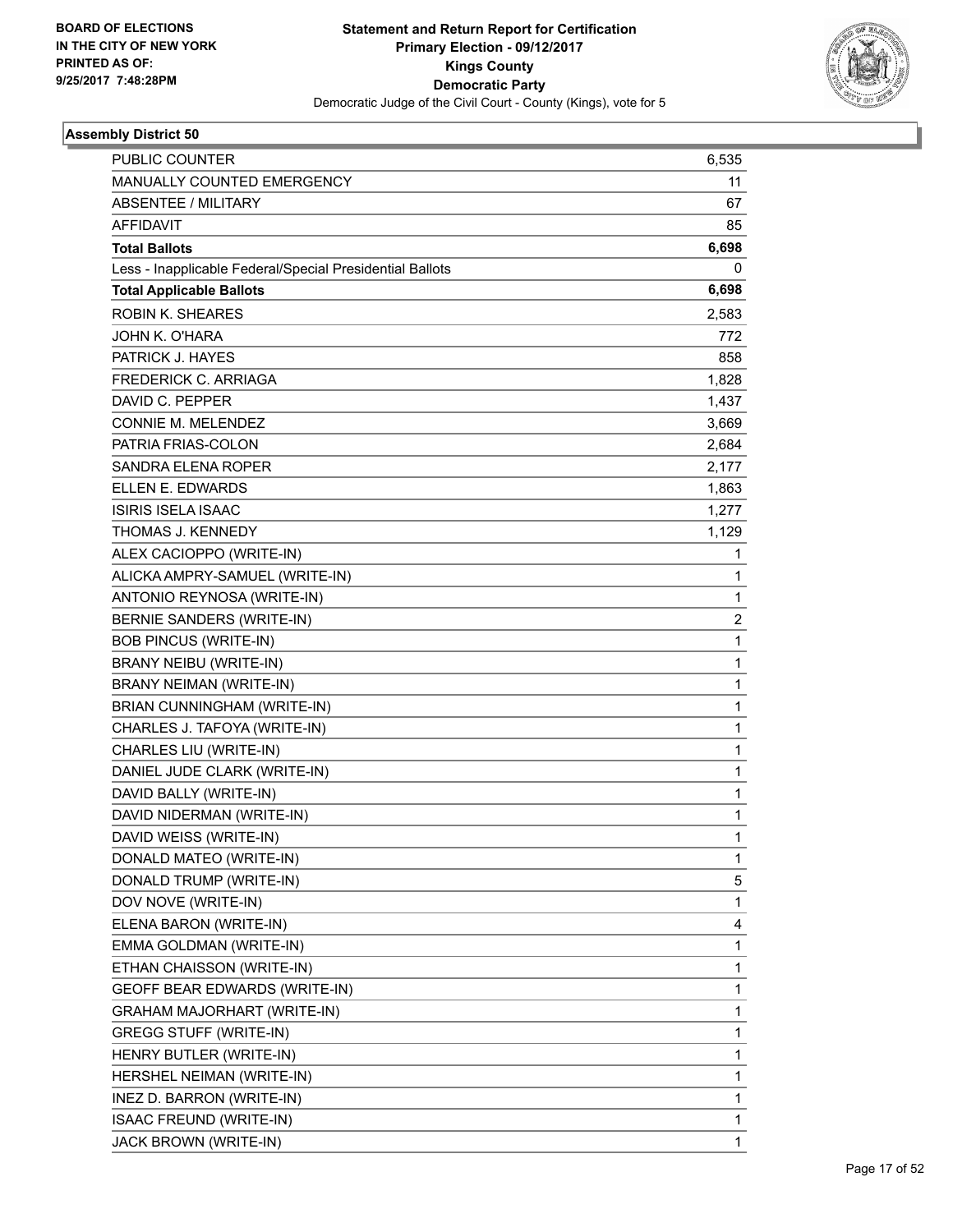**Assembly District 50**

| | |
|---|---|
| PUBLIC COUNTER | 6,535 |
| MANUALLY COUNTED EMERGENCY | 11 |
| ABSENTEE / MILITARY | 67 |
| AFFIDAVIT | 85 |
| **Total Ballots** | **6,698** |
| Less - Inapplicable Federal/Special Presidential Ballots | 0 |
| **Total Applicable Ballots** | **6,698** |
| ROBIN K. SHEARES | 2,583 |
| JOHN K. O'HARA | 772 |
| PATRICK J. HAYES | 858 |
| FREDERICK C. ARRIAGA | 1,828 |
| DAVID C. PEPPER | 1,437 |
| CONNIE M. MELENDEZ | 3,669 |
| PATRIA FRIAS-COLON | 2,684 |
| SANDRA ELENA ROPER | 2,177 |
| ELLEN E. EDWARDS | 1,863 |
| ISIRIS ISELA ISAAC | 1,277 |
| THOMAS J. KENNEDY | 1,129 |
| ALEX CACIOPPO (WRITE-IN) | 1 |
| ALICKA AMPRY-SAMUEL (WRITE-IN) | 1 |
| ANTONIO REYNOSA (WRITE-IN) | 1 |
| BERNIE SANDERS (WRITE-IN) | 2 |
| BOB PINCUS (WRITE-IN) | 1 |
| BRANY NEIBU (WRITE-IN) | 1 |
| BRANY NEIMAN (WRITE-IN) | 1 |
| BRIAN CUNNINGHAM (WRITE-IN) | 1 |
| CHARLES J. TAFOYA (WRITE-IN) | 1 |
| CHARLES LIU (WRITE-IN) | 1 |
| DANIEL JUDE CLARK (WRITE-IN) | 1 |
| DAVID BALLY (WRITE-IN) | 1 |
| DAVID NIDERMAN (WRITE-IN) | 1 |
| DAVID WEISS (WRITE-IN) | 1 |
| DONALD MATEO (WRITE-IN) | 1 |
| DONALD TRUMP (WRITE-IN) | 5 |
| DOV NOVE (WRITE-IN) | 1 |
| ELENA BARON (WRITE-IN) | 4 |
| EMMA GOLDMAN (WRITE-IN) | 1 |
| ETHAN CHAISSON (WRITE-IN) | 1 |
| GEOFF BEAR EDWARDS (WRITE-IN) | 1 |
| GRAHAM MAJORHART (WRITE-IN) | 1 |
| GREGG STUFF (WRITE-IN) | 1 |
| HENRY BUTLER (WRITE-IN) | 1 |
| HERSHEL NEIMAN (WRITE-IN) | 1 |
| INEZ D. BARRON (WRITE-IN) | 1 |
| ISAAC FREUND (WRITE-IN) | 1 |
| JACK BROWN (WRITE-IN) | 1 |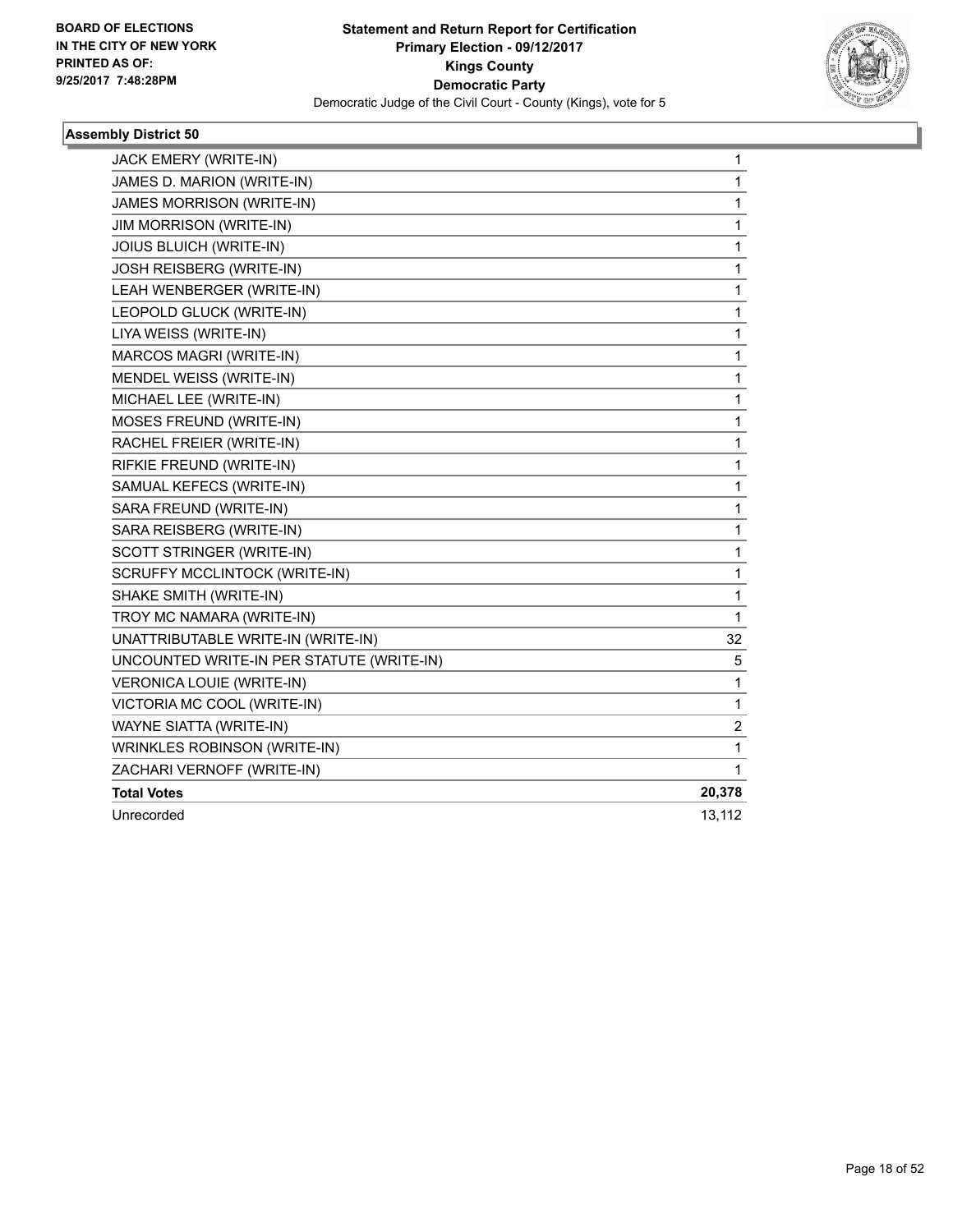BOARD OF ELECTIONS
IN THE CITY OF NEW YORK
PRINTED AS OF:
9/25/2017 7:48:28PM

**Statement and Return Report for Certification**
**Primary Election - 09/12/2017**
**Kings County**
**Democratic Party**
Democratic Judge of the Civil Court - County (Kings), vote for 5

### Assembly District 50

| | |
|---|---|
| JACK EMERY (WRITE-IN) | 1 |
| JAMES D. MARION (WRITE-IN) | 1 |
| JAMES MORRISON (WRITE-IN) | 1 |
| JIM MORRISON (WRITE-IN) | 1 |
| JOIUS BLUICH (WRITE-IN) | 1 |
| JOSH REISBERG (WRITE-IN) | 1 |
| LEAH WENBERGER (WRITE-IN) | 1 |
| LEOPOLD GLUCK (WRITE-IN) | 1 |
| LIYA WEISS (WRITE-IN) | 1 |
| MARCOS MAGRI (WRITE-IN) | 1 |
| MENDEL WEISS (WRITE-IN) | 1 |
| MICHAEL LEE (WRITE-IN) | 1 |
| MOSES FREUND (WRITE-IN) | 1 |
| RACHEL FREIER (WRITE-IN) | 1 |
| RIFKIE FREUND (WRITE-IN) | 1 |
| SAMUAL KEFECS (WRITE-IN) | 1 |
| SARA FREUND (WRITE-IN) | 1 |
| SARA REISBERG (WRITE-IN) | 1 |
| SCOTT STRINGER (WRITE-IN) | 1 |
| SCRUFFY MCCLINTOCK (WRITE-IN) | 1 |
| SHAKE SMITH (WRITE-IN) | 1 |
| TROY MC NAMARA (WRITE-IN) | 1 |
| UNATTRIBUTABLE WRITE-IN (WRITE-IN) | 32 |
| UNCOUNTED WRITE-IN PER STATUTE (WRITE-IN) | 5 |
| VERONICA LOUIE (WRITE-IN) | 1 |
| VICTORIA MC COOL (WRITE-IN) | 1 |
| WAYNE SIATTA (WRITE-IN) | 2 |
| WRINKLES ROBINSON (WRITE-IN) | 1 |
| ZACHARI VERNOFF (WRITE-IN) | 1 |
| **Total Votes** | **20,378** |
| Unrecorded | 13,112 |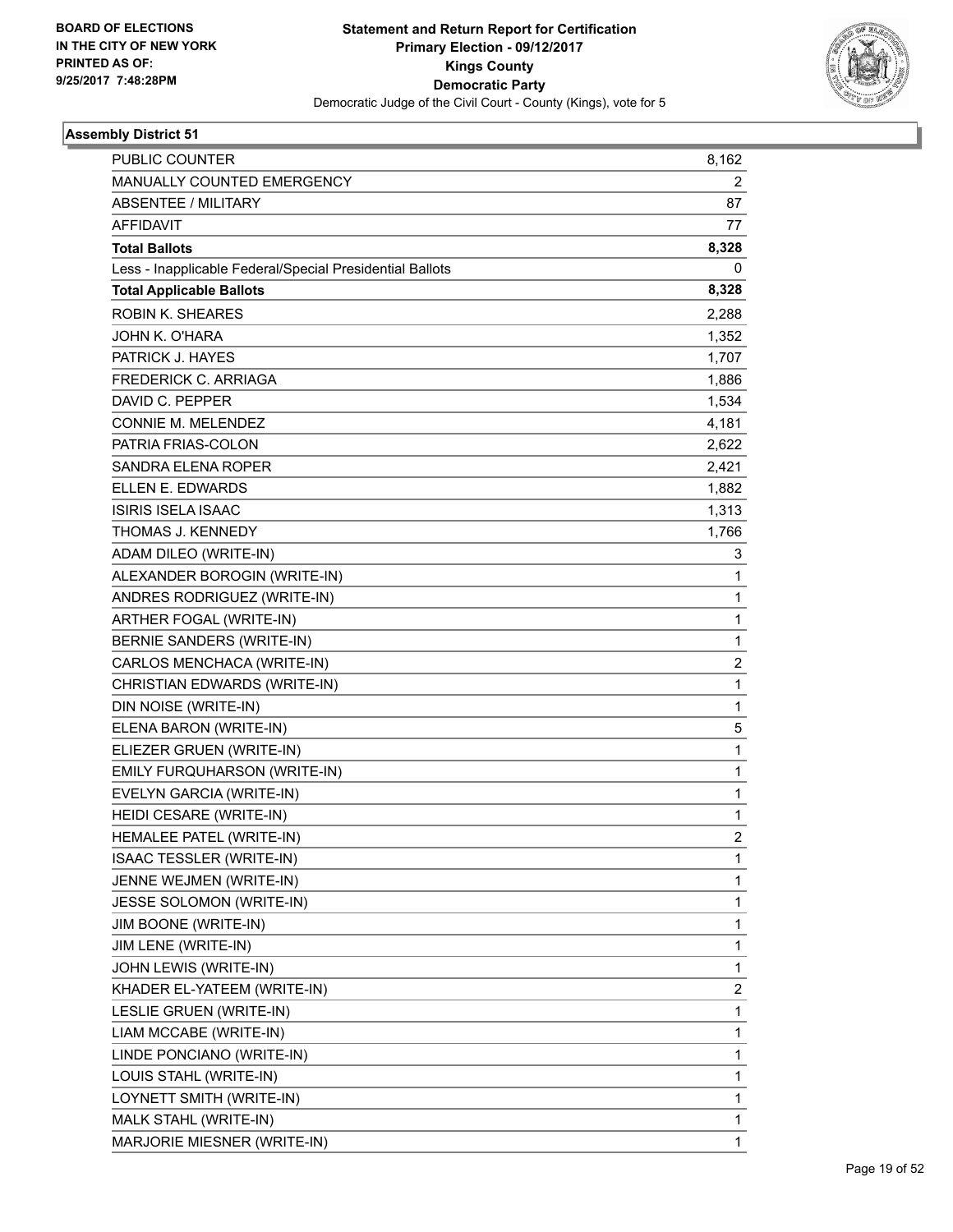**BOARD OF ELECTIONS IN THE CITY OF NEW YORK PRINTED AS OF: 9/25/2017 7:48:28PM**

# Statement and Return Report for Certification
## Primary Election - 09/12/2017
## Kings County
## Democratic Party
### Democratic Judge of the Civil Court - County (Kings), vote for 5

**Assembly District 51**

| | |
|---|---|
| PUBLIC COUNTER | 8,162 |
| MANUALLY COUNTED EMERGENCY | 2 |
| ABSENTEE / MILITARY | 87 |
| AFFIDAVIT | 77 |
| **Total Ballots** | **8,328** |
| Less - Inapplicable Federal/Special Presidential Ballots | 0 |
| **Total Applicable Ballots** | **8,328** |
| ROBIN K. SHEARES | 2,288 |
| JOHN K. O'HARA | 1,352 |
| PATRICK J. HAYES | 1,707 |
| FREDERICK C. ARRIAGA | 1,886 |
| DAVID C. PEPPER | 1,534 |
| CONNIE M. MELENDEZ | 4,181 |
| PATRIA FRIAS-COLON | 2,622 |
| SANDRA ELENA ROPER | 2,421 |
| ELLEN E. EDWARDS | 1,882 |
| ISIRIS ISELA ISAAC | 1,313 |
| THOMAS J. KENNEDY | 1,766 |
| ADAM DILEO (WRITE-IN) | 3 |
| ALEXANDER BOROGIN (WRITE-IN) | 1 |
| ANDRES RODRIGUEZ (WRITE-IN) | 1 |
| ARTHER FOGAL (WRITE-IN) | 1 |
| BERNIE SANDERS (WRITE-IN) | 1 |
| CARLOS MENCHACA (WRITE-IN) | 2 |
| CHRISTIAN EDWARDS (WRITE-IN) | 1 |
| DIN NOISE (WRITE-IN) | 1 |
| ELENA BARON (WRITE-IN) | 5 |
| ELIEZER GRUEN (WRITE-IN) | 1 |
| EMILY FURQUHARSON (WRITE-IN) | 1 |
| EVELYN GARCIA (WRITE-IN) | 1 |
| HEIDI CESARE (WRITE-IN) | 1 |
| HEMALEE PATEL (WRITE-IN) | 2 |
| ISAAC TESSLER (WRITE-IN) | 1 |
| JENNE WEJMEN (WRITE-IN) | 1 |
| JESSE SOLOMON (WRITE-IN) | 1 |
| JIM BOONE (WRITE-IN) | 1 |
| JIM LENE (WRITE-IN) | 1 |
| JOHN LEWIS (WRITE-IN) | 1 |
| KHADER EL-YATEEM (WRITE-IN) | 2 |
| LESLIE GRUEN (WRITE-IN) | 1 |
| LIAM MCCABE (WRITE-IN) | 1 |
| LINDE PONCIANO (WRITE-IN) | 1 |
| LOUIS STAHL (WRITE-IN) | 1 |
| LOYNETT SMITH (WRITE-IN) | 1 |
| MALK STAHL (WRITE-IN) | 1 |
| MARJORIE MIESNER (WRITE-IN) | 1 |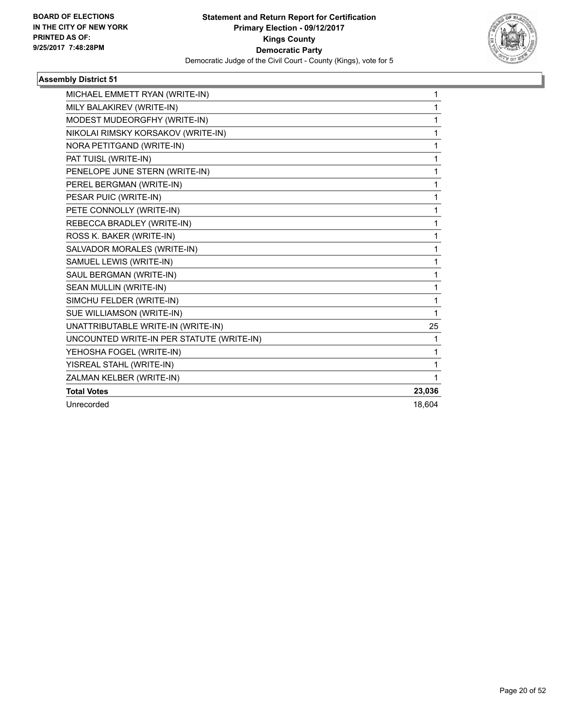**Statement and Return Report for Certification**
**Primary Election - 09/12/2017**
**Kings County**
**Democratic Party**
Democratic Judge of the Civil Court - County (Kings), vote for 5

BOARD OF ELECTIONS
IN THE CITY OF NEW YORK
PRINTED AS OF:
9/25/2017 7:48:28PM

### Assembly District 51

| | |
|---|---|
| MICHAEL EMMETT RYAN (WRITE-IN) | 1 |
| MILY BALAKIREV (WRITE-IN) | 1 |
| MODEST MUDEORGFHY (WRITE-IN) | 1 |
| NIKOLAI RIMSKY KORSAKOV (WRITE-IN) | 1 |
| NORA PETITGAND (WRITE-IN) | 1 |
| PAT TUISL (WRITE-IN) | 1 |
| PENELOPE JUNE STERN (WRITE-IN) | 1 |
| PEREL BERGMAN (WRITE-IN) | 1 |
| PESAR PUIC (WRITE-IN) | 1 |
| PETE CONNOLLY (WRITE-IN) | 1 |
| REBECCA BRADLEY (WRITE-IN) | 1 |
| ROSS K. BAKER (WRITE-IN) | 1 |
| SALVADOR MORALES (WRITE-IN) | 1 |
| SAMUEL LEWIS (WRITE-IN) | 1 |
| SAUL BERGMAN (WRITE-IN) | 1 |
| SEAN MULLIN (WRITE-IN) | 1 |
| SIMCHU FELDER (WRITE-IN) | 1 |
| SUE WILLIAMSON (WRITE-IN) | 1 |
| UNATTRIBUTABLE WRITE-IN (WRITE-IN) | 25 |
| UNCOUNTED WRITE-IN PER STATUTE (WRITE-IN) | 1 |
| YEHOSHA FOGEL (WRITE-IN) | 1 |
| YISREAL STAHL (WRITE-IN) | 1 |
| ZALMAN KELBER (WRITE-IN) | 1 |
| **Total Votes** | **23,036** |
| Unrecorded | 18,604 |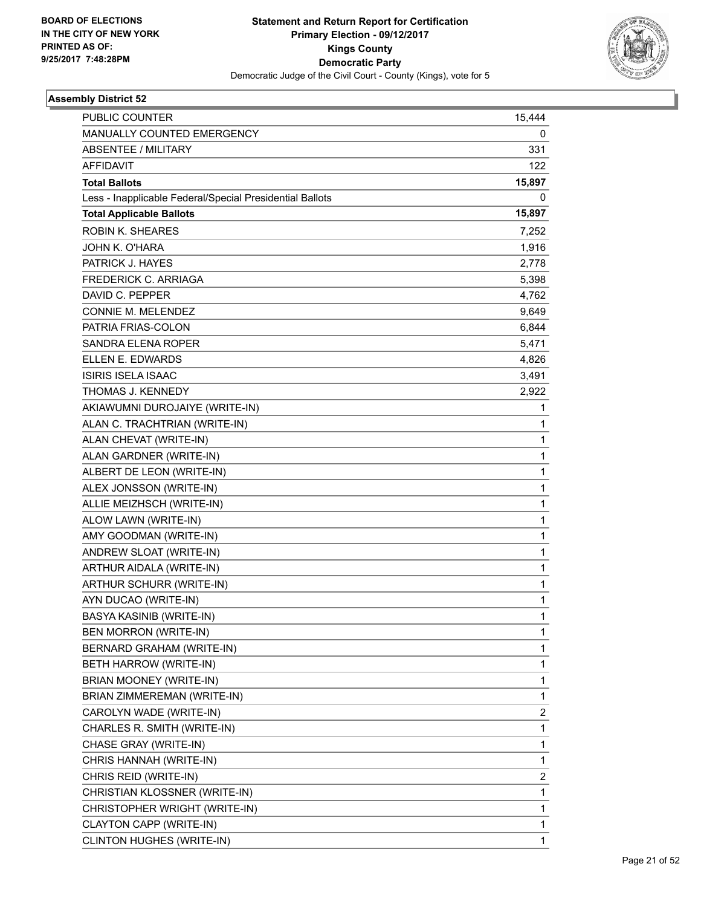BOARD OF ELECTIONS
IN THE CITY OF NEW YORK
PRINTED AS OF:
9/25/2017 7:48:28PM

**Statement and Return Report for Certification**
**Primary Election - 09/12/2017**
**Kings County**
**Democratic Party**
Democratic Judge of the Civil Court - County (Kings), vote for 5

## Assembly District 52

| | |
|---|---|
| PUBLIC COUNTER | 15,444 |
| MANUALLY COUNTED EMERGENCY | 0 |
| ABSENTEE / MILITARY | 331 |
| AFFIDAVIT | 122 |
| **Total Ballots** | **15,897** |
| Less - Inapplicable Federal/Special Presidential Ballots | 0 |
| **Total Applicable Ballots** | **15,897** |
| ROBIN K. SHEARES | 7,252 |
| JOHN K. O'HARA | 1,916 |
| PATRICK J. HAYES | 2,778 |
| FREDERICK C. ARRIAGA | 5,398 |
| DAVID C. PEPPER | 4,762 |
| CONNIE M. MELENDEZ | 9,649 |
| PATRIA FRIAS-COLON | 6,844 |
| SANDRA ELENA ROPER | 5,471 |
| ELLEN E. EDWARDS | 4,826 |
| ISIRIS ISELA ISAAC | 3,491 |
| THOMAS J. KENNEDY | 2,922 |
| AKIAWUMNI DUROJAIYE (WRITE-IN) | 1 |
| ALAN C. TRACHTRIAN (WRITE-IN) | 1 |
| ALAN CHEVAT (WRITE-IN) | 1 |
| ALAN GARDNER (WRITE-IN) | 1 |
| ALBERT DE LEON (WRITE-IN) | 1 |
| ALEX JONSSON (WRITE-IN) | 1 |
| ALLIE MEIZHSCH (WRITE-IN) | 1 |
| ALOW LAWN (WRITE-IN) | 1 |
| AMY GOODMAN (WRITE-IN) | 1 |
| ANDREW SLOAT (WRITE-IN) | 1 |
| ARTHUR AIDALA (WRITE-IN) | 1 |
| ARTHUR SCHURR (WRITE-IN) | 1 |
| AYN DUCAO (WRITE-IN) | 1 |
| BASYA KASINIB (WRITE-IN) | 1 |
| BEN MORRON (WRITE-IN) | 1 |
| BERNARD GRAHAM (WRITE-IN) | 1 |
| BETH HARROW (WRITE-IN) | 1 |
| BRIAN MOONEY (WRITE-IN) | 1 |
| BRIAN ZIMMEREMAN (WRITE-IN) | 1 |
| CAROLYN WADE (WRITE-IN) | 2 |
| CHARLES R. SMITH (WRITE-IN) | 1 |
| CHASE GRAY (WRITE-IN) | 1 |
| CHRIS HANNAH (WRITE-IN) | 1 |
| CHRIS REID (WRITE-IN) | 2 |
| CHRISTIAN KLOSSNER (WRITE-IN) | 1 |
| CHRISTOPHER WRIGHT (WRITE-IN) | 1 |
| CLAYTON CAPP (WRITE-IN) | 1 |
| CLINTON HUGHES (WRITE-IN) | 1 |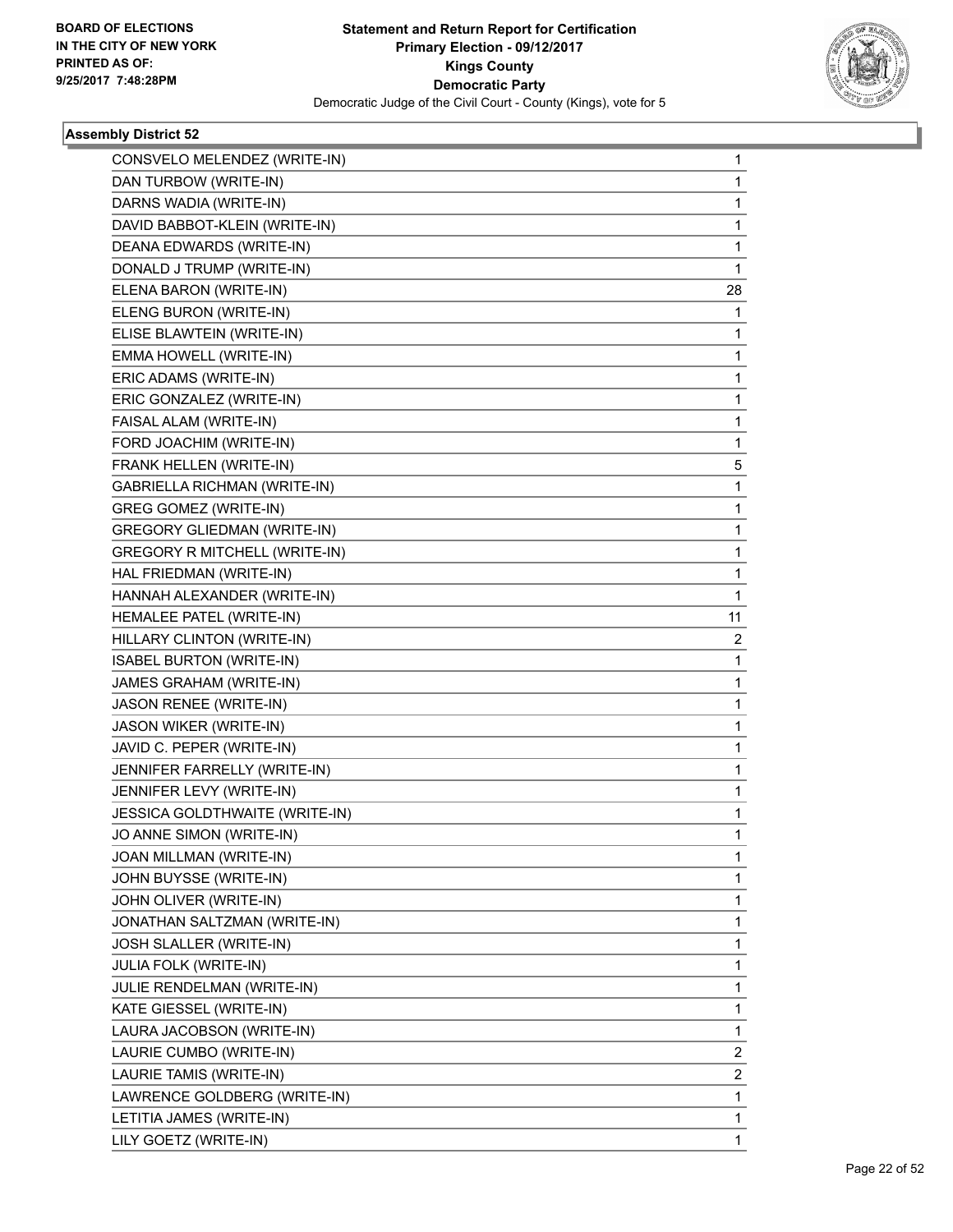BOARD OF ELECTIONS
IN THE CITY OF NEW YORK
PRINTED AS OF:
9/25/2017 7:48:28PM

**Statement and Return Report for Certification**
**Primary Election - 09/12/2017**
**Kings County**
**Democratic Party**
Democratic Judge of the Civil Court - County (Kings), vote for 5

### Assembly District 52

| | |
|---|---|
| CONSVELO MELENDEZ (WRITE-IN) | 1 |
| DAN TURBOW (WRITE-IN) | 1 |
| DARNS WADIA (WRITE-IN) | 1 |
| DAVID BABBOT-KLEIN (WRITE-IN) | 1 |
| DEANA EDWARDS (WRITE-IN) | 1 |
| DONALD J TRUMP (WRITE-IN) | 1 |
| ELENA BARON (WRITE-IN) | 28 |
| ELENG BURON (WRITE-IN) | 1 |
| ELISE BLAWTEIN (WRITE-IN) | 1 |
| EMMA HOWELL (WRITE-IN) | 1 |
| ERIC ADAMS (WRITE-IN) | 1 |
| ERIC GONZALEZ (WRITE-IN) | 1 |
| FAISAL ALAM (WRITE-IN) | 1 |
| FORD JOACHIM (WRITE-IN) | 1 |
| FRANK HELLEN (WRITE-IN) | 5 |
| GABRIELLA RICHMAN (WRITE-IN) | 1 |
| GREG GOMEZ (WRITE-IN) | 1 |
| GREGORY GLIEDMAN (WRITE-IN) | 1 |
| GREGORY R MITCHELL (WRITE-IN) | 1 |
| HAL FRIEDMAN (WRITE-IN) | 1 |
| HANNAH ALEXANDER (WRITE-IN) | 1 |
| HEMALEE PATEL (WRITE-IN) | 11 |
| HILLARY CLINTON (WRITE-IN) | 2 |
| ISABEL BURTON (WRITE-IN) | 1 |
| JAMES GRAHAM (WRITE-IN) | 1 |
| JASON RENEE (WRITE-IN) | 1 |
| JASON WIKER (WRITE-IN) | 1 |
| JAVID C. PEPER (WRITE-IN) | 1 |
| JENNIFER FARRELLY (WRITE-IN) | 1 |
| JENNIFER LEVY (WRITE-IN) | 1 |
| JESSICA GOLDTHWAITE (WRITE-IN) | 1 |
| JO ANNE SIMON (WRITE-IN) | 1 |
| JOAN MILLMAN (WRITE-IN) | 1 |
| JOHN BUYSSE (WRITE-IN) | 1 |
| JOHN OLIVER (WRITE-IN) | 1 |
| JONATHAN SALTZMAN (WRITE-IN) | 1 |
| JOSH SLALLER (WRITE-IN) | 1 |
| JULIA FOLK (WRITE-IN) | 1 |
| JULIE RENDELMAN (WRITE-IN) | 1 |
| KATE GIESSEL (WRITE-IN) | 1 |
| LAURA JACOBSON (WRITE-IN) | 1 |
| LAURIE CUMBO (WRITE-IN) | 2 |
| LAURIE TAMIS (WRITE-IN) | 2 |
| LAWRENCE GOLDBERG (WRITE-IN) | 1 |
| LETITIA JAMES (WRITE-IN) | 1 |
| LILY GOETZ (WRITE-IN) | 1 |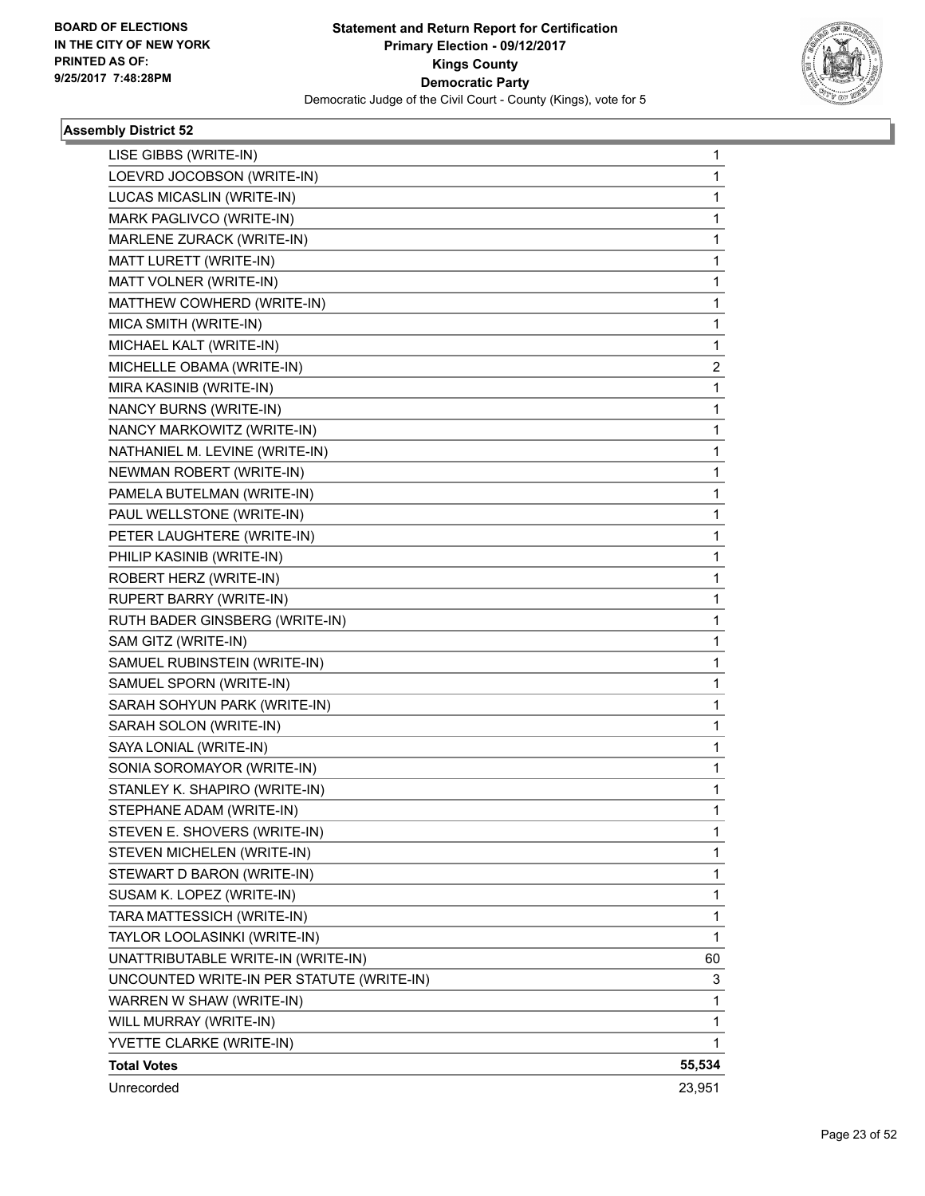**Assembly District 52**

| | |
|---|---|
| LISE GIBBS (WRITE-IN) | 1 |
| LOEVRD JOCOBSON (WRITE-IN) | 1 |
| LUCAS MICASLIN (WRITE-IN) | 1 |
| MARK PAGLIVCO (WRITE-IN) | 1 |
| MARLENE ZURACK (WRITE-IN) | 1 |
| MATT LURETT (WRITE-IN) | 1 |
| MATT VOLNER (WRITE-IN) | 1 |
| MATTHEW COWHERD (WRITE-IN) | 1 |
| MICA SMITH (WRITE-IN) | 1 |
| MICHAEL KALT (WRITE-IN) | 1 |
| MICHELLE OBAMA (WRITE-IN) | 2 |
| MIRA KASINIB (WRITE-IN) | 1 |
| NANCY BURNS (WRITE-IN) | 1 |
| NANCY MARKOWITZ (WRITE-IN) | 1 |
| NATHANIEL M. LEVINE (WRITE-IN) | 1 |
| NEWMAN ROBERT (WRITE-IN) | 1 |
| PAMELA BUTELMAN (WRITE-IN) | 1 |
| PAUL WELLSTONE (WRITE-IN) | 1 |
| PETER LAUGHTERE (WRITE-IN) | 1 |
| PHILIP KASINIB (WRITE-IN) | 1 |
| ROBERT HERZ (WRITE-IN) | 1 |
| RUPERT BARRY (WRITE-IN) | 1 |
| RUTH BADER GINSBERG (WRITE-IN) | 1 |
| SAM GITZ (WRITE-IN) | 1 |
| SAMUEL RUBINSTEIN (WRITE-IN) | 1 |
| SAMUEL SPORN (WRITE-IN) | 1 |
| SARAH SOHYUN PARK (WRITE-IN) | 1 |
| SARAH SOLON (WRITE-IN) | 1 |
| SAYA LONIAL (WRITE-IN) | 1 |
| SONIA SOROMAYOR (WRITE-IN) | 1 |
| STANLEY K. SHAPIRO (WRITE-IN) | 1 |
| STEPHANE ADAM (WRITE-IN) | 1 |
| STEVEN E. SHOVERS (WRITE-IN) | 1 |
| STEVEN MICHELEN (WRITE-IN) | 1 |
| STEWART D BARON (WRITE-IN) | 1 |
| SUSAM K. LOPEZ (WRITE-IN) | 1 |
| TARA MATTESSICH (WRITE-IN) | 1 |
| TAYLOR LOOLASINKI (WRITE-IN) | 1 |
| UNATTRIBUTABLE WRITE-IN (WRITE-IN) | 60 |
| UNCOUNTED WRITE-IN PER STATUTE (WRITE-IN) | 3 |
| WARREN W SHAW (WRITE-IN) | 1 |
| WILL MURRAY (WRITE-IN) | 1 |
| YVETTE CLARKE (WRITE-IN) | 1 |
| **Total Votes** | **55,534** |
| Unrecorded | 23,951 |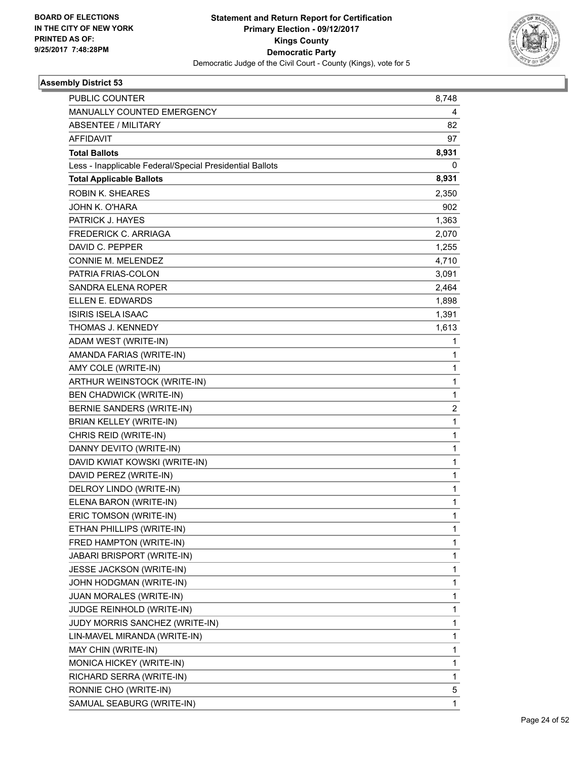BOARD OF ELECTIONS
IN THE CITY OF NEW YORK
PRINTED AS OF:
9/25/2017 7:48:28PM

**Statement and Return Report for Certification**
**Primary Election - 09/12/2017**
**Kings County**
**Democratic Party**
Democratic Judge of the Civil Court - County (Kings), vote for 5

### Assembly District 53

| | |
|---|---|
| PUBLIC COUNTER | 8,748 |
| MANUALLY COUNTED EMERGENCY | 4 |
| ABSENTEE / MILITARY | 82 |
| AFFIDAVIT | 97 |
| **Total Ballots** | **8,931** |
| Less - Inapplicable Federal/Special Presidential Ballots | 0 |
| **Total Applicable Ballots** | **8,931** |
| ROBIN K. SHEARES | 2,350 |
| JOHN K. O'HARA | 902 |
| PATRICK J. HAYES | 1,363 |
| FREDERICK C. ARRIAGA | 2,070 |
| DAVID C. PEPPER | 1,255 |
| CONNIE M. MELENDEZ | 4,710 |
| PATRIA FRIAS-COLON | 3,091 |
| SANDRA ELENA ROPER | 2,464 |
| ELLEN E. EDWARDS | 1,898 |
| ISIRIS ISELA ISAAC | 1,391 |
| THOMAS J. KENNEDY | 1,613 |
| ADAM WEST (WRITE-IN) | 1 |
| AMANDA FARIAS (WRITE-IN) | 1 |
| AMY COLE (WRITE-IN) | 1 |
| ARTHUR WEINSTOCK (WRITE-IN) | 1 |
| BEN CHADWICK (WRITE-IN) | 1 |
| BERNIE SANDERS (WRITE-IN) | 2 |
| BRIAN KELLEY (WRITE-IN) | 1 |
| CHRIS REID (WRITE-IN) | 1 |
| DANNY DEVITO (WRITE-IN) | 1 |
| DAVID KWIAT KOWSKI (WRITE-IN) | 1 |
| DAVID PEREZ (WRITE-IN) | 1 |
| DELROY LINDO (WRITE-IN) | 1 |
| ELENA BARON (WRITE-IN) | 1 |
| ERIC TOMSON (WRITE-IN) | 1 |
| ETHAN PHILLIPS (WRITE-IN) | 1 |
| FRED HAMPTON (WRITE-IN) | 1 |
| JABARI BRISPORT (WRITE-IN) | 1 |
| JESSE JACKSON (WRITE-IN) | 1 |
| JOHN HODGMAN (WRITE-IN) | 1 |
| JUAN MORALES (WRITE-IN) | 1 |
| JUDGE REINHOLD (WRITE-IN) | 1 |
| JUDY MORRIS SANCHEZ (WRITE-IN) | 1 |
| LIN-MAVEL MIRANDA (WRITE-IN) | 1 |
| MAY CHIN (WRITE-IN) | 1 |
| MONICA HICKEY (WRITE-IN) | 1 |
| RICHARD SERRA (WRITE-IN) | 1 |
| RONNIE CHO (WRITE-IN) | 5 |
| SAMUAL SEABURG (WRITE-IN) | 1 |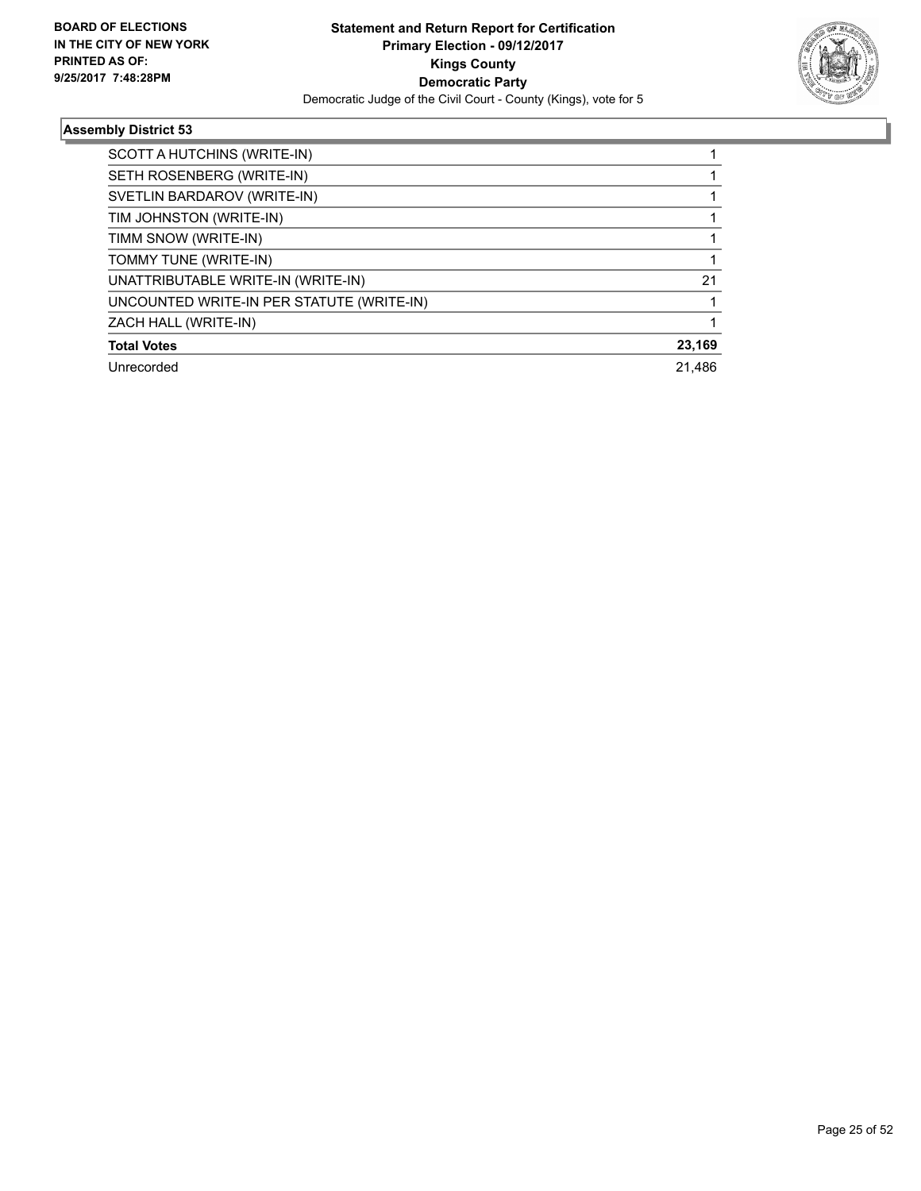**BOARD OF ELECTIONS IN THE CITY OF NEW YORK PRINTED AS OF: 9/25/2017 7:48:28PM**

**Statement and Return Report for Certification Primary Election - 09/12/2017 Kings County Democratic Party**

Democratic Judge of the Civil Court - County (Kings), vote for 5

### Assembly District 53

| | |
|---|---|
| SCOTT A HUTCHINS (WRITE-IN) | 1 |
| SETH ROSENBERG (WRITE-IN) | 1 |
| SVETLIN BARDAROV (WRITE-IN) | 1 |
| TIM JOHNSTON (WRITE-IN) | 1 |
| TIMM SNOW (WRITE-IN) | 1 |
| TOMMY TUNE (WRITE-IN) | 1 |
| UNATTRIBUTABLE WRITE-IN (WRITE-IN) | 21 |
| UNCOUNTED WRITE-IN PER STATUTE (WRITE-IN) | 1 |
| ZACH HALL (WRITE-IN) | 1 |
| **Total Votes** | **23,169** |
| Unrecorded | 21,486 |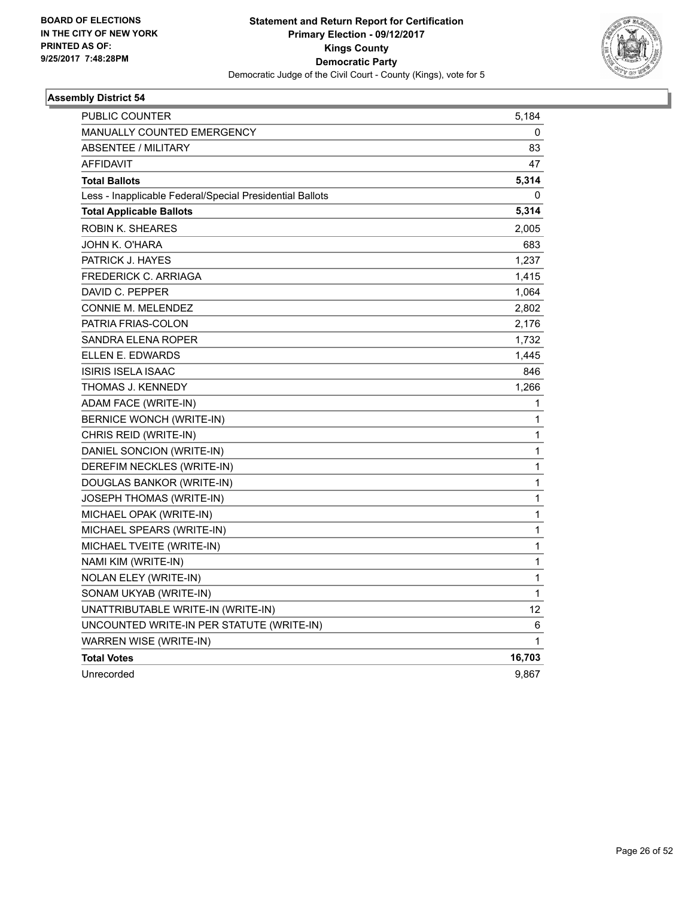BOARD OF ELECTIONS
IN THE CITY OF NEW YORK
PRINTED AS OF:
9/25/2017 7:48:28PM

**Statement and Return Report for Certification**
**Primary Election - 09/12/2017**
**Kings County**
**Democratic Party**
Democratic Judge of the Civil Court - County (Kings), vote for 5

### Assembly District 54

| | |
|---|---|
| PUBLIC COUNTER | 5,184 |
| MANUALLY COUNTED EMERGENCY | 0 |
| ABSENTEE / MILITARY | 83 |
| AFFIDAVIT | 47 |
| **Total Ballots** | **5,314** |
| Less - Inapplicable Federal/Special Presidential Ballots | 0 |
| **Total Applicable Ballots** | **5,314** |
| ROBIN K. SHEARES | 2,005 |
| JOHN K. O'HARA | 683 |
| PATRICK J. HAYES | 1,237 |
| FREDERICK C. ARRIAGA | 1,415 |
| DAVID C. PEPPER | 1,064 |
| CONNIE M. MELENDEZ | 2,802 |
| PATRIA FRIAS-COLON | 2,176 |
| SANDRA ELENA ROPER | 1,732 |
| ELLEN E. EDWARDS | 1,445 |
| ISIRIS ISELA ISAAC | 846 |
| THOMAS J. KENNEDY | 1,266 |
| ADAM FACE (WRITE-IN) | 1 |
| BERNICE WONCH (WRITE-IN) | 1 |
| CHRIS REID (WRITE-IN) | 1 |
| DANIEL SONCION (WRITE-IN) | 1 |
| DEREFIM NECKLES (WRITE-IN) | 1 |
| DOUGLAS BANKOR (WRITE-IN) | 1 |
| JOSEPH THOMAS (WRITE-IN) | 1 |
| MICHAEL OPAK (WRITE-IN) | 1 |
| MICHAEL SPEARS (WRITE-IN) | 1 |
| MICHAEL TVEITE (WRITE-IN) | 1 |
| NAMI KIM (WRITE-IN) | 1 |
| NOLAN ELEY (WRITE-IN) | 1 |
| SONAM UKYAB (WRITE-IN) | 1 |
| UNATTRIBUTABLE WRITE-IN (WRITE-IN) | 12 |
| UNCOUNTED WRITE-IN PER STATUTE (WRITE-IN) | 6 |
| WARREN WISE (WRITE-IN) | 1 |
| **Total Votes** | **16,703** |
| Unrecorded | 9,867 |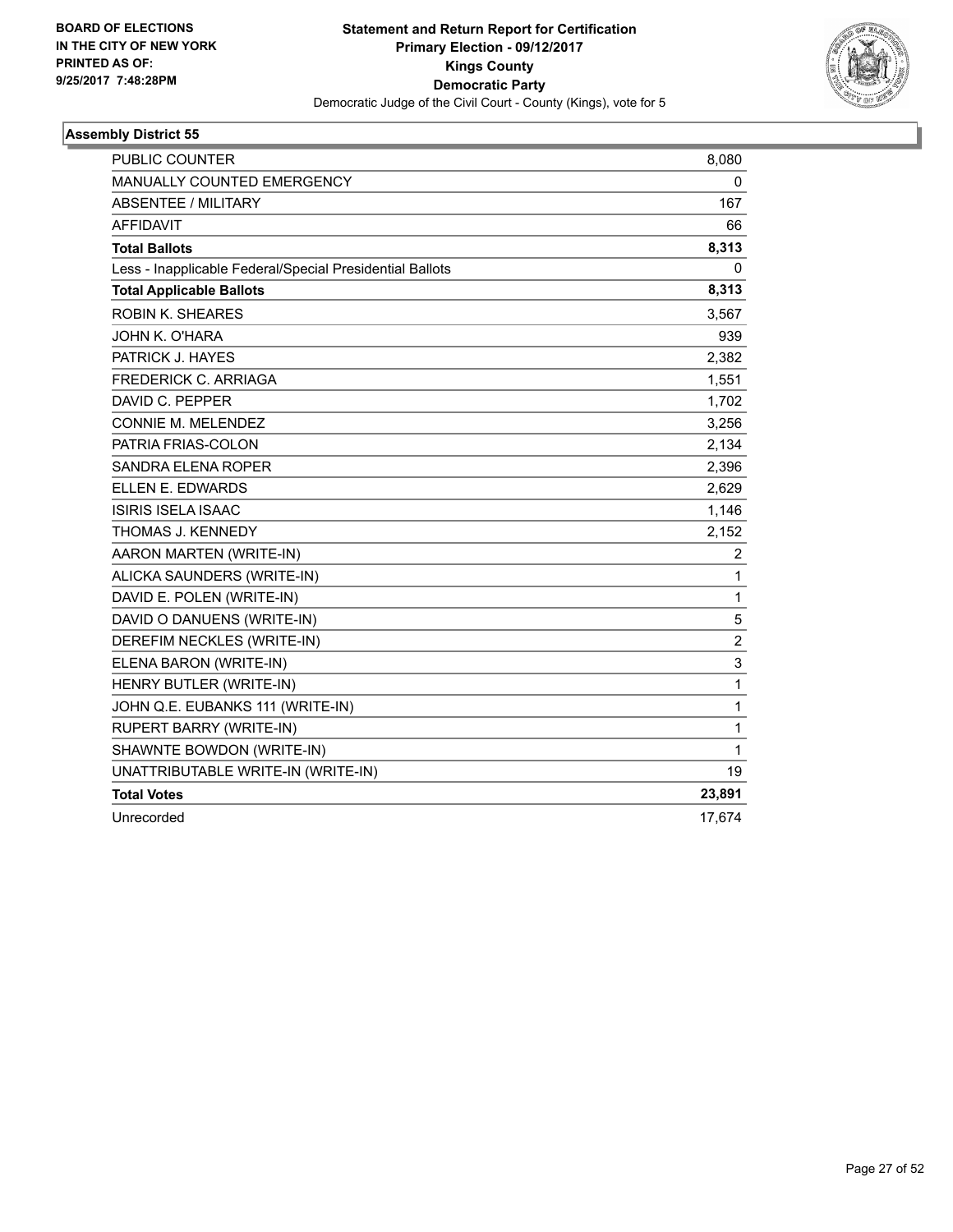**BOARD OF ELECTIONS IN THE CITY OF NEW YORK PRINTED AS OF: 9/25/2017 7:48:28PM**

**Statement and Return Report for Certification**
**Primary Election - 09/12/2017**
**Kings County**
**Democratic Party**
Democratic Judge of the Civil Court - County (Kings), vote for 5

### Assembly District 55

| | |
|---|---|
| PUBLIC COUNTER | 8,080 |
| MANUALLY COUNTED EMERGENCY | 0 |
| ABSENTEE / MILITARY | 167 |
| AFFIDAVIT | 66 |
| **Total Ballots** | **8,313** |
| Less - Inapplicable Federal/Special Presidential Ballots | 0 |
| **Total Applicable Ballots** | **8,313** |
| ROBIN K. SHEARES | 3,567 |
| JOHN K. O'HARA | 939 |
| PATRICK J. HAYES | 2,382 |
| FREDERICK C. ARRIAGA | 1,551 |
| DAVID C. PEPPER | 1,702 |
| CONNIE M. MELENDEZ | 3,256 |
| PATRIA FRIAS-COLON | 2,134 |
| SANDRA ELENA ROPER | 2,396 |
| ELLEN E. EDWARDS | 2,629 |
| ISIRIS ISELA ISAAC | 1,146 |
| THOMAS J. KENNEDY | 2,152 |
| AARON MARTEN (WRITE-IN) | 2 |
| ALICKA SAUNDERS (WRITE-IN) | 1 |
| DAVID E. POLEN (WRITE-IN) | 1 |
| DAVID O DANUENS (WRITE-IN) | 5 |
| DEREFIM NECKLES (WRITE-IN) | 2 |
| ELENA BARON (WRITE-IN) | 3 |
| HENRY BUTLER (WRITE-IN) | 1 |
| JOHN Q.E. EUBANKS 111 (WRITE-IN) | 1 |
| RUPERT BARRY (WRITE-IN) | 1 |
| SHAWNTE BOWDON (WRITE-IN) | 1 |
| UNATTRIBUTABLE WRITE-IN (WRITE-IN) | 19 |
| **Total Votes** | **23,891** |
| Unrecorded | 17,674 |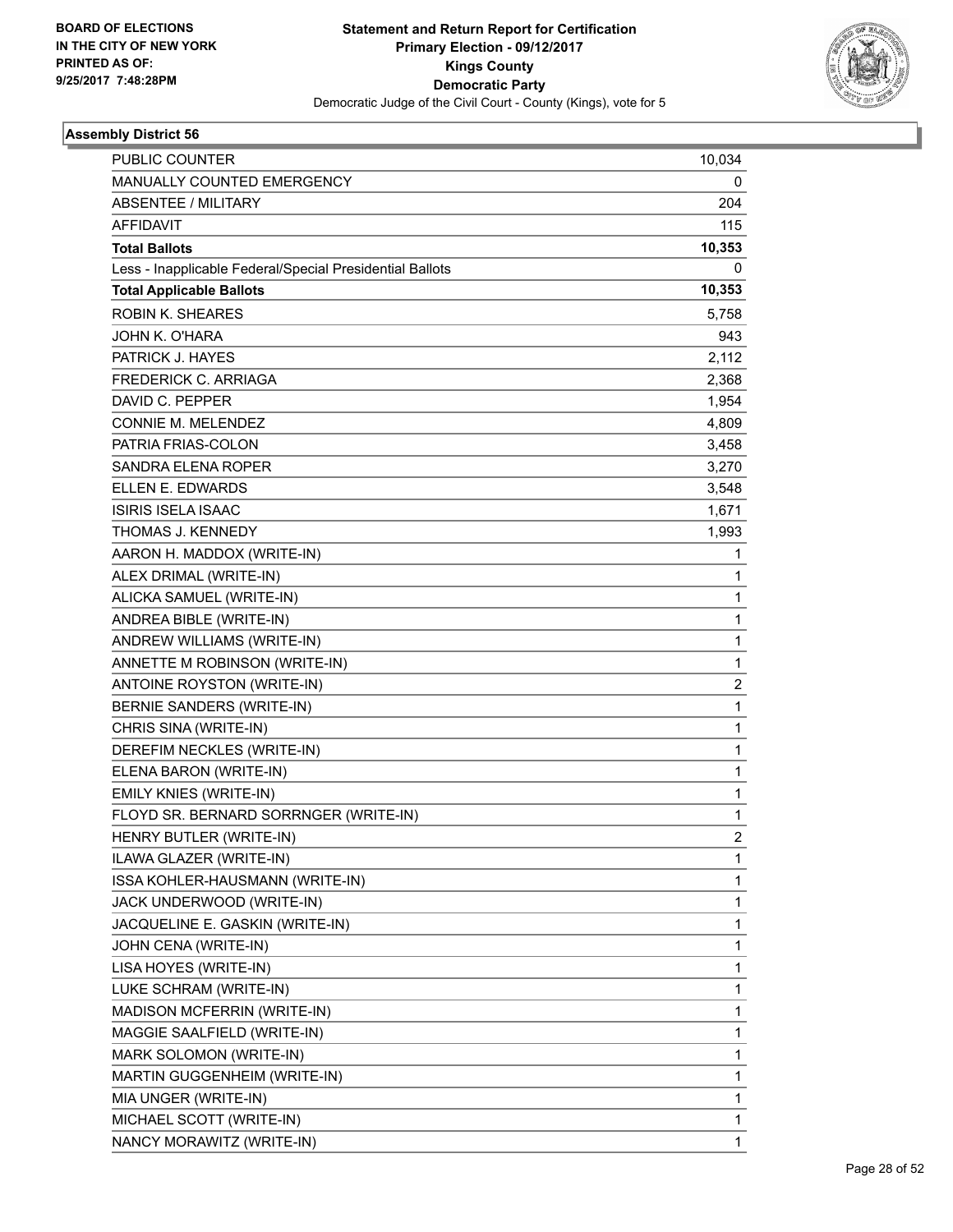**BOARD OF ELECTIONS IN THE CITY OF NEW YORK PRINTED AS OF: 9/25/2017 7:48:28PM**

# Statement and Return Report for Certification
## Primary Election - 09/12/2017
## Kings County
## Democratic Party
### Democratic Judge of the Civil Court - County (Kings), vote for 5

### Assembly District 56

| | |
|---|---|
| PUBLIC COUNTER | 10,034 |
| MANUALLY COUNTED EMERGENCY | 0 |
| ABSENTEE / MILITARY | 204 |
| AFFIDAVIT | 115 |
| **Total Ballots** | **10,353** |
| Less - Inapplicable Federal/Special Presidential Ballots | 0 |
| **Total Applicable Ballots** | **10,353** |
| ROBIN K. SHEARES | 5,758 |
| JOHN K. O'HARA | 943 |
| PATRICK J. HAYES | 2,112 |
| FREDERICK C. ARRIAGA | 2,368 |
| DAVID C. PEPPER | 1,954 |
| CONNIE M. MELENDEZ | 4,809 |
| PATRIA FRIAS-COLON | 3,458 |
| SANDRA ELENA ROPER | 3,270 |
| ELLEN E. EDWARDS | 3,548 |
| ISIRIS ISELA ISAAC | 1,671 |
| THOMAS J. KENNEDY | 1,993 |
| AARON H. MADDOX (WRITE-IN) | 1 |
| ALEX DRIMAL (WRITE-IN) | 1 |
| ALICKA SAMUEL (WRITE-IN) | 1 |
| ANDREA BIBLE (WRITE-IN) | 1 |
| ANDREW WILLIAMS (WRITE-IN) | 1 |
| ANNETTE M ROBINSON (WRITE-IN) | 1 |
| ANTOINE ROYSTON (WRITE-IN) | 2 |
| BERNIE SANDERS (WRITE-IN) | 1 |
| CHRIS SINA (WRITE-IN) | 1 |
| DEREFIM NECKLES (WRITE-IN) | 1 |
| ELENA BARON (WRITE-IN) | 1 |
| EMILY KNIES (WRITE-IN) | 1 |
| FLOYD SR. BERNARD SORRNGER (WRITE-IN) | 1 |
| HENRY BUTLER (WRITE-IN) | 2 |
| ILAWA GLAZER (WRITE-IN) | 1 |
| ISSA KOHLER-HAUSMANN (WRITE-IN) | 1 |
| JACK UNDERWOOD (WRITE-IN) | 1 |
| JACQUELINE E. GASKIN (WRITE-IN) | 1 |
| JOHN CENA (WRITE-IN) | 1 |
| LISA HOYES (WRITE-IN) | 1 |
| LUKE SCHRAM (WRITE-IN) | 1 |
| MADISON MCFERRIN (WRITE-IN) | 1 |
| MAGGIE SAALFIELD (WRITE-IN) | 1 |
| MARK SOLOMON (WRITE-IN) | 1 |
| MARTIN GUGGENHEIM (WRITE-IN) | 1 |
| MIA UNGER (WRITE-IN) | 1 |
| MICHAEL SCOTT (WRITE-IN) | 1 |
| NANCY MORAWITZ (WRITE-IN) | 1 |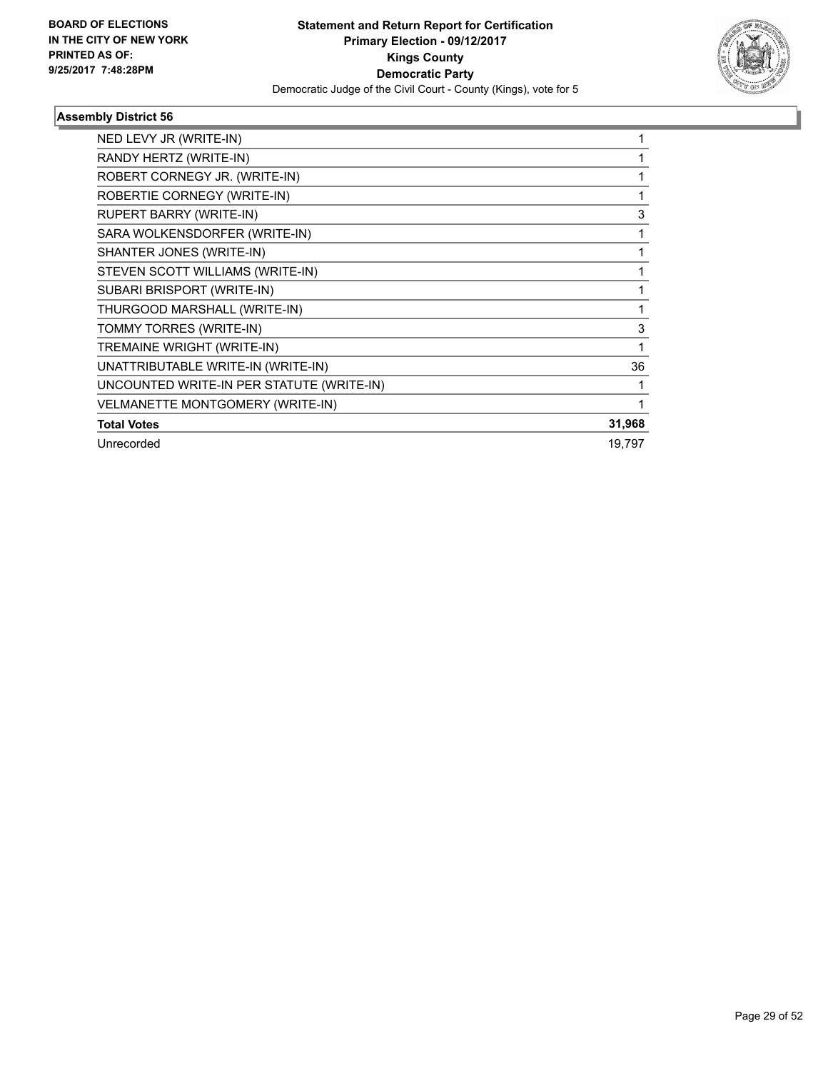**Statement and Return Report for Certification**
**Primary Election - 09/12/2017**
**Kings County**
**Democratic Party**
Democratic Judge of the Civil Court - County (Kings), vote for 5

BOARD OF ELECTIONS IN THE CITY OF NEW YORK PRINTED AS OF: 9/25/2017 7:48:28PM

### Assembly District 56

| | |
|---|---|
| NED LEVY JR (WRITE-IN) | 1 |
| RANDY HERTZ (WRITE-IN) | 1 |
| ROBERT CORNEGY JR. (WRITE-IN) | 1 |
| ROBERTIE CORNEGY (WRITE-IN) | 1 |
| RUPERT BARRY (WRITE-IN) | 3 |
| SARA WOLKENSDORFER (WRITE-IN) | 1 |
| SHANTER JONES (WRITE-IN) | 1 |
| STEVEN SCOTT WILLIAMS (WRITE-IN) | 1 |
| SUBARI BRISPORT (WRITE-IN) | 1 |
| THURGOOD MARSHALL (WRITE-IN) | 1 |
| TOMMY TORRES (WRITE-IN) | 3 |
| TREMAINE WRIGHT (WRITE-IN) | 1 |
| UNATTRIBUTABLE WRITE-IN (WRITE-IN) | 36 |
| UNCOUNTED WRITE-IN PER STATUTE (WRITE-IN) | 1 |
| VELMANETTE MONTGOMERY (WRITE-IN) | 1 |
| **Total Votes** | **31,968** |
| Unrecorded | 19,797 |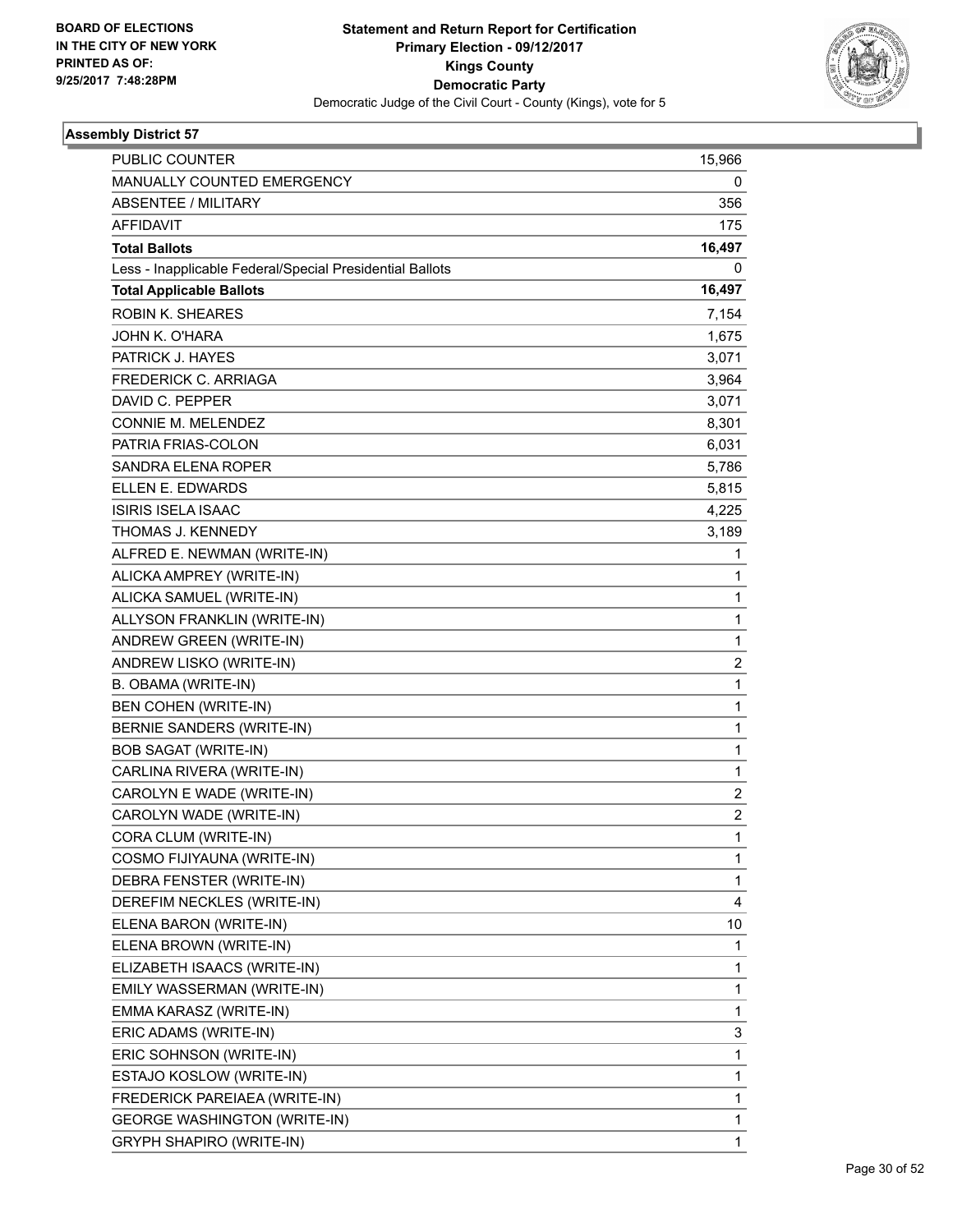BOARD OF ELECTIONS
IN THE CITY OF NEW YORK
PRINTED AS OF:
9/25/2017 7:48:28PM

**Statement and Return Report for Certification**
**Primary Election - 09/12/2017**
**Kings County**
**Democratic Party**
Democratic Judge of the Civil Court - County (Kings), vote for 5

### Assembly District 57

| | |
|---|---|
| PUBLIC COUNTER | 15,966 |
| MANUALLY COUNTED EMERGENCY | 0 |
| ABSENTEE / MILITARY | 356 |
| AFFIDAVIT | 175 |
| **Total Ballots** | **16,497** |
| Less - Inapplicable Federal/Special Presidential Ballots | 0 |
| **Total Applicable Ballots** | **16,497** |
| ROBIN K. SHEARES | 7,154 |
| JOHN K. O'HARA | 1,675 |
| PATRICK J. HAYES | 3,071 |
| FREDERICK C. ARRIAGA | 3,964 |
| DAVID C. PEPPER | 3,071 |
| CONNIE M. MELENDEZ | 8,301 |
| PATRIA FRIAS-COLON | 6,031 |
| SANDRA ELENA ROPER | 5,786 |
| ELLEN E. EDWARDS | 5,815 |
| ISIRIS ISELA ISAAC | 4,225 |
| THOMAS J. KENNEDY | 3,189 |
| ALFRED E. NEWMAN (WRITE-IN) | 1 |
| ALICKA AMPREY (WRITE-IN) | 1 |
| ALICKA SAMUEL (WRITE-IN) | 1 |
| ALLYSON FRANKLIN (WRITE-IN) | 1 |
| ANDREW GREEN (WRITE-IN) | 1 |
| ANDREW LISKO (WRITE-IN) | 2 |
| B. OBAMA (WRITE-IN) | 1 |
| BEN COHEN (WRITE-IN) | 1 |
| BERNIE SANDERS (WRITE-IN) | 1 |
| BOB SAGAT (WRITE-IN) | 1 |
| CARLINA RIVERA (WRITE-IN) | 1 |
| CAROLYN E WADE (WRITE-IN) | 2 |
| CAROLYN WADE (WRITE-IN) | 2 |
| CORA CLUM (WRITE-IN) | 1 |
| COSMO FIJIYAUNA (WRITE-IN) | 1 |
| DEBRA FENSTER (WRITE-IN) | 1 |
| DEREFIM NECKLES (WRITE-IN) | 4 |
| ELENA BARON (WRITE-IN) | 10 |
| ELENA BROWN (WRITE-IN) | 1 |
| ELIZABETH ISAACS (WRITE-IN) | 1 |
| EMILY WASSERMAN (WRITE-IN) | 1 |
| EMMA KARASZ (WRITE-IN) | 1 |
| ERIC ADAMS (WRITE-IN) | 3 |
| ERIC SOHNSON (WRITE-IN) | 1 |
| ESTAJO KOSLOW (WRITE-IN) | 1 |
| FREDERICK PAREIAEA (WRITE-IN) | 1 |
| GEORGE WASHINGTON (WRITE-IN) | 1 |
| GRYPH SHAPIRO (WRITE-IN) | 1 |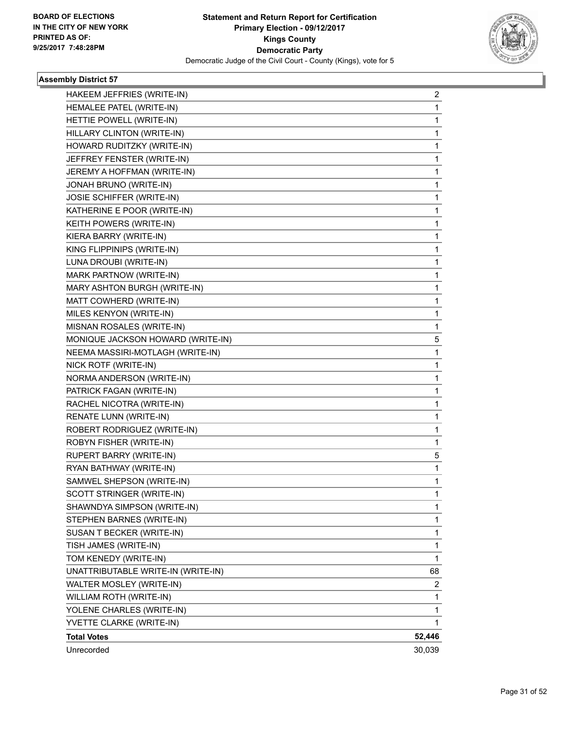BOARD OF ELECTIONS
IN THE CITY OF NEW YORK
PRINTED AS OF:
9/25/2017 7:48:28PM

**Statement and Return Report for Certification**
**Primary Election - 09/12/2017**
**Kings County**
**Democratic Party**
Democratic Judge of the Civil Court - County (Kings), vote for 5

### Assembly District 57

| | |
|---|---|
| HAKEEM JEFFRIES (WRITE-IN) | 2 |
| HEMALEE PATEL (WRITE-IN) | 1 |
| HETTIE POWELL (WRITE-IN) | 1 |
| HILLARY CLINTON (WRITE-IN) | 1 |
| HOWARD RUDITZKY (WRITE-IN) | 1 |
| JEFFREY FENSTER (WRITE-IN) | 1 |
| JEREMY A HOFFMAN (WRITE-IN) | 1 |
| JONAH BRUNO (WRITE-IN) | 1 |
| JOSIE SCHIFFER (WRITE-IN) | 1 |
| KATHERINE E POOR (WRITE-IN) | 1 |
| KEITH POWERS (WRITE-IN) | 1 |
| KIERA BARRY (WRITE-IN) | 1 |
| KING FLIPPINIPS (WRITE-IN) | 1 |
| LUNA DROUBI (WRITE-IN) | 1 |
| MARK PARTNOW (WRITE-IN) | 1 |
| MARY ASHTON BURGH (WRITE-IN) | 1 |
| MATT COWHERD (WRITE-IN) | 1 |
| MILES KENYON (WRITE-IN) | 1 |
| MISNAN ROSALES (WRITE-IN) | 1 |
| MONIQUE JACKSON HOWARD (WRITE-IN) | 5 |
| NEEMA MASSIRI-MOTLAGH (WRITE-IN) | 1 |
| NICK ROTF (WRITE-IN) | 1 |
| NORMA ANDERSON (WRITE-IN) | 1 |
| PATRICK FAGAN (WRITE-IN) | 1 |
| RACHEL NICOTRA (WRITE-IN) | 1 |
| RENATE LUNN (WRITE-IN) | 1 |
| ROBERT RODRIGUEZ (WRITE-IN) | 1 |
| ROBYN FISHER (WRITE-IN) | 1 |
| RUPERT BARRY (WRITE-IN) | 5 |
| RYAN BATHWAY (WRITE-IN) | 1 |
| SAMWEL SHEPSON (WRITE-IN) | 1 |
| SCOTT STRINGER (WRITE-IN) | 1 |
| SHAWNDYA SIMPSON (WRITE-IN) | 1 |
| STEPHEN BARNES (WRITE-IN) | 1 |
| SUSAN T BECKER (WRITE-IN) | 1 |
| TISH JAMES (WRITE-IN) | 1 |
| TOM KENEDY (WRITE-IN) | 1 |
| UNATTRIBUTABLE WRITE-IN (WRITE-IN) | 68 |
| WALTER MOSLEY (WRITE-IN) | 2 |
| WILLIAM ROTH (WRITE-IN) | 1 |
| YOLENE CHARLES (WRITE-IN) | 1 |
| YVETTE CLARKE (WRITE-IN) | 1 |
| **Total Votes** | **52,446** |
| Unrecorded | 30,039 |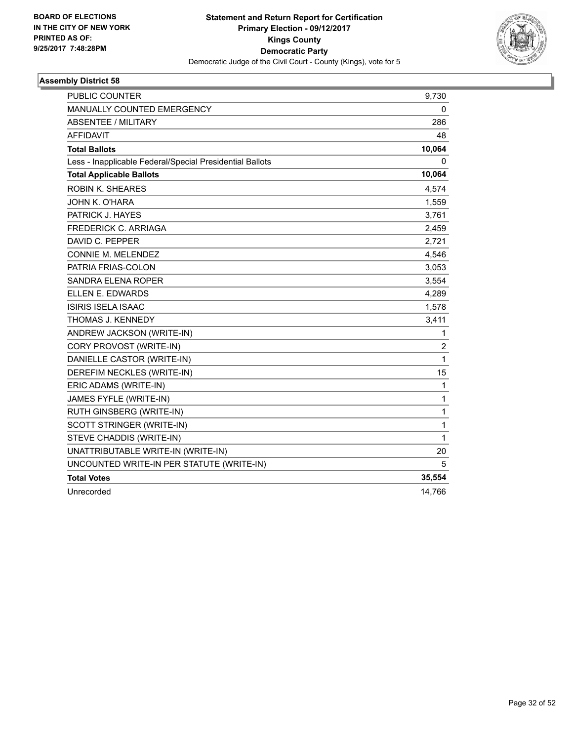BOARD OF ELECTIONS
IN THE CITY OF NEW YORK
PRINTED AS OF:
9/25/2017 7:48:28PM

**Statement and Return Report for Certification**
**Primary Election - 09/12/2017**
**Kings County**
**Democratic Party**
Democratic Judge of the Civil Court - County (Kings), vote for 5

### Assembly District 58

| | |
|---|---|
| PUBLIC COUNTER | 9,730 |
| MANUALLY COUNTED EMERGENCY | 0 |
| ABSENTEE / MILITARY | 286 |
| AFFIDAVIT | 48 |
| **Total Ballots** | **10,064** |
| Less - Inapplicable Federal/Special Presidential Ballots | 0 |
| **Total Applicable Ballots** | **10,064** |
| ROBIN K. SHEARES | 4,574 |
| JOHN K. O'HARA | 1,559 |
| PATRICK J. HAYES | 3,761 |
| FREDERICK C. ARRIAGA | 2,459 |
| DAVID C. PEPPER | 2,721 |
| CONNIE M. MELENDEZ | 4,546 |
| PATRIA FRIAS-COLON | 3,053 |
| SANDRA ELENA ROPER | 3,554 |
| ELLEN E. EDWARDS | 4,289 |
| ISIRIS ISELA ISAAC | 1,578 |
| THOMAS J. KENNEDY | 3,411 |
| ANDREW JACKSON (WRITE-IN) | 1 |
| CORY PROVOST (WRITE-IN) | 2 |
| DANIELLE CASTOR (WRITE-IN) | 1 |
| DEREFIM NECKLES (WRITE-IN) | 15 |
| ERIC ADAMS (WRITE-IN) | 1 |
| JAMES FYFLE (WRITE-IN) | 1 |
| RUTH GINSBERG (WRITE-IN) | 1 |
| SCOTT STRINGER (WRITE-IN) | 1 |
| STEVE CHADDIS (WRITE-IN) | 1 |
| UNATTRIBUTABLE WRITE-IN (WRITE-IN) | 20 |
| UNCOUNTED WRITE-IN PER STATUTE (WRITE-IN) | 5 |
| **Total Votes** | **35,554** |
| Unrecorded | 14,766 |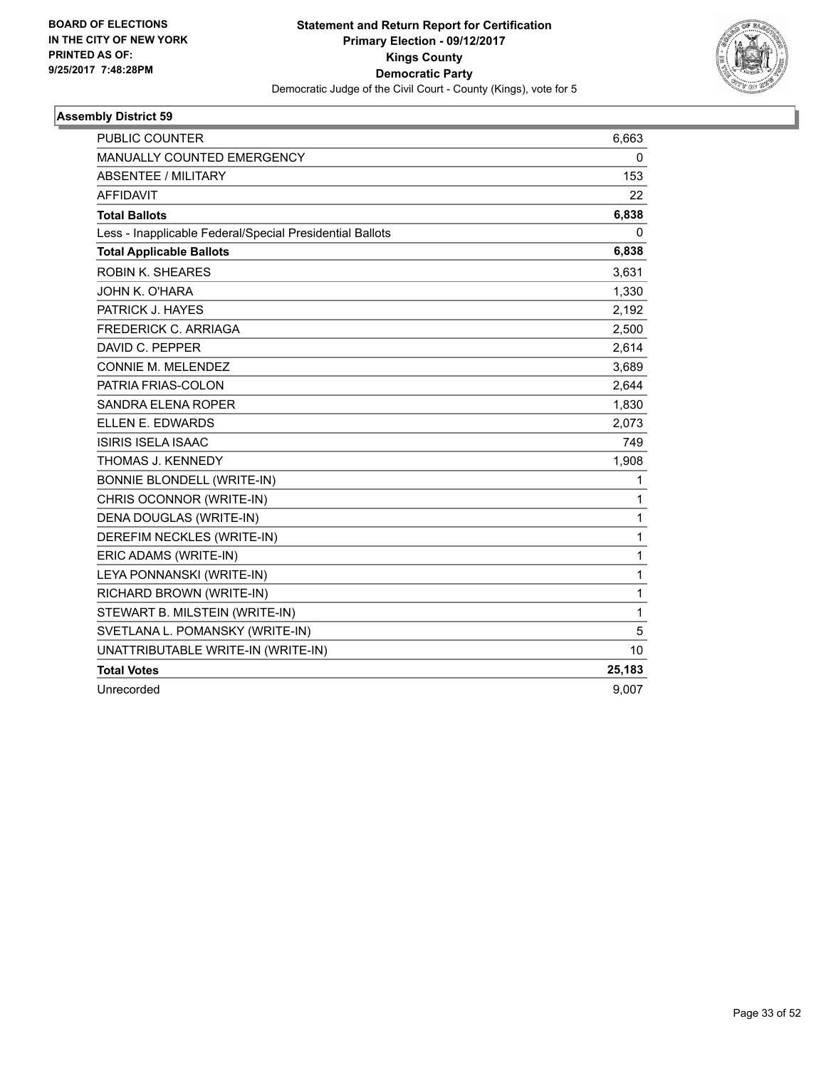BOARD OF ELECTIONS
IN THE CITY OF NEW YORK
PRINTED AS OF:
9/25/2017 7:48:28PM

**Statement and Return Report for Certification**
**Primary Election - 09/12/2017**
**Kings County**
**Democratic Party**
Democratic Judge of the Civil Court - County (Kings), vote for 5

### Assembly District 59

| | |
|---|---|
| PUBLIC COUNTER | 6,663 |
| MANUALLY COUNTED EMERGENCY | 0 |
| ABSENTEE / MILITARY | 153 |
| AFFIDAVIT | 22 |
| **Total Ballots** | **6,838** |
| Less - Inapplicable Federal/Special Presidential Ballots | 0 |
| **Total Applicable Ballots** | **6,838** |
| ROBIN K. SHEARES | 3,631 |
| JOHN K. O'HARA | 1,330 |
| PATRICK J. HAYES | 2,192 |
| FREDERICK C. ARRIAGA | 2,500 |
| DAVID C. PEPPER | 2,614 |
| CONNIE M. MELENDEZ | 3,689 |
| PATRIA FRIAS-COLON | 2,644 |
| SANDRA ELENA ROPER | 1,830 |
| ELLEN E. EDWARDS | 2,073 |
| ISIRIS ISELA ISAAC | 749 |
| THOMAS J. KENNEDY | 1,908 |
| BONNIE BLONDELL (WRITE-IN) | 1 |
| CHRIS OCONNOR (WRITE-IN) | 1 |
| DENA DOUGLAS (WRITE-IN) | 1 |
| DEREFIM NECKLES (WRITE-IN) | 1 |
| ERIC ADAMS (WRITE-IN) | 1 |
| LEYA PONNANSKI (WRITE-IN) | 1 |
| RICHARD BROWN (WRITE-IN) | 1 |
| STEWART B. MILSTEIN (WRITE-IN) | 1 |
| SVETLANA L. POMANSKY (WRITE-IN) | 5 |
| UNATTRIBUTABLE WRITE-IN (WRITE-IN) | 10 |
| **Total Votes** | **25,183** |
| Unrecorded | 9,007 |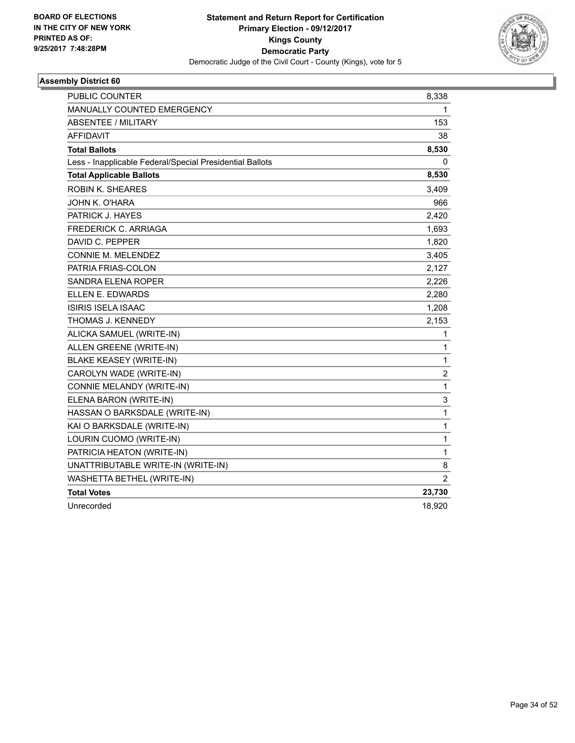BOARD OF ELECTIONS
IN THE CITY OF NEW YORK
PRINTED AS OF:
9/25/2017 7:48:28PM

**Statement and Return Report for Certification**
**Primary Election - 09/12/2017**
**Kings County**
**Democratic Party**
Democratic Judge of the Civil Court - County (Kings), vote for 5

### Assembly District 60

| | |
|---|---|
| PUBLIC COUNTER | 8,338 |
| MANUALLY COUNTED EMERGENCY | 1 |
| ABSENTEE / MILITARY | 153 |
| AFFIDAVIT | 38 |
| **Total Ballots** | **8,530** |
| Less - Inapplicable Federal/Special Presidential Ballots | 0 |
| **Total Applicable Ballots** | **8,530** |
| ROBIN K. SHEARES | 3,409 |
| JOHN K. O'HARA | 966 |
| PATRICK J. HAYES | 2,420 |
| FREDERICK C. ARRIAGA | 1,693 |
| DAVID C. PEPPER | 1,820 |
| CONNIE M. MELENDEZ | 3,405 |
| PATRIA FRIAS-COLON | 2,127 |
| SANDRA ELENA ROPER | 2,226 |
| ELLEN E. EDWARDS | 2,280 |
| ISIRIS ISELA ISAAC | 1,208 |
| THOMAS J. KENNEDY | 2,153 |
| ALICKA SAMUEL (WRITE-IN) | 1 |
| ALLEN GREENE (WRITE-IN) | 1 |
| BLAKE KEASEY (WRITE-IN) | 1 |
| CAROLYN WADE (WRITE-IN) | 2 |
| CONNIE MELANDY (WRITE-IN) | 1 |
| ELENA BARON (WRITE-IN) | 3 |
| HASSAN O BARKSDALE (WRITE-IN) | 1 |
| KAI O BARKSDALE (WRITE-IN) | 1 |
| LOURIN CUOMO (WRITE-IN) | 1 |
| PATRICIA HEATON (WRITE-IN) | 1 |
| UNATTRIBUTABLE WRITE-IN (WRITE-IN) | 8 |
| WASHETTA BETHEL (WRITE-IN) | 2 |
| **Total Votes** | **23,730** |
| Unrecorded | 18,920 |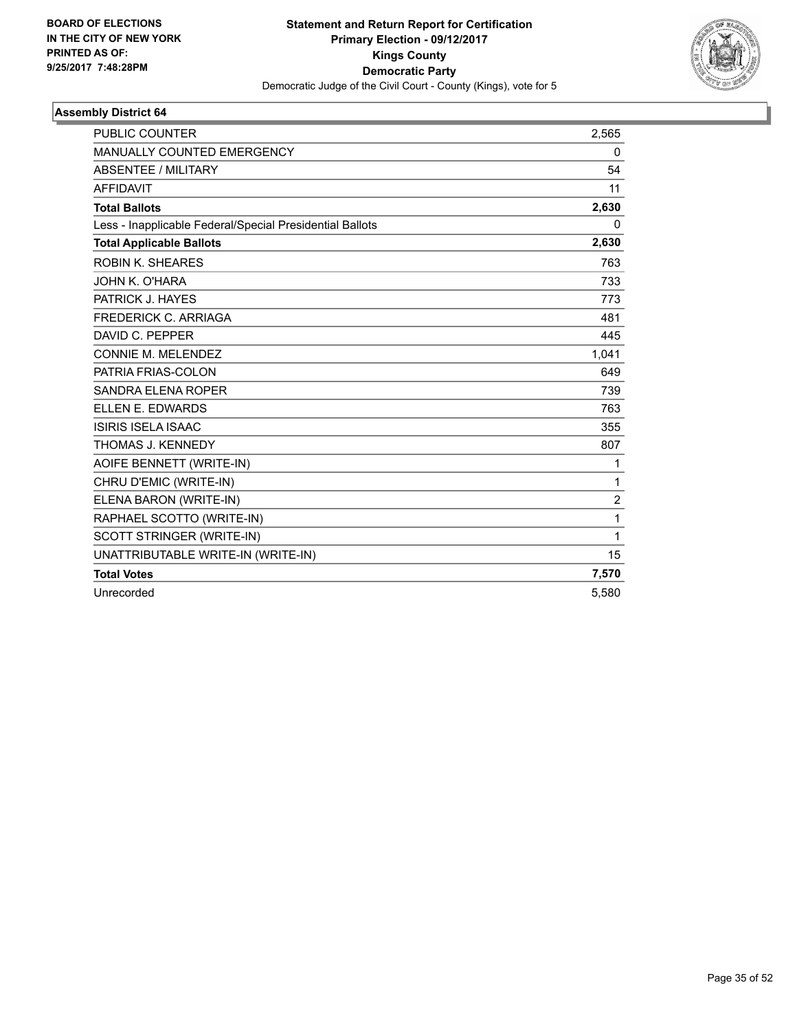BOARD OF ELECTIONS
IN THE CITY OF NEW YORK
PRINTED AS OF:
9/25/2017 7:48:28PM

**Statement and Return Report for Certification**
**Primary Election - 09/12/2017**
**Kings County**
**Democratic Party**
Democratic Judge of the Civil Court - County (Kings), vote for 5

### Assembly District 64

| | |
|---|---|
| PUBLIC COUNTER | 2,565 |
| MANUALLY COUNTED EMERGENCY | 0 |
| ABSENTEE / MILITARY | 54 |
| AFFIDAVIT | 11 |
| **Total Ballots** | **2,630** |
| Less - Inapplicable Federal/Special Presidential Ballots | 0 |
| **Total Applicable Ballots** | **2,630** |
| ROBIN K. SHEARES | 763 |
| JOHN K. O'HARA | 733 |
| PATRICK J. HAYES | 773 |
| FREDERICK C. ARRIAGA | 481 |
| DAVID C. PEPPER | 445 |
| CONNIE M. MELENDEZ | 1,041 |
| PATRIA FRIAS-COLON | 649 |
| SANDRA ELENA ROPER | 739 |
| ELLEN E. EDWARDS | 763 |
| ISIRIS ISELA ISAAC | 355 |
| THOMAS J. KENNEDY | 807 |
| AOIFE BENNETT (WRITE-IN) | 1 |
| CHRU D'EMIC (WRITE-IN) | 1 |
| ELENA BARON (WRITE-IN) | 2 |
| RAPHAEL SCOTTO (WRITE-IN) | 1 |
| SCOTT STRINGER (WRITE-IN) | 1 |
| UNATTRIBUTABLE WRITE-IN (WRITE-IN) | 15 |
| **Total Votes** | **7,570** |
| Unrecorded | 5,580 |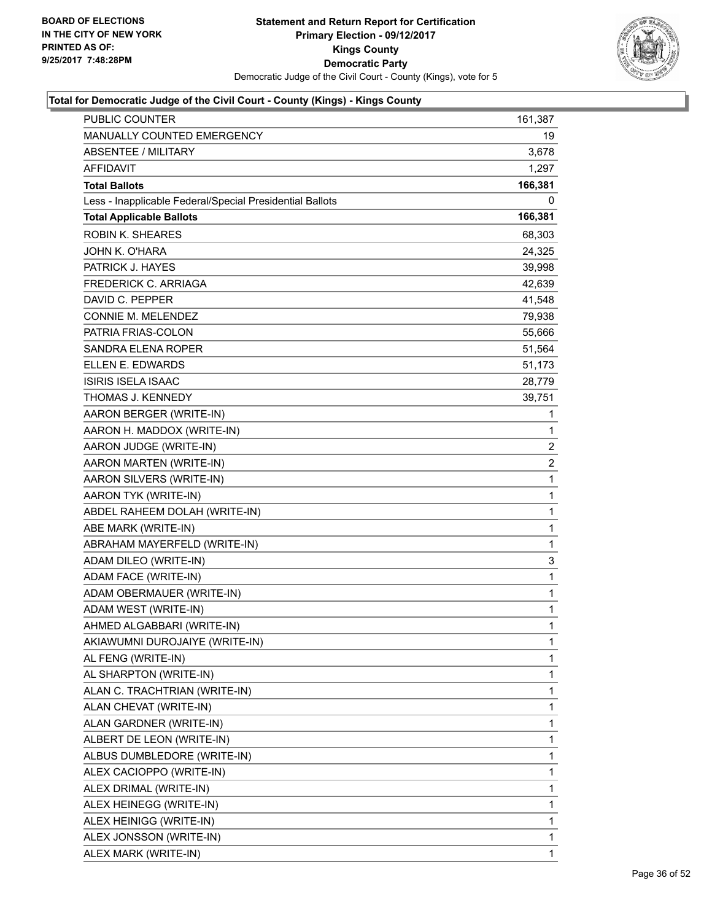**Statement and Return Report for Certification**
**Primary Election - 09/12/2017**
**Kings County**
**Democratic Party**
Democratic Judge of the Civil Court - County (Kings), vote for 5

BOARD OF ELECTIONS
IN THE CITY OF NEW YORK
PRINTED AS OF:
9/25/2017 7:48:28PM

### Total for Democratic Judge of the Civil Court - County (Kings) - Kings County

| | |
|---|---|
| PUBLIC COUNTER | 161,387 |
| MANUALLY COUNTED EMERGENCY | 19 |
| ABSENTEE / MILITARY | 3,678 |
| AFFIDAVIT | 1,297 |
| **Total Ballots** | **166,381** |
| Less - Inapplicable Federal/Special Presidential Ballots | 0 |
| **Total Applicable Ballots** | **166,381** |
| ROBIN K. SHEARES | 68,303 |
| JOHN K. O'HARA | 24,325 |
| PATRICK J. HAYES | 39,998 |
| FREDERICK C. ARRIAGA | 42,639 |
| DAVID C. PEPPER | 41,548 |
| CONNIE M. MELENDEZ | 79,938 |
| PATRIA FRIAS-COLON | 55,666 |
| SANDRA ELENA ROPER | 51,564 |
| ELLEN E. EDWARDS | 51,173 |
| ISIRIS ISELA ISAAC | 28,779 |
| THOMAS J. KENNEDY | 39,751 |
| AARON BERGER (WRITE-IN) | 1 |
| AARON H. MADDOX (WRITE-IN) | 1 |
| AARON JUDGE (WRITE-IN) | 2 |
| AARON MARTEN (WRITE-IN) | 2 |
| AARON SILVERS (WRITE-IN) | 1 |
| AARON TYK (WRITE-IN) | 1 |
| ABDEL RAHEEM DOLAH (WRITE-IN) | 1 |
| ABE MARK (WRITE-IN) | 1 |
| ABRAHAM MAYERFELD (WRITE-IN) | 1 |
| ADAM DILEO (WRITE-IN) | 3 |
| ADAM FACE (WRITE-IN) | 1 |
| ADAM OBERMAUER (WRITE-IN) | 1 |
| ADAM WEST (WRITE-IN) | 1 |
| AHMED ALGABBARI (WRITE-IN) | 1 |
| AKIAWUMNI DUROJAIYE (WRITE-IN) | 1 |
| AL FENG (WRITE-IN) | 1 |
| AL SHARPTON (WRITE-IN) | 1 |
| ALAN C. TRACHTRIAN (WRITE-IN) | 1 |
| ALAN CHEVAT (WRITE-IN) | 1 |
| ALAN GARDNER (WRITE-IN) | 1 |
| ALBERT DE LEON (WRITE-IN) | 1 |
| ALBUS DUMBLEDORE (WRITE-IN) | 1 |
| ALEX CACIOPPO (WRITE-IN) | 1 |
| ALEX DRIMAL (WRITE-IN) | 1 |
| ALEX HEINEGG (WRITE-IN) | 1 |
| ALEX HEINIGG (WRITE-IN) | 1 |
| ALEX JONSSON (WRITE-IN) | 1 |
| ALEX MARK (WRITE-IN) | 1 |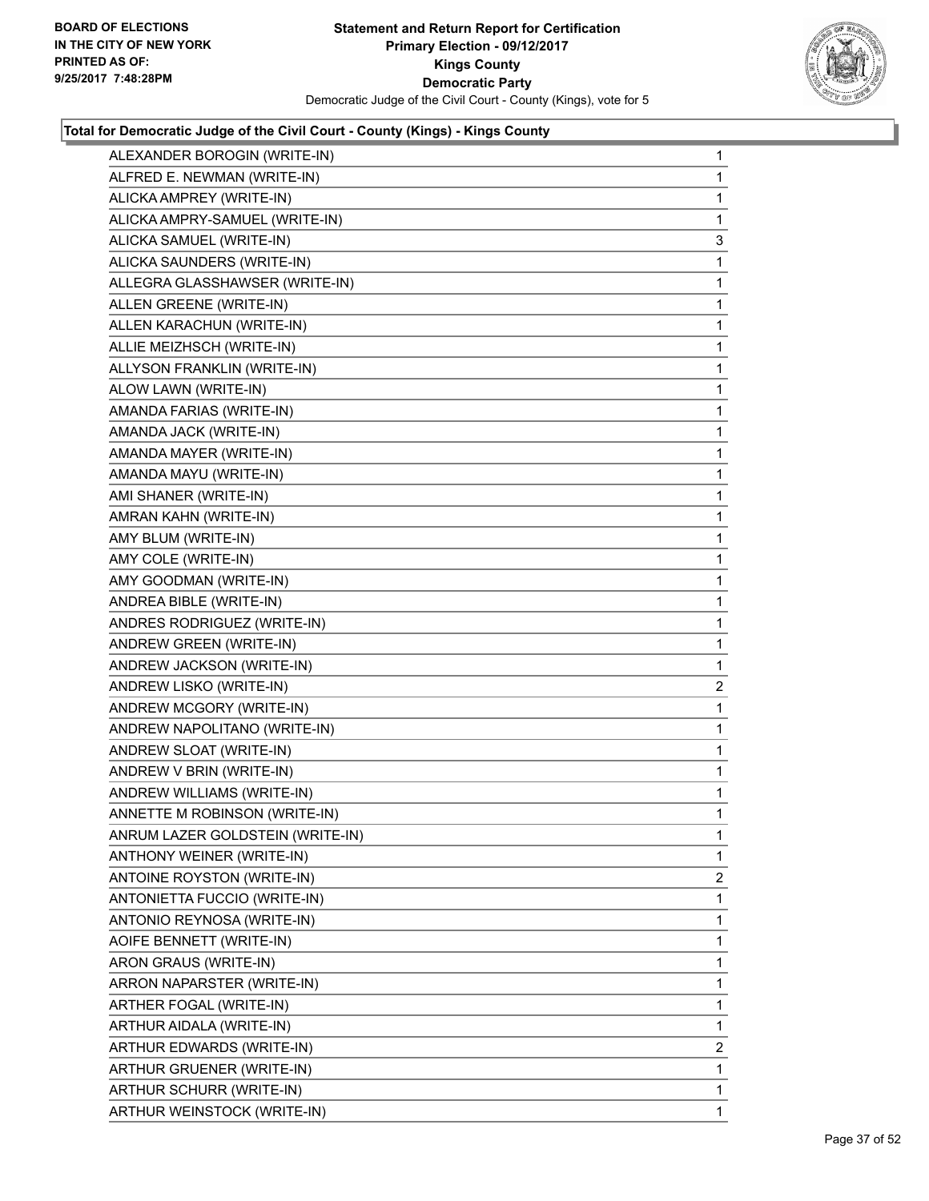BOARD OF ELECTIONS
IN THE CITY OF NEW YORK
PRINTED AS OF:
9/25/2017 7:48:28PM

**Statement and Return Report for Certification**
**Primary Election - 09/12/2017**
**Kings County**
**Democratic Party**
Democratic Judge of the Civil Court - County (Kings), vote for 5

### Total for Democratic Judge of the Civil Court - County (Kings) - Kings County

| | |
|---|---|
| ALEXANDER BOROGIN (WRITE-IN) | 1 |
| ALFRED E. NEWMAN (WRITE-IN) | 1 |
| ALICKA AMPREY (WRITE-IN) | 1 |
| ALICKA AMPRY-SAMUEL (WRITE-IN) | 1 |
| ALICKA SAMUEL (WRITE-IN) | 3 |
| ALICKA SAUNDERS (WRITE-IN) | 1 |
| ALLEGRA GLASSHAWSER (WRITE-IN) | 1 |
| ALLEN GREENE (WRITE-IN) | 1 |
| ALLEN KARACHUN (WRITE-IN) | 1 |
| ALLIE MEIZHSCH (WRITE-IN) | 1 |
| ALLYSON FRANKLIN (WRITE-IN) | 1 |
| ALOW LAWN (WRITE-IN) | 1 |
| AMANDA FARIAS (WRITE-IN) | 1 |
| AMANDA JACK (WRITE-IN) | 1 |
| AMANDA MAYER (WRITE-IN) | 1 |
| AMANDA MAYU (WRITE-IN) | 1 |
| AMI SHANER (WRITE-IN) | 1 |
| AMRAN KAHN (WRITE-IN) | 1 |
| AMY BLUM (WRITE-IN) | 1 |
| AMY COLE (WRITE-IN) | 1 |
| AMY GOODMAN (WRITE-IN) | 1 |
| ANDREA BIBLE (WRITE-IN) | 1 |
| ANDRES RODRIGUEZ (WRITE-IN) | 1 |
| ANDREW GREEN (WRITE-IN) | 1 |
| ANDREW JACKSON (WRITE-IN) | 1 |
| ANDREW LISKO (WRITE-IN) | 2 |
| ANDREW MCGORY (WRITE-IN) | 1 |
| ANDREW NAPOLITANO (WRITE-IN) | 1 |
| ANDREW SLOAT (WRITE-IN) | 1 |
| ANDREW V BRIN (WRITE-IN) | 1 |
| ANDREW WILLIAMS (WRITE-IN) | 1 |
| ANNETTE M ROBINSON (WRITE-IN) | 1 |
| ANRUM LAZER GOLDSTEIN (WRITE-IN) | 1 |
| ANTHONY WEINER (WRITE-IN) | 1 |
| ANTOINE ROYSTON (WRITE-IN) | 2 |
| ANTONIETTA FUCCIO (WRITE-IN) | 1 |
| ANTONIO REYNOSA (WRITE-IN) | 1 |
| AOIFE BENNETT (WRITE-IN) | 1 |
| ARON GRAUS (WRITE-IN) | 1 |
| ARRON NAPARSTER (WRITE-IN) | 1 |
| ARTHER FOGAL (WRITE-IN) | 1 |
| ARTHUR AIDALA (WRITE-IN) | 1 |
| ARTHUR EDWARDS (WRITE-IN) | 2 |
| ARTHUR GRUENER (WRITE-IN) | 1 |
| ARTHUR SCHURR (WRITE-IN) | 1 |
| ARTHUR WEINSTOCK (WRITE-IN) | 1 |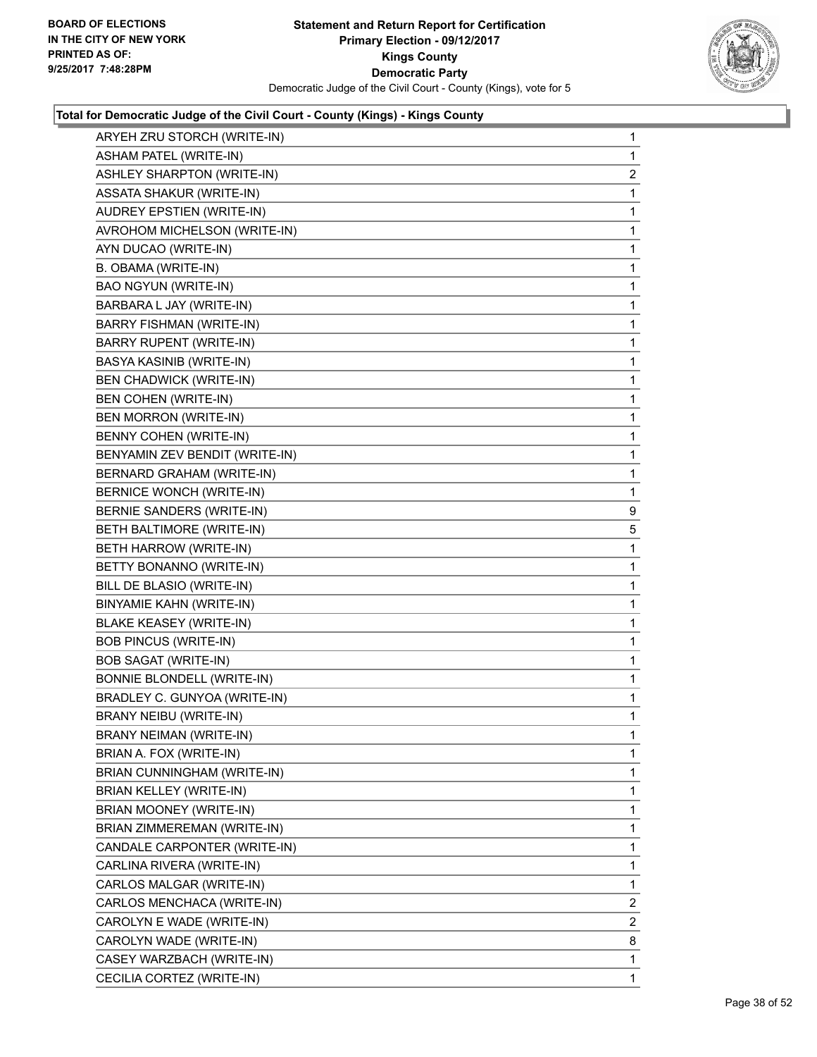**Total for Democratic Judge of the Civil Court - County (Kings) - Kings County**

| | |
|---|---|
| ARYEH ZRU STORCH (WRITE-IN) | 1 |
| ASHAM PATEL (WRITE-IN) | 1 |
| ASHLEY SHARPTON (WRITE-IN) | 2 |
| ASSATA SHAKUR (WRITE-IN) | 1 |
| AUDREY EPSTIEN (WRITE-IN) | 1 |
| AVROHOM MICHELSON (WRITE-IN) | 1 |
| AYN DUCAO (WRITE-IN) | 1 |
| B. OBAMA (WRITE-IN) | 1 |
| BAO NGYUN (WRITE-IN) | 1 |
| BARBARA L JAY (WRITE-IN) | 1 |
| BARRY FISHMAN (WRITE-IN) | 1 |
| BARRY RUPENT (WRITE-IN) | 1 |
| BASYA KASINIB (WRITE-IN) | 1 |
| BEN CHADWICK (WRITE-IN) | 1 |
| BEN COHEN (WRITE-IN) | 1 |
| BEN MORRON (WRITE-IN) | 1 |
| BENNY COHEN (WRITE-IN) | 1 |
| BENYAMIN ZEV BENDIT (WRITE-IN) | 1 |
| BERNARD GRAHAM (WRITE-IN) | 1 |
| BERNICE WONCH (WRITE-IN) | 1 |
| BERNIE SANDERS (WRITE-IN) | 9 |
| BETH BALTIMORE (WRITE-IN) | 5 |
| BETH HARROW (WRITE-IN) | 1 |
| BETTY BONANNO (WRITE-IN) | 1 |
| BILL DE BLASIO (WRITE-IN) | 1 |
| BINYAMIE KAHN (WRITE-IN) | 1 |
| BLAKE KEASEY (WRITE-IN) | 1 |
| BOB PINCUS (WRITE-IN) | 1 |
| BOB SAGAT (WRITE-IN) | 1 |
| BONNIE BLONDELL (WRITE-IN) | 1 |
| BRADLEY C. GUNYOA (WRITE-IN) | 1 |
| BRANY NEIBU (WRITE-IN) | 1 |
| BRANY NEIMAN (WRITE-IN) | 1 |
| BRIAN A. FOX (WRITE-IN) | 1 |
| BRIAN CUNNINGHAM (WRITE-IN) | 1 |
| BRIAN KELLEY (WRITE-IN) | 1 |
| BRIAN MOONEY (WRITE-IN) | 1 |
| BRIAN ZIMMEREMAN (WRITE-IN) | 1 |
| CANDALE CARPONTER (WRITE-IN) | 1 |
| CARLINA RIVERA (WRITE-IN) | 1 |
| CARLOS MALGAR (WRITE-IN) | 1 |
| CARLOS MENCHACA (WRITE-IN) | 2 |
| CAROLYN E WADE (WRITE-IN) | 2 |
| CAROLYN WADE (WRITE-IN) | 8 |
| CASEY WARZBACH (WRITE-IN) | 1 |
| CECILIA CORTEZ (WRITE-IN) | 1 |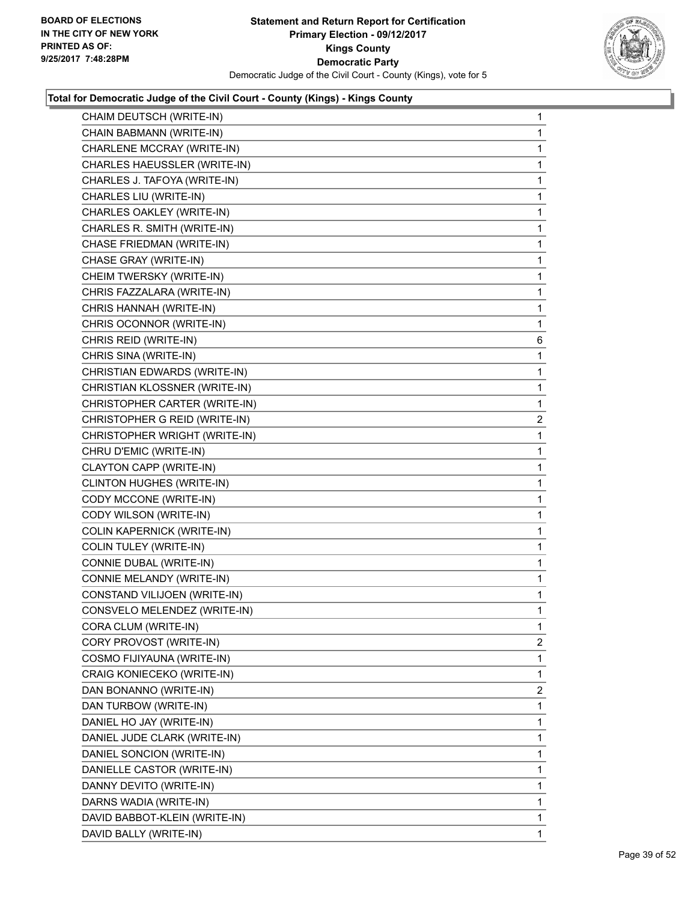**Total for Democratic Judge of the Civil Court - County (Kings) - Kings County**

| | |
|---|---|
| CHAIM DEUTSCH (WRITE-IN) | 1 |
| CHAIN BABMANN (WRITE-IN) | 1 |
| CHARLENE MCCRAY (WRITE-IN) | 1 |
| CHARLES HAEUSSLER (WRITE-IN) | 1 |
| CHARLES J. TAFOYA (WRITE-IN) | 1 |
| CHARLES LIU (WRITE-IN) | 1 |
| CHARLES OAKLEY (WRITE-IN) | 1 |
| CHARLES R. SMITH (WRITE-IN) | 1 |
| CHASE FRIEDMAN (WRITE-IN) | 1 |
| CHASE GRAY (WRITE-IN) | 1 |
| CHEIM TWERSKY (WRITE-IN) | 1 |
| CHRIS FAZZALARA (WRITE-IN) | 1 |
| CHRIS HANNAH (WRITE-IN) | 1 |
| CHRIS OCONNOR (WRITE-IN) | 1 |
| CHRIS REID (WRITE-IN) | 6 |
| CHRIS SINA (WRITE-IN) | 1 |
| CHRISTIAN EDWARDS (WRITE-IN) | 1 |
| CHRISTIAN KLOSSNER (WRITE-IN) | 1 |
| CHRISTOPHER CARTER (WRITE-IN) | 1 |
| CHRISTOPHER G REID (WRITE-IN) | 2 |
| CHRISTOPHER WRIGHT (WRITE-IN) | 1 |
| CHRU D'EMIC (WRITE-IN) | 1 |
| CLAYTON CAPP (WRITE-IN) | 1 |
| CLINTON HUGHES (WRITE-IN) | 1 |
| CODY MCCONE (WRITE-IN) | 1 |
| CODY WILSON (WRITE-IN) | 1 |
| COLIN KAPERNICK (WRITE-IN) | 1 |
| COLIN TULEY (WRITE-IN) | 1 |
| CONNIE DUBAL (WRITE-IN) | 1 |
| CONNIE MELANDY (WRITE-IN) | 1 |
| CONSTAND VILIJOEN (WRITE-IN) | 1 |
| CONSVELO MELENDEZ (WRITE-IN) | 1 |
| CORA CLUM (WRITE-IN) | 1 |
| CORY PROVOST (WRITE-IN) | 2 |
| COSMO FIJIYAUNA (WRITE-IN) | 1 |
| CRAIG KONIECEKO (WRITE-IN) | 1 |
| DAN BONANNO (WRITE-IN) | 2 |
| DAN TURBOW (WRITE-IN) | 1 |
| DANIEL HO JAY (WRITE-IN) | 1 |
| DANIEL JUDE CLARK (WRITE-IN) | 1 |
| DANIEL SONCION (WRITE-IN) | 1 |
| DANIELLE CASTOR (WRITE-IN) | 1 |
| DANNY DEVITO (WRITE-IN) | 1 |
| DARNS WADIA (WRITE-IN) | 1 |
| DAVID BABBOT-KLEIN (WRITE-IN) | 1 |
| DAVID BALLY (WRITE-IN) | 1 |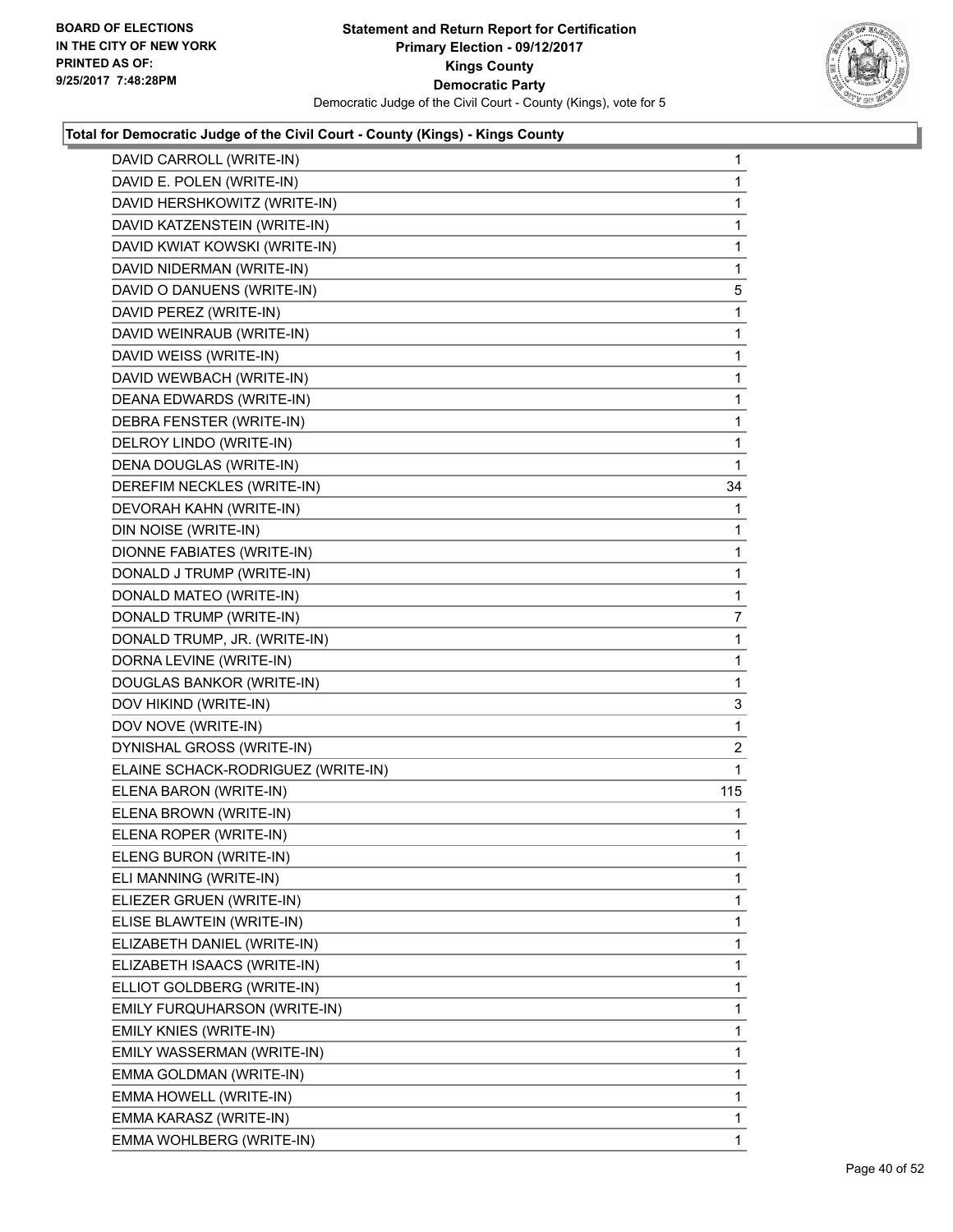**Total for Democratic Judge of the Civil Court - County (Kings) - Kings County**

| | |
|---|---|
| DAVID CARROLL (WRITE-IN) | 1 |
| DAVID E. POLEN (WRITE-IN) | 1 |
| DAVID HERSHKOWITZ (WRITE-IN) | 1 |
| DAVID KATZENSTEIN (WRITE-IN) | 1 |
| DAVID KWIAT KOWSKI (WRITE-IN) | 1 |
| DAVID NIDERMAN (WRITE-IN) | 1 |
| DAVID O DANUENS (WRITE-IN) | 5 |
| DAVID PEREZ (WRITE-IN) | 1 |
| DAVID WEINRAUB (WRITE-IN) | 1 |
| DAVID WEISS (WRITE-IN) | 1 |
| DAVID WEWBACH (WRITE-IN) | 1 |
| DEANA EDWARDS (WRITE-IN) | 1 |
| DEBRA FENSTER (WRITE-IN) | 1 |
| DELROY LINDO (WRITE-IN) | 1 |
| DENA DOUGLAS (WRITE-IN) | 1 |
| DEREFIM NECKLES (WRITE-IN) | 34 |
| DEVORAH KAHN (WRITE-IN) | 1 |
| DIN NOISE (WRITE-IN) | 1 |
| DIONNE FABIATES (WRITE-IN) | 1 |
| DONALD J TRUMP (WRITE-IN) | 1 |
| DONALD MATEO (WRITE-IN) | 1 |
| DONALD TRUMP (WRITE-IN) | 7 |
| DONALD TRUMP, JR. (WRITE-IN) | 1 |
| DORNA LEVINE (WRITE-IN) | 1 |
| DOUGLAS BANKOR (WRITE-IN) | 1 |
| DOV HIKIND (WRITE-IN) | 3 |
| DOV NOVE (WRITE-IN) | 1 |
| DYNISHAL GROSS (WRITE-IN) | 2 |
| ELAINE SCHACK-RODRIGUEZ (WRITE-IN) | 1 |
| ELENA BARON (WRITE-IN) | 115 |
| ELENA BROWN (WRITE-IN) | 1 |
| ELENA ROPER (WRITE-IN) | 1 |
| ELENG BURON (WRITE-IN) | 1 |
| ELI MANNING (WRITE-IN) | 1 |
| ELIEZER GRUEN (WRITE-IN) | 1 |
| ELISE BLAWTEIN (WRITE-IN) | 1 |
| ELIZABETH DANIEL (WRITE-IN) | 1 |
| ELIZABETH ISAACS (WRITE-IN) | 1 |
| ELLIOT GOLDBERG (WRITE-IN) | 1 |
| EMILY FURQUHARSON (WRITE-IN) | 1 |
| EMILY KNIES (WRITE-IN) | 1 |
| EMILY WASSERMAN (WRITE-IN) | 1 |
| EMMA GOLDMAN (WRITE-IN) | 1 |
| EMMA HOWELL (WRITE-IN) | 1 |
| EMMA KARASZ (WRITE-IN) | 1 |
| EMMA WOHLBERG (WRITE-IN) | 1 |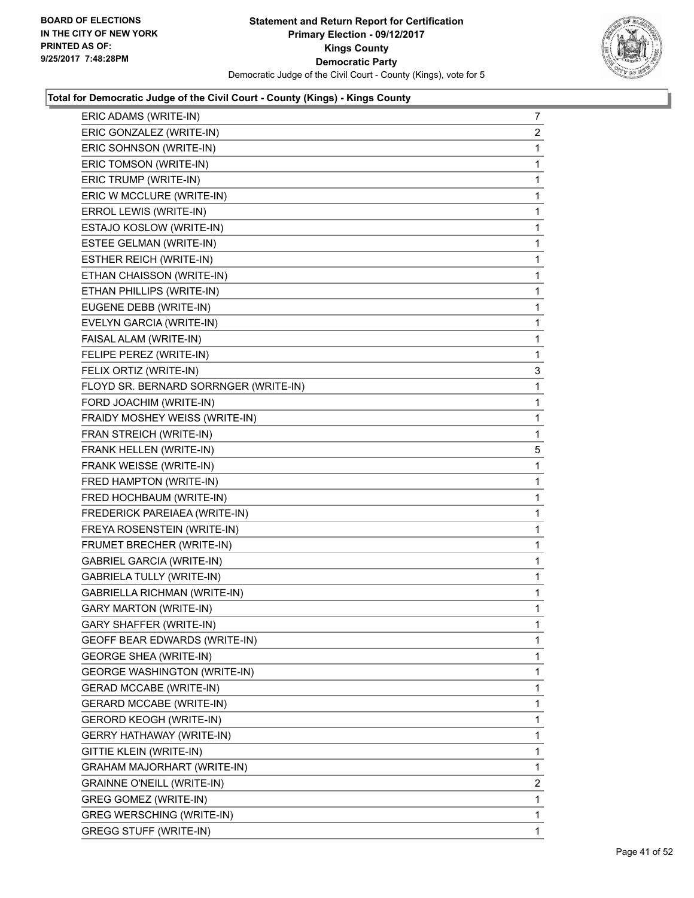**Statement and Return Report for Certification**
**Primary Election - 09/12/2017**
**Kings County**
**Democratic Party**
Democratic Judge of the Civil Court - County (Kings), vote for 5

BOARD OF ELECTIONS
IN THE CITY OF NEW YORK
PRINTED AS OF:
9/25/2017 7:48:28PM

**Total for Democratic Judge of the Civil Court - County (Kings) - Kings County**

| | |
|---|---|
| ERIC ADAMS (WRITE-IN) | 7 |
| ERIC GONZALEZ (WRITE-IN) | 2 |
| ERIC SOHNSON (WRITE-IN) | 1 |
| ERIC TOMSON (WRITE-IN) | 1 |
| ERIC TRUMP (WRITE-IN) | 1 |
| ERIC W MCCLURE (WRITE-IN) | 1 |
| ERROL LEWIS (WRITE-IN) | 1 |
| ESTAJO KOSLOW (WRITE-IN) | 1 |
| ESTEE GELMAN (WRITE-IN) | 1 |
| ESTHER REICH (WRITE-IN) | 1 |
| ETHAN CHAISSON (WRITE-IN) | 1 |
| ETHAN PHILLIPS (WRITE-IN) | 1 |
| EUGENE DEBB (WRITE-IN) | 1 |
| EVELYN GARCIA (WRITE-IN) | 1 |
| FAISAL ALAM (WRITE-IN) | 1 |
| FELIPE PEREZ (WRITE-IN) | 1 |
| FELIX ORTIZ (WRITE-IN) | 3 |
| FLOYD SR. BERNARD SORRNGER (WRITE-IN) | 1 |
| FORD JOACHIM (WRITE-IN) | 1 |
| FRAIDY MOSHEY WEISS (WRITE-IN) | 1 |
| FRAN STREICH (WRITE-IN) | 1 |
| FRANK HELLEN (WRITE-IN) | 5 |
| FRANK WEISSE (WRITE-IN) | 1 |
| FRED HAMPTON (WRITE-IN) | 1 |
| FRED HOCHBAUM (WRITE-IN) | 1 |
| FREDERICK PAREIAEA (WRITE-IN) | 1 |
| FREYA ROSENSTEIN (WRITE-IN) | 1 |
| FRUMET BRECHER (WRITE-IN) | 1 |
| GABRIEL GARCIA (WRITE-IN) | 1 |
| GABRIELA TULLY (WRITE-IN) | 1 |
| GABRIELLA RICHMAN (WRITE-IN) | 1 |
| GARY MARTON (WRITE-IN) | 1 |
| GARY SHAFFER (WRITE-IN) | 1 |
| GEOFF BEAR EDWARDS (WRITE-IN) | 1 |
| GEORGE SHEA (WRITE-IN) | 1 |
| GEORGE WASHINGTON (WRITE-IN) | 1 |
| GERAD MCCABE (WRITE-IN) | 1 |
| GERARD MCCABE (WRITE-IN) | 1 |
| GERORD KEOGH (WRITE-IN) | 1 |
| GERRY HATHAWAY (WRITE-IN) | 1 |
| GITTIE KLEIN (WRITE-IN) | 1 |
| GRAHAM MAJORHART (WRITE-IN) | 1 |
| GRAINNE O'NEILL (WRITE-IN) | 2 |
| GREG GOMEZ (WRITE-IN) | 1 |
| GREG WERSCHING (WRITE-IN) | 1 |
| GREGG STUFF (WRITE-IN) | 1 |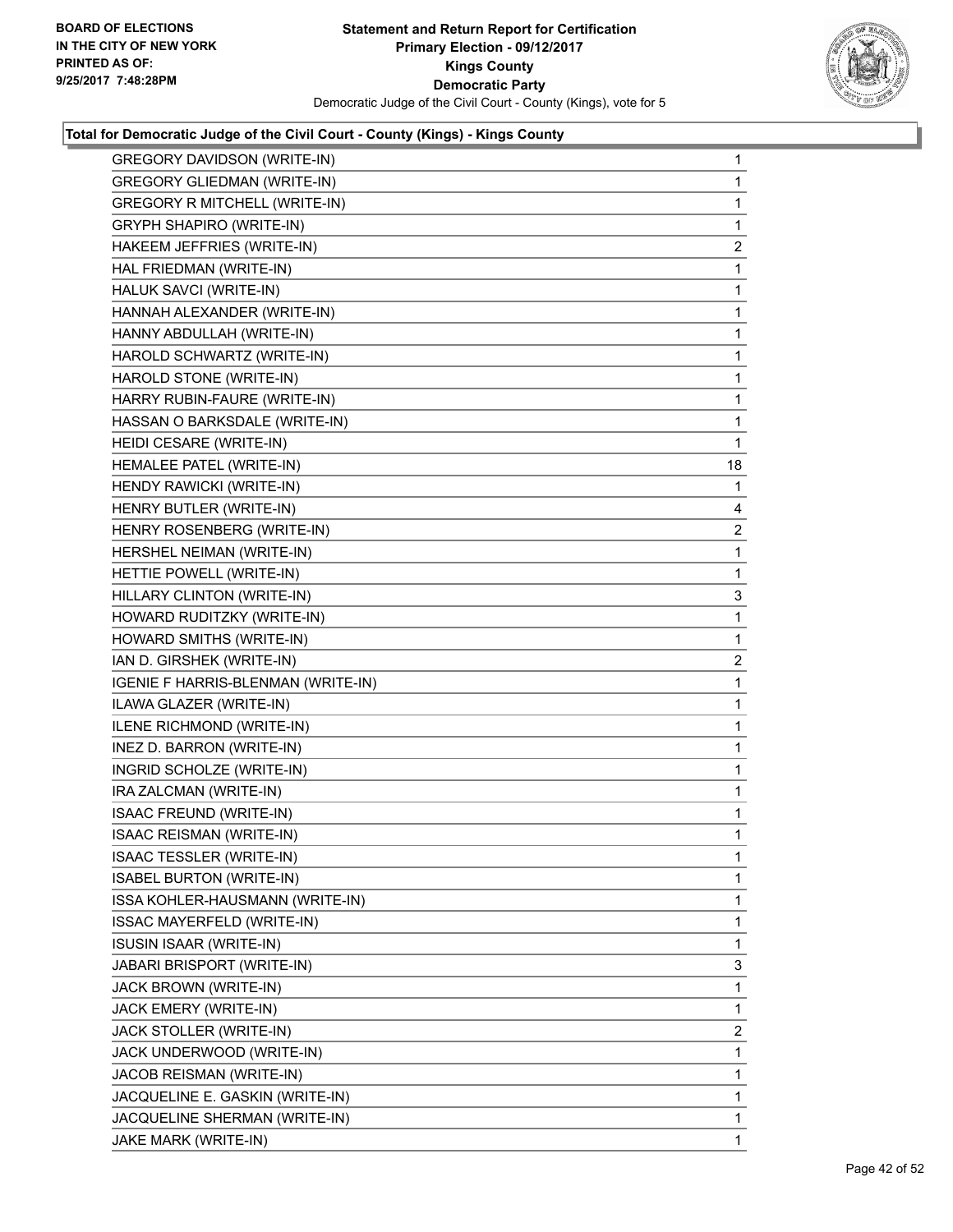**BOARD OF ELECTIONS IN THE CITY OF NEW YORK PRINTED AS OF: 9/25/2017 7:48:28PM**

**Statement and Return Report for Certification Primary Election - 09/12/2017 Kings County Democratic Party**

Democratic Judge of the Civil Court - County (Kings), vote for 5

### Total for Democratic Judge of the Civil Court - County (Kings) - Kings County

| | |
|---|---|
| GREGORY DAVIDSON (WRITE-IN) | 1 |
| GREGORY GLIEDMAN (WRITE-IN) | 1 |
| GREGORY R MITCHELL (WRITE-IN) | 1 |
| GRYPH SHAPIRO (WRITE-IN) | 1 |
| HAKEEM JEFFRIES (WRITE-IN) | 2 |
| HAL FRIEDMAN (WRITE-IN) | 1 |
| HALUK SAVCI (WRITE-IN) | 1 |
| HANNAH ALEXANDER (WRITE-IN) | 1 |
| HANNY ABDULLAH (WRITE-IN) | 1 |
| HAROLD SCHWARTZ (WRITE-IN) | 1 |
| HAROLD STONE (WRITE-IN) | 1 |
| HARRY RUBIN-FAURE (WRITE-IN) | 1 |
| HASSAN O BARKSDALE (WRITE-IN) | 1 |
| HEIDI CESARE (WRITE-IN) | 1 |
| HEMALEE PATEL (WRITE-IN) | 18 |
| HENDY RAWICKI (WRITE-IN) | 1 |
| HENRY BUTLER (WRITE-IN) | 4 |
| HENRY ROSENBERG (WRITE-IN) | 2 |
| HERSHEL NEIMAN (WRITE-IN) | 1 |
| HETTIE POWELL (WRITE-IN) | 1 |
| HILLARY CLINTON (WRITE-IN) | 3 |
| HOWARD RUDITZKY (WRITE-IN) | 1 |
| HOWARD SMITHS (WRITE-IN) | 1 |
| IAN D. GIRSHEK (WRITE-IN) | 2 |
| IGENIE F HARRIS-BLENMAN (WRITE-IN) | 1 |
| ILAWA GLAZER (WRITE-IN) | 1 |
| ILENE RICHMOND (WRITE-IN) | 1 |
| INEZ D. BARRON (WRITE-IN) | 1 |
| INGRID SCHOLZE (WRITE-IN) | 1 |
| IRA ZALCMAN (WRITE-IN) | 1 |
| ISAAC FREUND (WRITE-IN) | 1 |
| ISAAC REISMAN (WRITE-IN) | 1 |
| ISAAC TESSLER (WRITE-IN) | 1 |
| ISABEL BURTON (WRITE-IN) | 1 |
| ISSA KOHLER-HAUSMANN (WRITE-IN) | 1 |
| ISSAC MAYERFELD (WRITE-IN) | 1 |
| ISUSIN ISAAR (WRITE-IN) | 1 |
| JABARI BRISPORT (WRITE-IN) | 3 |
| JACK BROWN (WRITE-IN) | 1 |
| JACK EMERY (WRITE-IN) | 1 |
| JACK STOLLER (WRITE-IN) | 2 |
| JACK UNDERWOOD (WRITE-IN) | 1 |
| JACOB REISMAN (WRITE-IN) | 1 |
| JACQUELINE E. GASKIN (WRITE-IN) | 1 |
| JACQUELINE SHERMAN (WRITE-IN) | 1 |
| JAKE MARK (WRITE-IN) | 1 |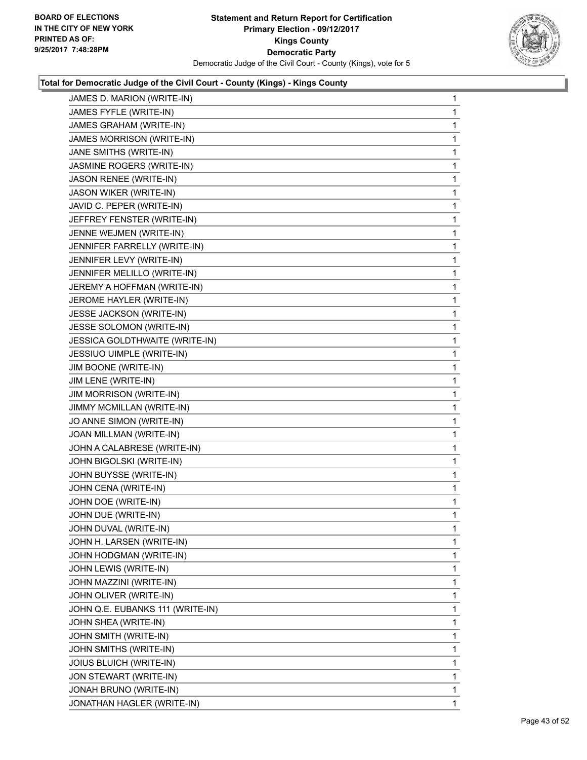**Statement and Return Report for Certification**
**Primary Election - 09/12/2017**
**Kings County**
**Democratic Party**
Democratic Judge of the Civil Court - County (Kings), vote for 5

BOARD OF ELECTIONS
IN THE CITY OF NEW YORK
PRINTED AS OF:
9/25/2017 7:48:28PM

**Total for Democratic Judge of the Civil Court - County (Kings) - Kings County**

| | |
|---|---|
| JAMES D. MARION (WRITE-IN) | 1 |
| JAMES FYFLE (WRITE-IN) | 1 |
| JAMES GRAHAM (WRITE-IN) | 1 |
| JAMES MORRISON (WRITE-IN) | 1 |
| JANE SMITHS (WRITE-IN) | 1 |
| JASMINE ROGERS (WRITE-IN) | 1 |
| JASON RENEE (WRITE-IN) | 1 |
| JASON WIKER (WRITE-IN) | 1 |
| JAVID C. PEPER (WRITE-IN) | 1 |
| JEFFREY FENSTER (WRITE-IN) | 1 |
| JENNE WEJMEN (WRITE-IN) | 1 |
| JENNIFER FARRELLY (WRITE-IN) | 1 |
| JENNIFER LEVY (WRITE-IN) | 1 |
| JENNIFER MELILLO (WRITE-IN) | 1 |
| JEREMY A HOFFMAN (WRITE-IN) | 1 |
| JEROME HAYLER (WRITE-IN) | 1 |
| JESSE JACKSON (WRITE-IN) | 1 |
| JESSE SOLOMON (WRITE-IN) | 1 |
| JESSICA GOLDTHWAITE (WRITE-IN) | 1 |
| JESSIUO UIMPLE (WRITE-IN) | 1 |
| JIM BOONE (WRITE-IN) | 1 |
| JIM LENE (WRITE-IN) | 1 |
| JIM MORRISON (WRITE-IN) | 1 |
| JIMMY MCMILLAN (WRITE-IN) | 1 |
| JO ANNE SIMON (WRITE-IN) | 1 |
| JOAN MILLMAN (WRITE-IN) | 1 |
| JOHN A CALABRESE (WRITE-IN) | 1 |
| JOHN BIGOLSKI (WRITE-IN) | 1 |
| JOHN BUYSSE (WRITE-IN) | 1 |
| JOHN CENA (WRITE-IN) | 1 |
| JOHN DOE (WRITE-IN) | 1 |
| JOHN DUE (WRITE-IN) | 1 |
| JOHN DUVAL (WRITE-IN) | 1 |
| JOHN H. LARSEN (WRITE-IN) | 1 |
| JOHN HODGMAN (WRITE-IN) | 1 |
| JOHN LEWIS (WRITE-IN) | 1 |
| JOHN MAZZINI (WRITE-IN) | 1 |
| JOHN OLIVER (WRITE-IN) | 1 |
| JOHN Q.E. EUBANKS 111 (WRITE-IN) | 1 |
| JOHN SHEA (WRITE-IN) | 1 |
| JOHN SMITH (WRITE-IN) | 1 |
| JOHN SMITHS (WRITE-IN) | 1 |
| JOIUS BLUICH (WRITE-IN) | 1 |
| JON STEWART (WRITE-IN) | 1 |
| JONAH BRUNO (WRITE-IN) | 1 |
| JONATHAN HAGLER (WRITE-IN) | 1 |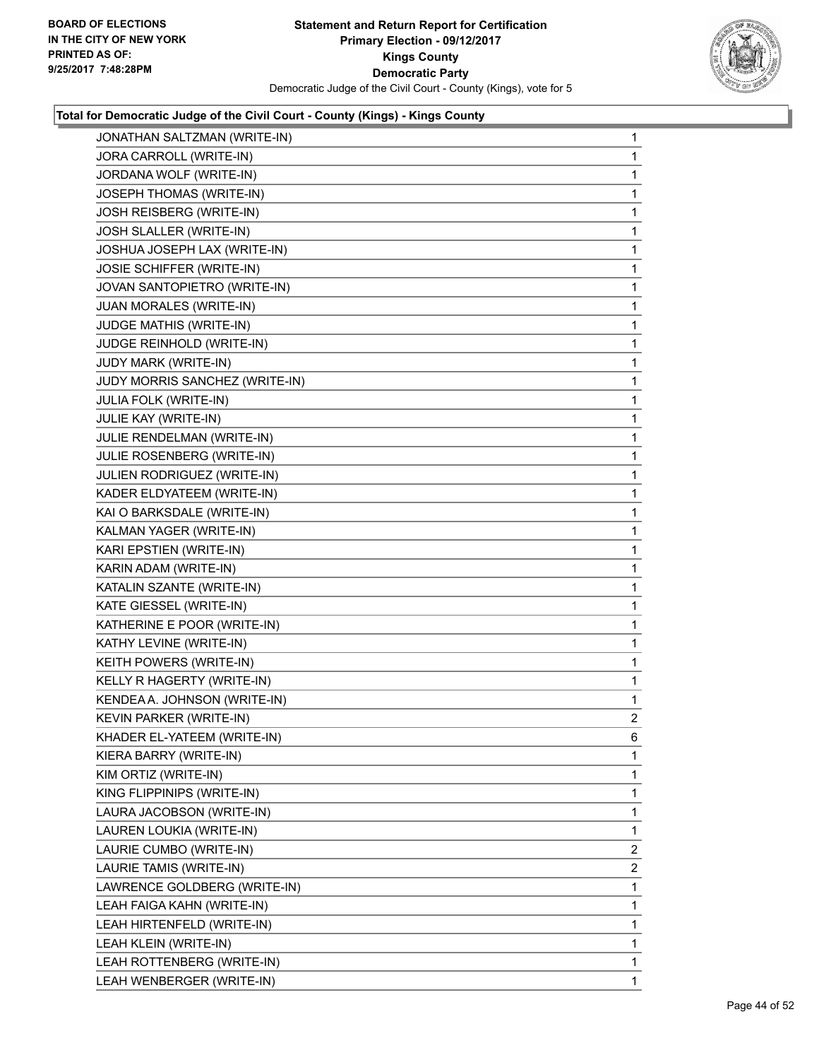**BOARD OF ELECTIONS IN THE CITY OF NEW YORK PRINTED AS OF: 9/25/2017 7:48:28PM**

**Statement and Return Report for Certification Primary Election - 09/12/2017 Kings County Democratic Party**

Democratic Judge of the Civil Court - County (Kings), vote for 5

**Total for Democratic Judge of the Civil Court - County (Kings) - Kings County**

| | |
|---|---|
| JONATHAN SALTZMAN (WRITE-IN) | 1 |
| JORA CARROLL (WRITE-IN) | 1 |
| JORDANA WOLF (WRITE-IN) | 1 |
| JOSEPH THOMAS (WRITE-IN) | 1 |
| JOSH REISBERG (WRITE-IN) | 1 |
| JOSH SLALLER (WRITE-IN) | 1 |
| JOSHUA JOSEPH LAX (WRITE-IN) | 1 |
| JOSIE SCHIFFER (WRITE-IN) | 1 |
| JOVAN SANTOPIETRO (WRITE-IN) | 1 |
| JUAN MORALES (WRITE-IN) | 1 |
| JUDGE MATHIS (WRITE-IN) | 1 |
| JUDGE REINHOLD (WRITE-IN) | 1 |
| JUDY MARK (WRITE-IN) | 1 |
| JUDY MORRIS SANCHEZ (WRITE-IN) | 1 |
| JULIA FOLK (WRITE-IN) | 1 |
| JULIE KAY (WRITE-IN) | 1 |
| JULIE RENDELMAN (WRITE-IN) | 1 |
| JULIE ROSENBERG (WRITE-IN) | 1 |
| JULIEN RODRIGUEZ (WRITE-IN) | 1 |
| KADER ELDYATEEM (WRITE-IN) | 1 |
| KAI O BARKSDALE (WRITE-IN) | 1 |
| KALMAN YAGER (WRITE-IN) | 1 |
| KARI EPSTIEN (WRITE-IN) | 1 |
| KARIN ADAM (WRITE-IN) | 1 |
| KATALIN SZANTE (WRITE-IN) | 1 |
| KATE GIESSEL (WRITE-IN) | 1 |
| KATHERINE E POOR (WRITE-IN) | 1 |
| KATHY LEVINE (WRITE-IN) | 1 |
| KEITH POWERS (WRITE-IN) | 1 |
| KELLY R HAGERTY (WRITE-IN) | 1 |
| KENDEA A. JOHNSON (WRITE-IN) | 1 |
| KEVIN PARKER (WRITE-IN) | 2 |
| KHADER EL-YATEEM (WRITE-IN) | 6 |
| KIERA BARRY (WRITE-IN) | 1 |
| KIM ORTIZ (WRITE-IN) | 1 |
| KING FLIPPINIPS (WRITE-IN) | 1 |
| LAURA JACOBSON (WRITE-IN) | 1 |
| LAUREN LOUKIA (WRITE-IN) | 1 |
| LAURIE CUMBO (WRITE-IN) | 2 |
| LAURIE TAMIS (WRITE-IN) | 2 |
| LAWRENCE GOLDBERG (WRITE-IN) | 1 |
| LEAH FAIGA KAHN (WRITE-IN) | 1 |
| LEAH HIRTENFELD (WRITE-IN) | 1 |
| LEAH KLEIN (WRITE-IN) | 1 |
| LEAH ROTTENBERG (WRITE-IN) | 1 |
| LEAH WENBERGER (WRITE-IN) | 1 |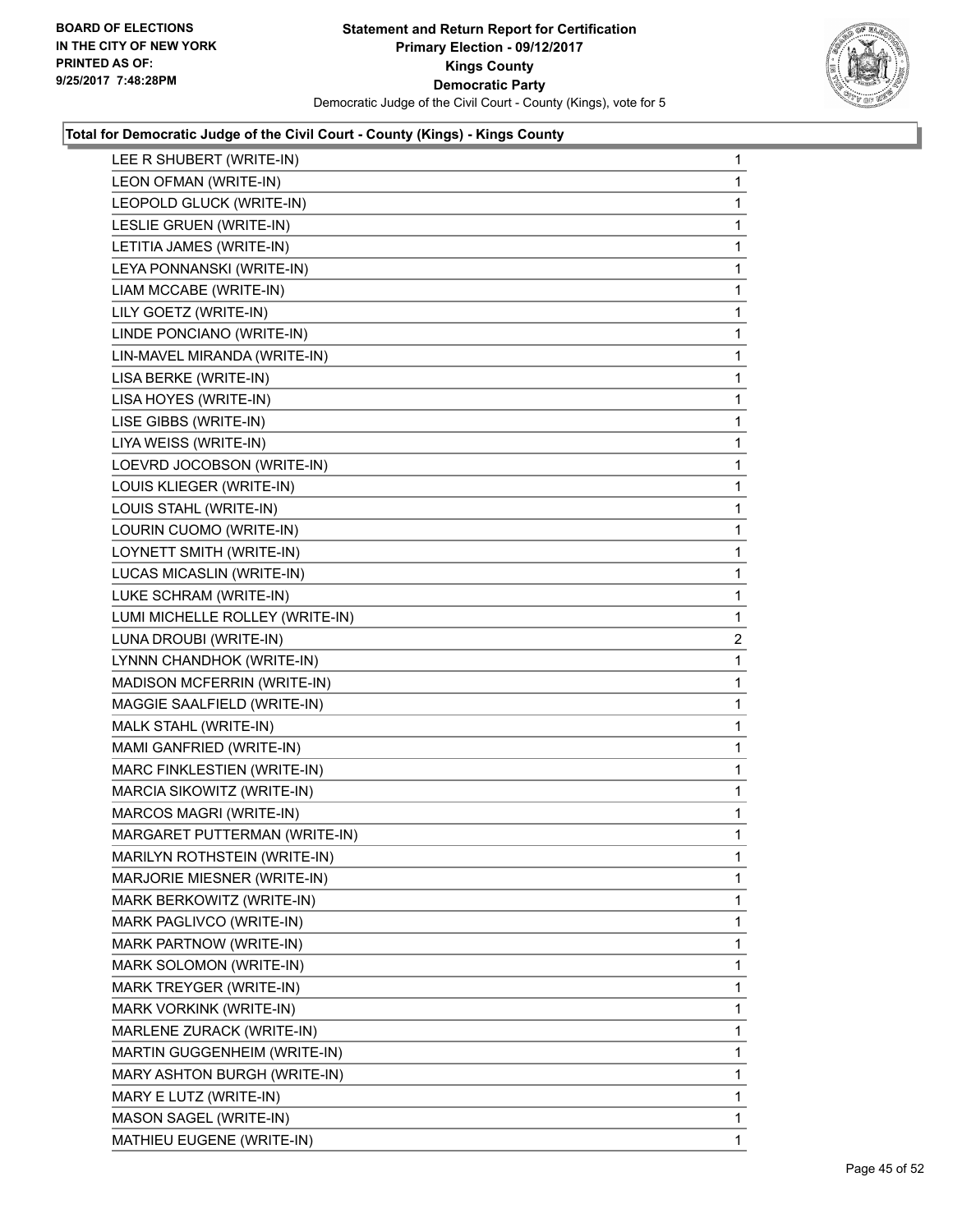**BOARD OF ELECTIONS IN THE CITY OF NEW YORK PRINTED AS OF: 9/25/2017 7:48:28PM**

**Statement and Return Report for Certification Primary Election - 09/12/2017 Kings County Democratic Party**

Democratic Judge of the Civil Court - County (Kings), vote for 5

**Total for Democratic Judge of the Civil Court - County (Kings) - Kings County**

| | |
|---|---|
| LEE R SHUBERT (WRITE-IN) | 1 |
| LEON OFMAN (WRITE-IN) | 1 |
| LEOPOLD GLUCK (WRITE-IN) | 1 |
| LESLIE GRUEN (WRITE-IN) | 1 |
| LETITIA JAMES (WRITE-IN) | 1 |
| LEYA PONNANSKI (WRITE-IN) | 1 |
| LIAM MCCABE (WRITE-IN) | 1 |
| LILY GOETZ (WRITE-IN) | 1 |
| LINDE PONCIANO (WRITE-IN) | 1 |
| LIN-MAVEL MIRANDA (WRITE-IN) | 1 |
| LISA BERKE (WRITE-IN) | 1 |
| LISA HOYES (WRITE-IN) | 1 |
| LISE GIBBS (WRITE-IN) | 1 |
| LIYA WEISS (WRITE-IN) | 1 |
| LOEVRD JOCOBSON (WRITE-IN) | 1 |
| LOUIS KLIEGER (WRITE-IN) | 1 |
| LOUIS STAHL (WRITE-IN) | 1 |
| LOURIN CUOMO (WRITE-IN) | 1 |
| LOYNETT SMITH (WRITE-IN) | 1 |
| LUCAS MICASLIN (WRITE-IN) | 1 |
| LUKE SCHRAM (WRITE-IN) | 1 |
| LUMI MICHELLE ROLLEY (WRITE-IN) | 1 |
| LUNA DROUBI (WRITE-IN) | 2 |
| LYNNN CHANDHOK (WRITE-IN) | 1 |
| MADISON MCFERRIN (WRITE-IN) | 1 |
| MAGGIE SAALFIELD (WRITE-IN) | 1 |
| MALK STAHL (WRITE-IN) | 1 |
| MAMI GANFRIED (WRITE-IN) | 1 |
| MARC FINKLESTIEN (WRITE-IN) | 1 |
| MARCIA SIKOWITZ (WRITE-IN) | 1 |
| MARCOS MAGRI (WRITE-IN) | 1 |
| MARGARET PUTTERMAN (WRITE-IN) | 1 |
| MARILYN ROTHSTEIN (WRITE-IN) | 1 |
| MARJORIE MIESNER (WRITE-IN) | 1 |
| MARK BERKOWITZ (WRITE-IN) | 1 |
| MARK PAGLIVCO (WRITE-IN) | 1 |
| MARK PARTNOW (WRITE-IN) | 1 |
| MARK SOLOMON (WRITE-IN) | 1 |
| MARK TREYGER (WRITE-IN) | 1 |
| MARK VORKINK (WRITE-IN) | 1 |
| MARLENE ZURACK (WRITE-IN) | 1 |
| MARTIN GUGGENHEIM (WRITE-IN) | 1 |
| MARY ASHTON BURGH (WRITE-IN) | 1 |
| MARY E LUTZ (WRITE-IN) | 1 |
| MASON SAGEL (WRITE-IN) | 1 |
| MATHIEU EUGENE (WRITE-IN) | 1 |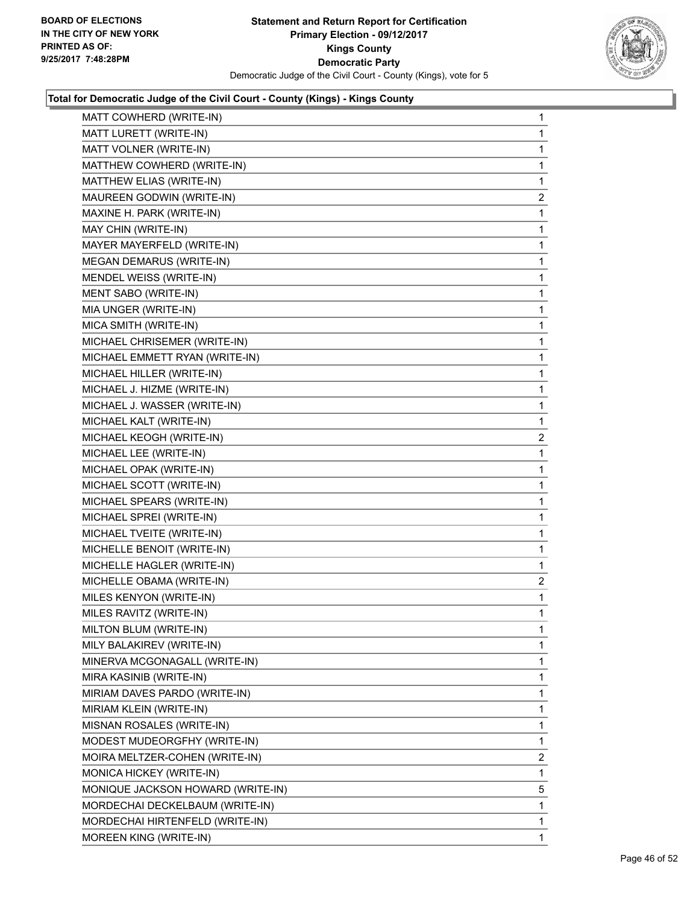**Statement and Return Report for Certification**
**Primary Election - 09/12/2017**
**Kings County**
**Democratic Party**
Democratic Judge of the Civil Court - County (Kings), vote for 5

BOARD OF ELECTIONS
IN THE CITY OF NEW YORK
PRINTED AS OF:
9/25/2017 7:48:28PM

### Total for Democratic Judge of the Civil Court - County (Kings) - Kings County

| | |
|---|---|
| MATT COWHERD (WRITE-IN) | 1 |
| MATT LURETT (WRITE-IN) | 1 |
| MATT VOLNER (WRITE-IN) | 1 |
| MATTHEW COWHERD (WRITE-IN) | 1 |
| MATTHEW ELIAS (WRITE-IN) | 1 |
| MAUREEN GODWIN (WRITE-IN) | 2 |
| MAXINE H. PARK (WRITE-IN) | 1 |
| MAY CHIN (WRITE-IN) | 1 |
| MAYER MAYERFELD (WRITE-IN) | 1 |
| MEGAN DEMARUS (WRITE-IN) | 1 |
| MENDEL WEISS (WRITE-IN) | 1 |
| MENT SABO (WRITE-IN) | 1 |
| MIA UNGER (WRITE-IN) | 1 |
| MICA SMITH (WRITE-IN) | 1 |
| MICHAEL CHRISEMER (WRITE-IN) | 1 |
| MICHAEL EMMETT RYAN (WRITE-IN) | 1 |
| MICHAEL HILLER (WRITE-IN) | 1 |
| MICHAEL J. HIZME (WRITE-IN) | 1 |
| MICHAEL J. WASSER (WRITE-IN) | 1 |
| MICHAEL KALT (WRITE-IN) | 1 |
| MICHAEL KEOGH (WRITE-IN) | 2 |
| MICHAEL LEE (WRITE-IN) | 1 |
| MICHAEL OPAK (WRITE-IN) | 1 |
| MICHAEL SCOTT (WRITE-IN) | 1 |
| MICHAEL SPEARS (WRITE-IN) | 1 |
| MICHAEL SPREI (WRITE-IN) | 1 |
| MICHAEL TVEITE (WRITE-IN) | 1 |
| MICHELLE BENOIT (WRITE-IN) | 1 |
| MICHELLE HAGLER (WRITE-IN) | 1 |
| MICHELLE OBAMA (WRITE-IN) | 2 |
| MILES KENYON (WRITE-IN) | 1 |
| MILES RAVITZ (WRITE-IN) | 1 |
| MILTON BLUM (WRITE-IN) | 1 |
| MILY BALAKIREV (WRITE-IN) | 1 |
| MINERVA MCGONAGALL (WRITE-IN) | 1 |
| MIRA KASINIB (WRITE-IN) | 1 |
| MIRIAM DAVES PARDO (WRITE-IN) | 1 |
| MIRIAM KLEIN (WRITE-IN) | 1 |
| MISNAN ROSALES (WRITE-IN) | 1 |
| MODEST MUDEORGFHY (WRITE-IN) | 1 |
| MOIRA MELTZER-COHEN (WRITE-IN) | 2 |
| MONICA HICKEY (WRITE-IN) | 1 |
| MONIQUE JACKSON HOWARD (WRITE-IN) | 5 |
| MORDECHAI DECKELBAUM (WRITE-IN) | 1 |
| MORDECHAI HIRTENFELD (WRITE-IN) | 1 |
| MOREEN KING (WRITE-IN) | 1 |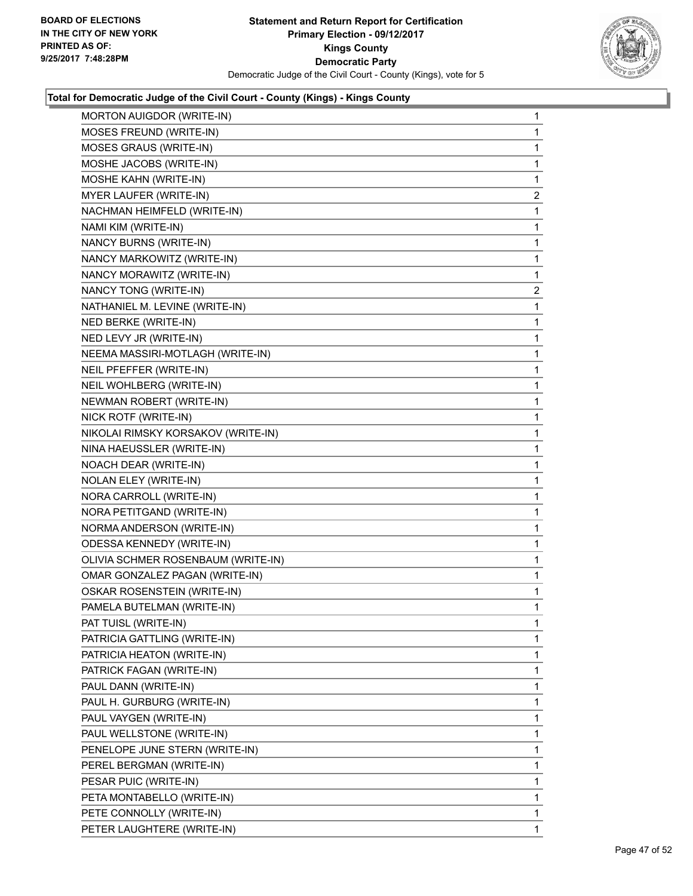BOARD OF ELECTIONS
IN THE CITY OF NEW YORK
PRINTED AS OF:
9/25/2017 7:48:28PM

**Statement and Return Report for Certification**
**Primary Election - 09/12/2017**
**Kings County**
**Democratic Party**
Democratic Judge of the Civil Court - County (Kings), vote for 5

**Total for Democratic Judge of the Civil Court - County (Kings) - Kings County**

| | |
|---|---|
| MORTON AUIGDOR (WRITE-IN) | 1 |
| MOSES FREUND (WRITE-IN) | 1 |
| MOSES GRAUS (WRITE-IN) | 1 |
| MOSHE JACOBS (WRITE-IN) | 1 |
| MOSHE KAHN (WRITE-IN) | 1 |
| MYER LAUFER (WRITE-IN) | 2 |
| NACHMAN HEIMFELD (WRITE-IN) | 1 |
| NAMI KIM (WRITE-IN) | 1 |
| NANCY BURNS (WRITE-IN) | 1 |
| NANCY MARKOWITZ (WRITE-IN) | 1 |
| NANCY MORAWITZ (WRITE-IN) | 1 |
| NANCY TONG (WRITE-IN) | 2 |
| NATHANIEL M. LEVINE (WRITE-IN) | 1 |
| NED BERKE (WRITE-IN) | 1 |
| NED LEVY JR (WRITE-IN) | 1 |
| NEEMA MASSIRI-MOTLAGH (WRITE-IN) | 1 |
| NEIL PFEFFER (WRITE-IN) | 1 |
| NEIL WOHLBERG (WRITE-IN) | 1 |
| NEWMAN ROBERT (WRITE-IN) | 1 |
| NICK ROTF (WRITE-IN) | 1 |
| NIKOLAI RIMSKY KORSAKOV (WRITE-IN) | 1 |
| NINA HAEUSSLER (WRITE-IN) | 1 |
| NOACH DEAR (WRITE-IN) | 1 |
| NOLAN ELEY (WRITE-IN) | 1 |
| NORA CARROLL (WRITE-IN) | 1 |
| NORA PETITGAND (WRITE-IN) | 1 |
| NORMA ANDERSON (WRITE-IN) | 1 |
| ODESSA KENNEDY (WRITE-IN) | 1 |
| OLIVIA SCHMER ROSENBAUM (WRITE-IN) | 1 |
| OMAR GONZALEZ PAGAN (WRITE-IN) | 1 |
| OSKAR ROSENSTEIN (WRITE-IN) | 1 |
| PAMELA BUTELMAN (WRITE-IN) | 1 |
| PAT TUISL (WRITE-IN) | 1 |
| PATRICIA GATTLING (WRITE-IN) | 1 |
| PATRICIA HEATON (WRITE-IN) | 1 |
| PATRICK FAGAN (WRITE-IN) | 1 |
| PAUL DANN (WRITE-IN) | 1 |
| PAUL H. GURBURG (WRITE-IN) | 1 |
| PAUL VAYGEN (WRITE-IN) | 1 |
| PAUL WELLSTONE (WRITE-IN) | 1 |
| PENELOPE JUNE STERN (WRITE-IN) | 1 |
| PEREL BERGMAN (WRITE-IN) | 1 |
| PESAR PUIC (WRITE-IN) | 1 |
| PETA MONTABELLO (WRITE-IN) | 1 |
| PETE CONNOLLY (WRITE-IN) | 1 |
| PETER LAUGHTERE (WRITE-IN) | 1 |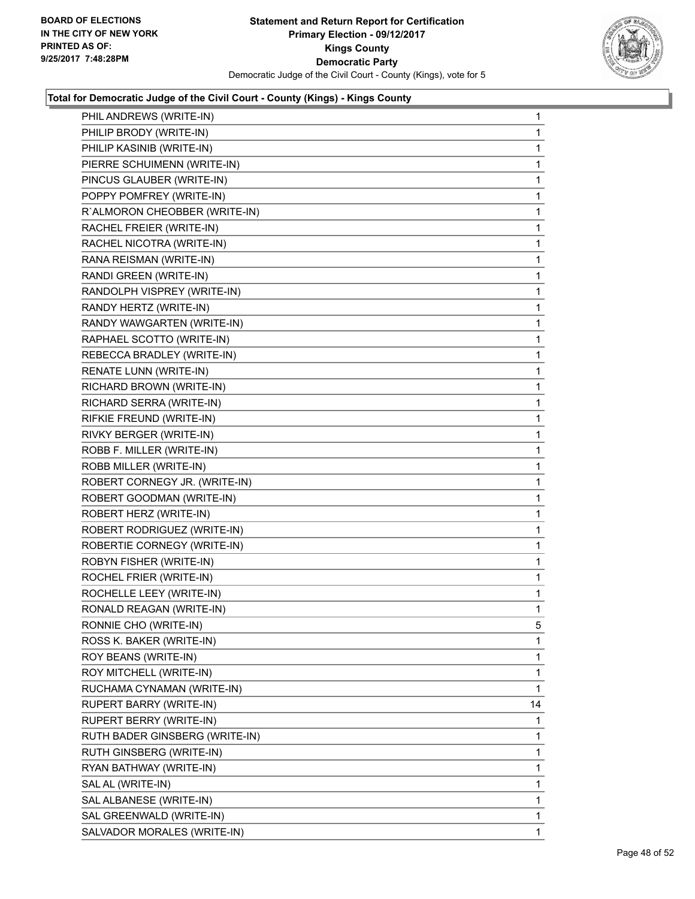**Statement and Return Report for Certification**
**Primary Election - 09/12/2017**
**Kings County**
**Democratic Party**
Democratic Judge of the Civil Court - County (Kings), vote for 5

BOARD OF ELECTIONS
IN THE CITY OF NEW YORK
PRINTED AS OF:
9/25/2017 7:48:28PM

**Total for Democratic Judge of the Civil Court - County (Kings) - Kings County**

| | |
|---|---|
| PHIL ANDREWS (WRITE-IN) | 1 |
| PHILIP BRODY (WRITE-IN) | 1 |
| PHILIP KASINIB (WRITE-IN) | 1 |
| PIERRE SCHUIMENN (WRITE-IN) | 1 |
| PINCUS GLAUBER (WRITE-IN) | 1 |
| POPPY POMFREY (WRITE-IN) | 1 |
| R`ALMORON CHEOBBER (WRITE-IN) | 1 |
| RACHEL FREIER (WRITE-IN) | 1 |
| RACHEL NICOTRA (WRITE-IN) | 1 |
| RANA REISMAN (WRITE-IN) | 1 |
| RANDI GREEN (WRITE-IN) | 1 |
| RANDOLPH VISPREY (WRITE-IN) | 1 |
| RANDY HERTZ (WRITE-IN) | 1 |
| RANDY WAWGARTEN (WRITE-IN) | 1 |
| RAPHAEL SCOTTO (WRITE-IN) | 1 |
| REBECCA BRADLEY (WRITE-IN) | 1 |
| RENATE LUNN (WRITE-IN) | 1 |
| RICHARD BROWN (WRITE-IN) | 1 |
| RICHARD SERRA (WRITE-IN) | 1 |
| RIFKIE FREUND (WRITE-IN) | 1 |
| RIVKY BERGER (WRITE-IN) | 1 |
| ROBB F. MILLER (WRITE-IN) | 1 |
| ROBB MILLER (WRITE-IN) | 1 |
| ROBERT CORNEGY JR. (WRITE-IN) | 1 |
| ROBERT GOODMAN (WRITE-IN) | 1 |
| ROBERT HERZ (WRITE-IN) | 1 |
| ROBERT RODRIGUEZ (WRITE-IN) | 1 |
| ROBERTIE CORNEGY (WRITE-IN) | 1 |
| ROBYN FISHER (WRITE-IN) | 1 |
| ROCHEL FRIER (WRITE-IN) | 1 |
| ROCHELLE LEEY (WRITE-IN) | 1 |
| RONALD REAGAN (WRITE-IN) | 1 |
| RONNIE CHO (WRITE-IN) | 5 |
| ROSS K. BAKER (WRITE-IN) | 1 |
| ROY BEANS (WRITE-IN) | 1 |
| ROY MITCHELL (WRITE-IN) | 1 |
| RUCHAMA CYNAMAN (WRITE-IN) | 1 |
| RUPERT BARRY (WRITE-IN) | 14 |
| RUPERT BERRY (WRITE-IN) | 1 |
| RUTH BADER GINSBERG (WRITE-IN) | 1 |
| RUTH GINSBERG (WRITE-IN) | 1 |
| RYAN BATHWAY (WRITE-IN) | 1 |
| SAL AL (WRITE-IN) | 1 |
| SAL ALBANESE (WRITE-IN) | 1 |
| SAL GREENWALD (WRITE-IN) | 1 |
| SALVADOR MORALES (WRITE-IN) | 1 |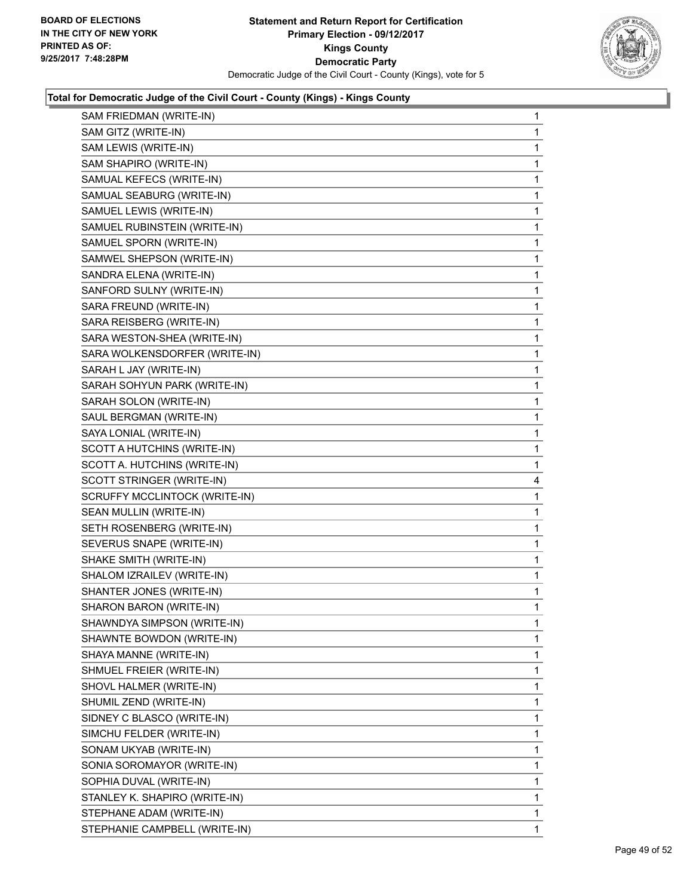**Statement and Return Report for Certification**
**Primary Election - 09/12/2017**
**Kings County**
**Democratic Party**
Democratic Judge of the Civil Court - County (Kings), vote for 5

BOARD OF ELECTIONS
IN THE CITY OF NEW YORK
PRINTED AS OF:
9/25/2017 7:48:28PM

### Total for Democratic Judge of the Civil Court - County (Kings) - Kings County

| | |
|---|---|
| SAM FRIEDMAN (WRITE-IN) | 1 |
| SAM GITZ (WRITE-IN) | 1 |
| SAM LEWIS (WRITE-IN) | 1 |
| SAM SHAPIRO (WRITE-IN) | 1 |
| SAMUAL KEFECS (WRITE-IN) | 1 |
| SAMUAL SEABURG (WRITE-IN) | 1 |
| SAMUEL LEWIS (WRITE-IN) | 1 |
| SAMUEL RUBINSTEIN (WRITE-IN) | 1 |
| SAMUEL SPORN (WRITE-IN) | 1 |
| SAMWEL SHEPSON (WRITE-IN) | 1 |
| SANDRA ELENA (WRITE-IN) | 1 |
| SANFORD SULNY (WRITE-IN) | 1 |
| SARA FREUND (WRITE-IN) | 1 |
| SARA REISBERG (WRITE-IN) | 1 |
| SARA WESTON-SHEA (WRITE-IN) | 1 |
| SARA WOLKENSDORFER (WRITE-IN) | 1 |
| SARAH L JAY (WRITE-IN) | 1 |
| SARAH SOHYUN PARK (WRITE-IN) | 1 |
| SARAH SOLON (WRITE-IN) | 1 |
| SAUL BERGMAN (WRITE-IN) | 1 |
| SAYA LONIAL (WRITE-IN) | 1 |
| SCOTT A HUTCHINS (WRITE-IN) | 1 |
| SCOTT A. HUTCHINS (WRITE-IN) | 1 |
| SCOTT STRINGER (WRITE-IN) | 4 |
| SCRUFFY MCCLINTOCK (WRITE-IN) | 1 |
| SEAN MULLIN (WRITE-IN) | 1 |
| SETH ROSENBERG (WRITE-IN) | 1 |
| SEVERUS SNAPE (WRITE-IN) | 1 |
| SHAKE SMITH (WRITE-IN) | 1 |
| SHALOM IZRAILEV (WRITE-IN) | 1 |
| SHANTER JONES (WRITE-IN) | 1 |
| SHARON BARON (WRITE-IN) | 1 |
| SHAWNDYA SIMPSON (WRITE-IN) | 1 |
| SHAWNTE BOWDON (WRITE-IN) | 1 |
| SHAYA MANNE (WRITE-IN) | 1 |
| SHMUEL FREIER (WRITE-IN) | 1 |
| SHOVL HALMER (WRITE-IN) | 1 |
| SHUMIL ZEND (WRITE-IN) | 1 |
| SIDNEY C BLASCO (WRITE-IN) | 1 |
| SIMCHU FELDER (WRITE-IN) | 1 |
| SONAM UKYAB (WRITE-IN) | 1 |
| SONIA SOROMAYOR (WRITE-IN) | 1 |
| SOPHIA DUVAL (WRITE-IN) | 1 |
| STANLEY K. SHAPIRO (WRITE-IN) | 1 |
| STEPHANE ADAM (WRITE-IN) | 1 |
| STEPHANIE CAMPBELL (WRITE-IN) | 1 |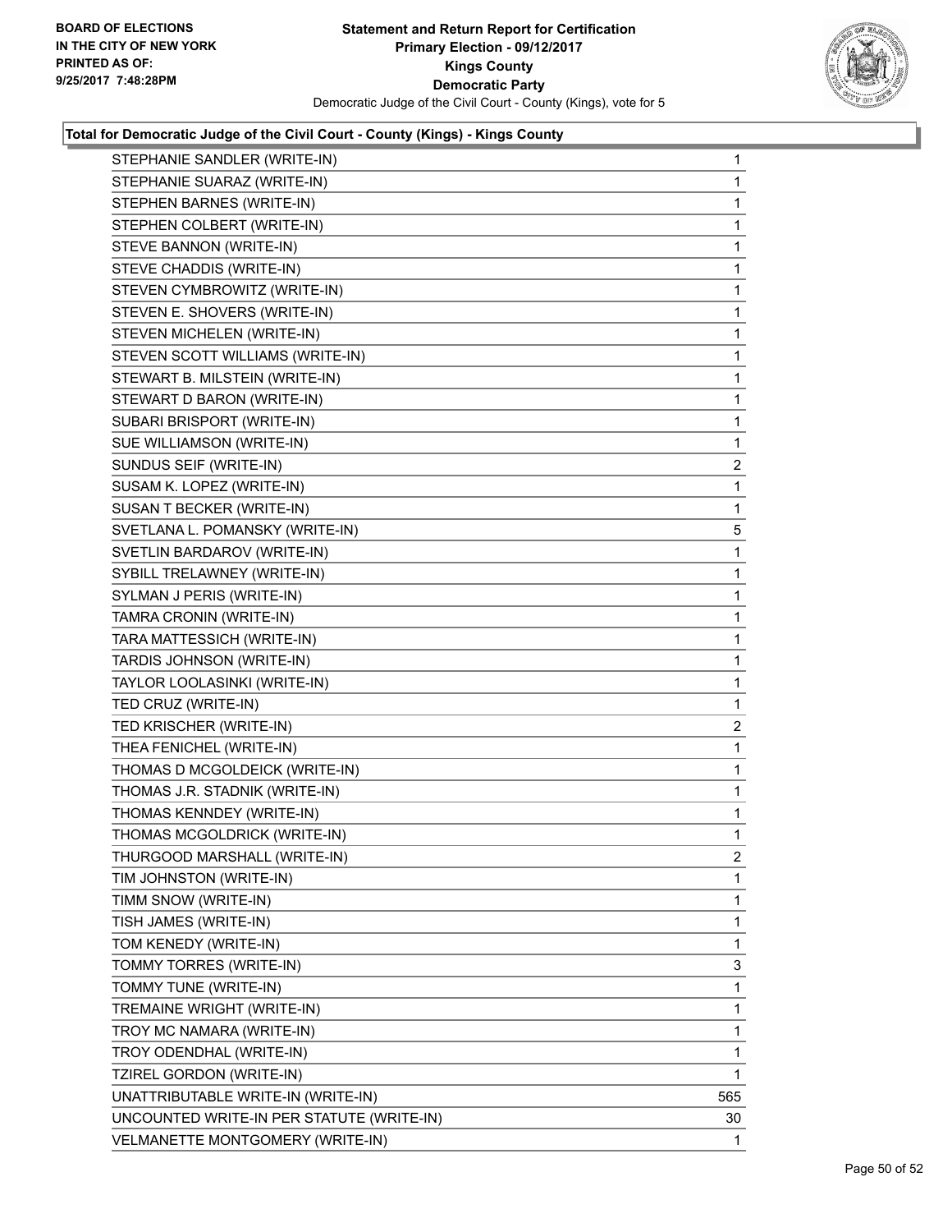**BOARD OF ELECTIONS IN THE CITY OF NEW YORK PRINTED AS OF: 9/25/2017 7:48:28PM**

# Statement and Return Report for Certification
## Primary Election - 09/12/2017
## Kings County
## Democratic Party
Democratic Judge of the Civil Court - County (Kings), vote for 5

### Total for Democratic Judge of the Civil Court - County (Kings) - Kings County

| | |
|---|---|
| STEPHANIE SANDLER (WRITE-IN) | 1 |
| STEPHANIE SUARAZ (WRITE-IN) | 1 |
| STEPHEN BARNES (WRITE-IN) | 1 |
| STEPHEN COLBERT (WRITE-IN) | 1 |
| STEVE BANNON (WRITE-IN) | 1 |
| STEVE CHADDIS (WRITE-IN) | 1 |
| STEVEN CYMBROWITZ (WRITE-IN) | 1 |
| STEVEN E. SHOVERS (WRITE-IN) | 1 |
| STEVEN MICHELEN (WRITE-IN) | 1 |
| STEVEN SCOTT WILLIAMS (WRITE-IN) | 1 |
| STEWART B. MILSTEIN (WRITE-IN) | 1 |
| STEWART D BARON (WRITE-IN) | 1 |
| SUBARI BRISPORT (WRITE-IN) | 1 |
| SUE WILLIAMSON (WRITE-IN) | 1 |
| SUNDUS SEIF (WRITE-IN) | 2 |
| SUSAM K. LOPEZ (WRITE-IN) | 1 |
| SUSAN T BECKER (WRITE-IN) | 1 |
| SVETLANA L. POMANSKY (WRITE-IN) | 5 |
| SVETLIN BARDAROV (WRITE-IN) | 1 |
| SYBILL TRELAWNEY (WRITE-IN) | 1 |
| SYLMAN J PERIS (WRITE-IN) | 1 |
| TAMRA CRONIN (WRITE-IN) | 1 |
| TARA MATTESSICH (WRITE-IN) | 1 |
| TARDIS JOHNSON (WRITE-IN) | 1 |
| TAYLOR LOOLASINKI (WRITE-IN) | 1 |
| TED CRUZ (WRITE-IN) | 1 |
| TED KRISCHER (WRITE-IN) | 2 |
| THEA FENICHEL (WRITE-IN) | 1 |
| THOMAS D MCGOLDEICK (WRITE-IN) | 1 |
| THOMAS J.R. STADNIK (WRITE-IN) | 1 |
| THOMAS KENNDEY (WRITE-IN) | 1 |
| THOMAS MCGOLDRICK (WRITE-IN) | 1 |
| THURGOOD MARSHALL (WRITE-IN) | 2 |
| TIM JOHNSTON (WRITE-IN) | 1 |
| TIMM SNOW (WRITE-IN) | 1 |
| TISH JAMES (WRITE-IN) | 1 |
| TOM KENEDY (WRITE-IN) | 1 |
| TOMMY TORRES (WRITE-IN) | 3 |
| TOMMY TUNE (WRITE-IN) | 1 |
| TREMAINE WRIGHT (WRITE-IN) | 1 |
| TROY MC NAMARA (WRITE-IN) | 1 |
| TROY ODENDHAL (WRITE-IN) | 1 |
| TZIREL GORDON (WRITE-IN) | 1 |
| UNATTRIBUTABLE WRITE-IN (WRITE-IN) | 565 |
| UNCOUNTED WRITE-IN PER STATUTE (WRITE-IN) | 30 |
| VELMANETTE MONTGOMERY (WRITE-IN) | 1 |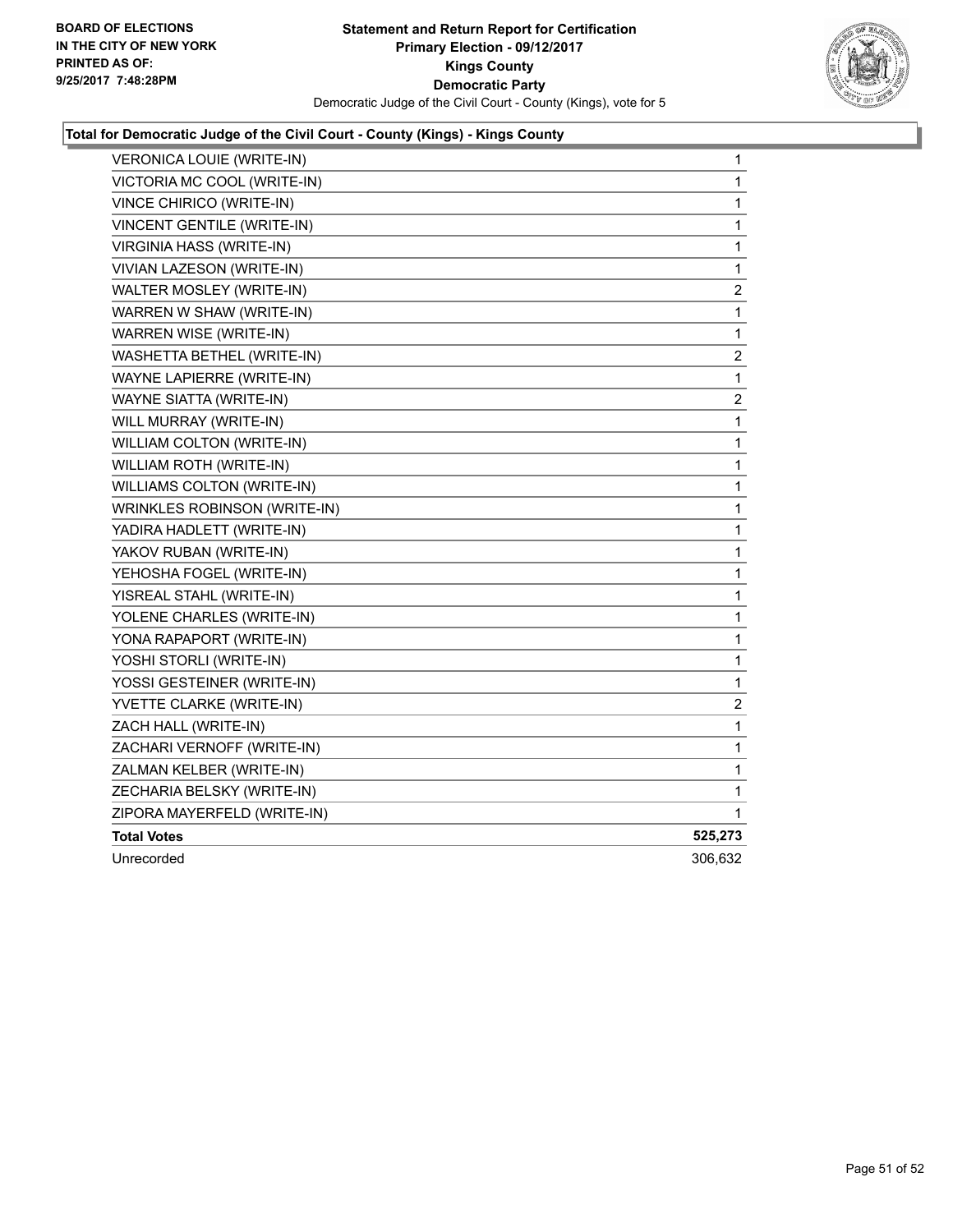**BOARD OF ELECTIONS IN THE CITY OF NEW YORK PRINTED AS OF: 9/25/2017 7:48:28PM**

**Statement and Return Report for Certification Primary Election - 09/12/2017 Kings County Democratic Party**

Democratic Judge of the Civil Court - County (Kings), vote for 5

### Total for Democratic Judge of the Civil Court - County (Kings) - Kings County

| | |
|---|---|
| VERONICA LOUIE (WRITE-IN) | 1 |
| VICTORIA MC COOL (WRITE-IN) | 1 |
| VINCE CHIRICO (WRITE-IN) | 1 |
| VINCENT GENTILE (WRITE-IN) | 1 |
| VIRGINIA HASS (WRITE-IN) | 1 |
| VIVIAN LAZESON (WRITE-IN) | 1 |
| WALTER MOSLEY (WRITE-IN) | 2 |
| WARREN W SHAW (WRITE-IN) | 1 |
| WARREN WISE (WRITE-IN) | 1 |
| WASHETTA BETHEL (WRITE-IN) | 2 |
| WAYNE LAPIERRE (WRITE-IN) | 1 |
| WAYNE SIATTA (WRITE-IN) | 2 |
| WILL MURRAY (WRITE-IN) | 1 |
| WILLIAM COLTON (WRITE-IN) | 1 |
| WILLIAM ROTH (WRITE-IN) | 1 |
| WILLIAMS COLTON (WRITE-IN) | 1 |
| WRINKLES ROBINSON (WRITE-IN) | 1 |
| YADIRA HADLETT (WRITE-IN) | 1 |
| YAKOV RUBAN (WRITE-IN) | 1 |
| YEHOSHA FOGEL (WRITE-IN) | 1 |
| YISREAL STAHL (WRITE-IN) | 1 |
| YOLENE CHARLES (WRITE-IN) | 1 |
| YONA RAPAPORT (WRITE-IN) | 1 |
| YOSHI STORLI (WRITE-IN) | 1 |
| YOSSI GESTEINER (WRITE-IN) | 1 |
| YVETTE CLARKE (WRITE-IN) | 2 |
| ZACH HALL (WRITE-IN) | 1 |
| ZACHARI VERNOFF (WRITE-IN) | 1 |
| ZALMAN KELBER (WRITE-IN) | 1 |
| ZECHARIA BELSKY (WRITE-IN) | 1 |
| ZIPORA MAYERFELD (WRITE-IN) | 1 |
| **Total Votes** | **525,273** |
| Unrecorded | 306,632 |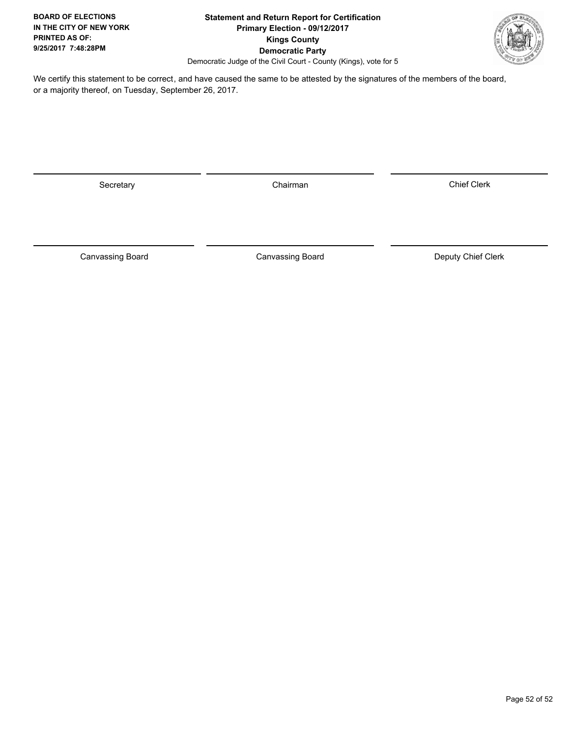We certify this statement to be correct, and have caused the same to be attested by the signatures of the members of the board, or a majority thereof, on Tuesday, September 26, 2017.

| | | |
|---|---|---|
| Secretary | Chairman | Chief Clerk |
| Canvassing Board | Canvassing Board | Deputy Chief Clerk |